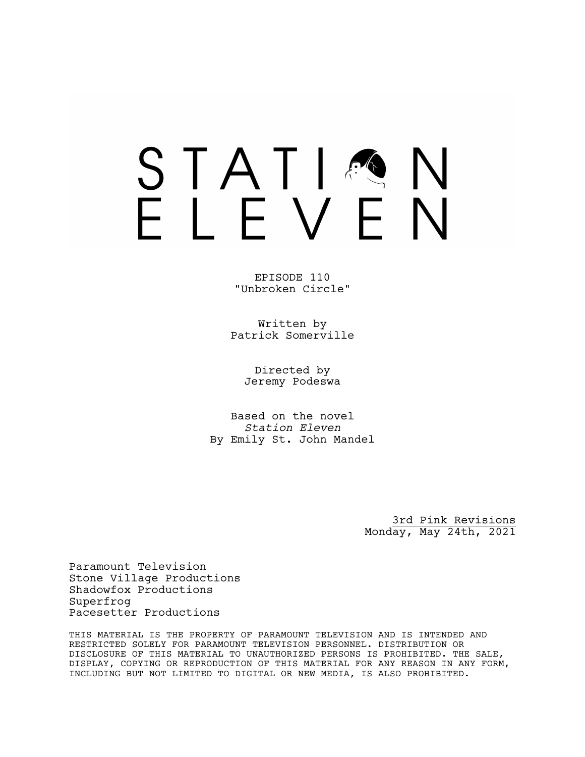# STATION ELEVEN

EPISODE 110
"Unbroken Circle"

Written by
Patrick Somerville

Directed by
Jeremy Podeswa

Based on the novel
*Station Eleven*
By Emily St. John Mandel

3rd Pink Revisions
Monday, May 24th, 2021

Paramount Television
Stone Village Productions
Shadowfox Productions
Superfrog
Pacesetter Productions

THIS MATERIAL IS THE PROPERTY OF PARAMOUNT TELEVISION AND IS INTENDED AND RESTRICTED SOLELY FOR PARAMOUNT TELEVISION PERSONNEL. DISTRIBUTION OR DISCLOSURE OF THIS MATERIAL TO UNAUTHORIZED PERSONS IS PROHIBITED. THE SALE, DISPLAY, COPYING OR REPRODUCTION OF THIS MATERIAL FOR ANY REASON IN ANY FORM, INCLUDING BUT NOT LIMITED TO DIGITAL OR NEW MEDIA, IS ALSO PROHIBITED.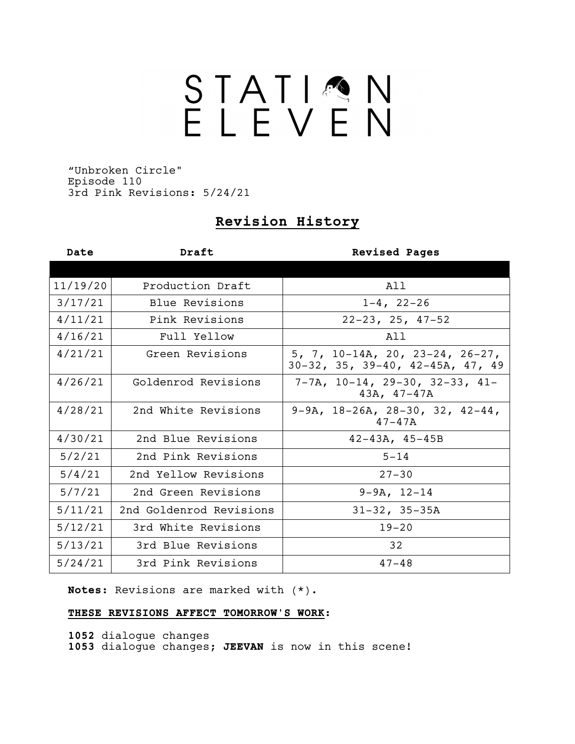# STATION ELEVEN

"Unbroken Circle"
Episode 110
3rd Pink Revisions: 5/24/21

## Revision History

| Date | Draft | Revised Pages |
|---|---|---|
| 11/19/20 | Production Draft | All |
| 3/17/21 | Blue Revisions | 1-4, 22-26 |
| 4/11/21 | Pink Revisions | 22-23, 25, 47-52 |
| 4/16/21 | Full Yellow | All |
| 4/21/21 | Green Revisions | 5, 7, 10-14A, 20, 23-24, 26-27, 30-32, 35, 39-40, 42-45A, 47, 49 |
| 4/26/21 | Goldenrod Revisions | 7-7A, 10-14, 29-30, 32-33, 41-43A, 47-47A |
| 4/28/21 | 2nd White Revisions | 9-9A, 18-26A, 28-30, 32, 42-44, 47-47A |
| 4/30/21 | 2nd Blue Revisions | 42-43A, 45-45B |
| 5/2/21 | 2nd Pink Revisions | 5-14 |
| 5/4/21 | 2nd Yellow Revisions | 27-30 |
| 5/7/21 | 2nd Green Revisions | 9-9A, 12-14 |
| 5/11/21 | 2nd Goldenrod Revisions | 31-32, 35-35A |
| 5/12/21 | 3rd White Revisions | 19-20 |
| 5/13/21 | 3rd Blue Revisions | 32 |
| 5/24/21 | 3rd Pink Revisions | 47-48 |

**Notes:** Revisions are marked with (*).

**THESE REVISIONS AFFECT TOMORROW'S WORK:**

**1052** dialogue changes
**1053** dialogue changes; **JEEVAN** is now in this scene!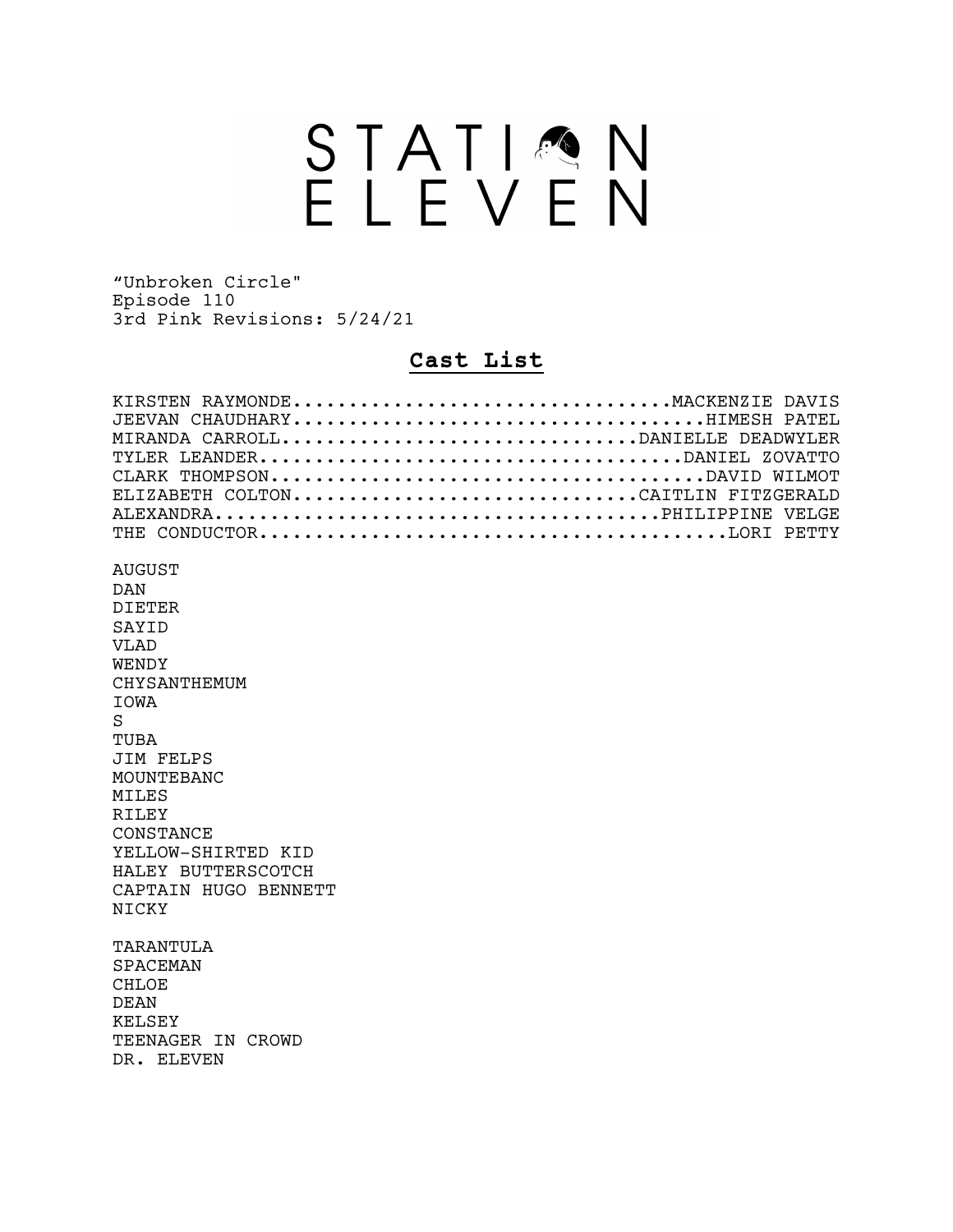# STATION ELEVEN

"Unbroken Circle"
Episode 110
3rd Pink Revisions: 5/24/21

## **Cast List**

KIRSTEN RAYMONDE..................................MACKENZIE DAVIS
JEEVAN CHAUDHARY.....................................HIMESH PATEL
MIRANDA CARROLL................................DANIELLE DEADWYLER
TYLER LEANDER.....................................DANIEL ZOVATTO
CLARK THOMPSON.......................................DAVID WILMOT
ELIZABETH COLTON...............................CAITLIN FITZGERALD
ALEXANDRA.......................................PHILIPPINE VELGE
THE CONDUCTOR..........................................LORI PETTY

AUGUST
DAN
DIETER
SAYID
VLAD
WENDY
CHYSANTHEMUM
IOWA
S
TUBA
JIM FELPS
MOUNTEBANC
MILES
RILEY
CONSTANCE
YELLOW-SHIRTED KID
HALEY BUTTERSCOTCH
CAPTAIN HUGO BENNETT
NICKY

TARANTULA
SPACEMAN
CHLOE
DEAN
KELSEY
TEENAGER IN CROWD
DR. ELEVEN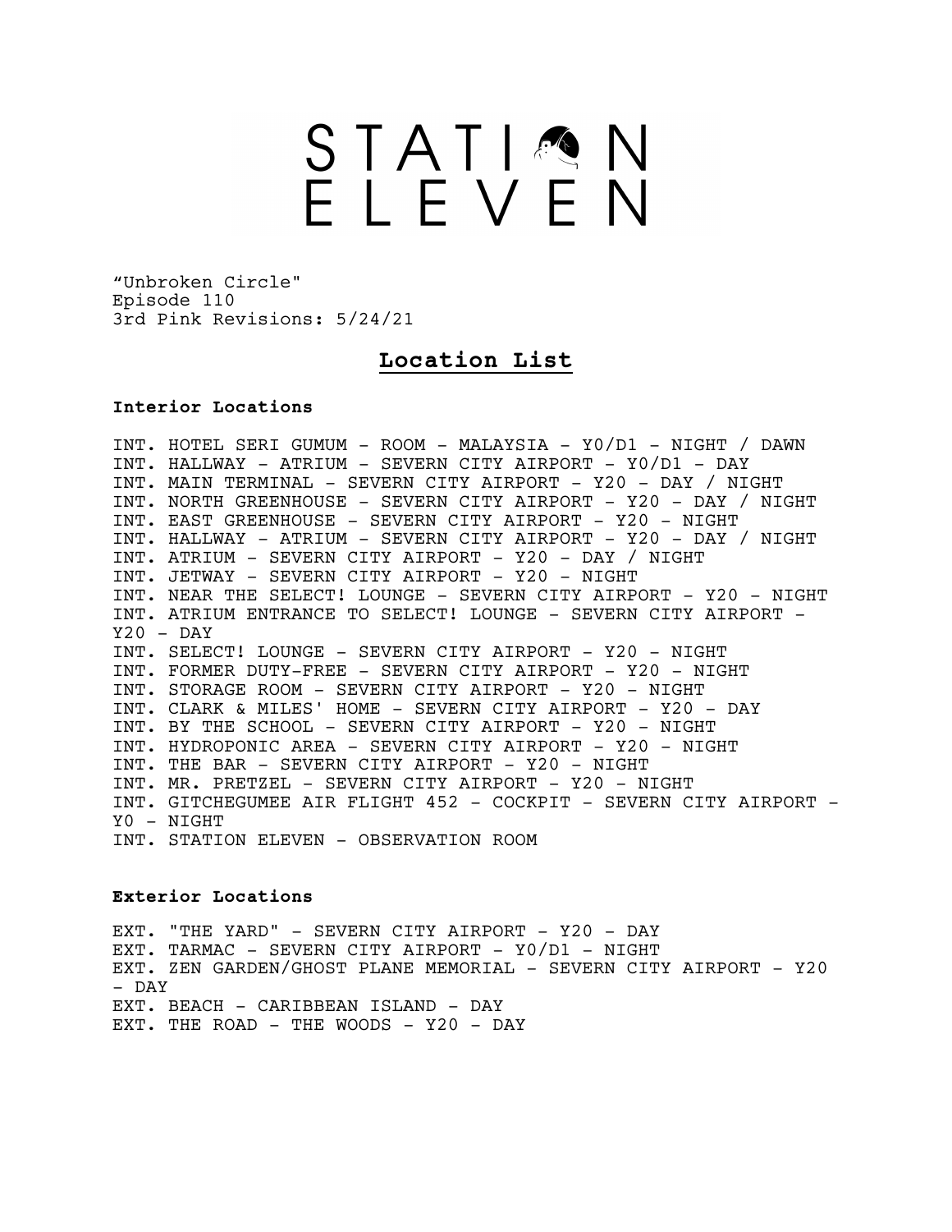# STATION ELEVEN

"Unbroken Circle"
Episode 110
3rd Pink Revisions: 5/24/21

## Location List

**Interior Locations**

INT. HOTEL SERI GUMUM - ROOM - MALAYSIA - Y0/D1 - NIGHT / DAWN
INT. HALLWAY - ATRIUM - SEVERN CITY AIRPORT - Y0/D1 - DAY
INT. MAIN TERMINAL - SEVERN CITY AIRPORT - Y20 - DAY / NIGHT
INT. NORTH GREENHOUSE - SEVERN CITY AIRPORT - Y20 - DAY / NIGHT
INT. EAST GREENHOUSE - SEVERN CITY AIRPORT - Y20 - NIGHT
INT. HALLWAY - ATRIUM - SEVERN CITY AIRPORT - Y20 - DAY / NIGHT
INT. ATRIUM - SEVERN CITY AIRPORT - Y20 - DAY / NIGHT
INT. JETWAY - SEVERN CITY AIRPORT - Y20 - NIGHT
INT. NEAR THE SELECT! LOUNGE - SEVERN CITY AIRPORT - Y20 - NIGHT
INT. ATRIUM ENTRANCE TO SELECT! LOUNGE - SEVERN CITY AIRPORT - Y20 - DAY
INT. SELECT! LOUNGE - SEVERN CITY AIRPORT - Y20 - NIGHT
INT. FORMER DUTY-FREE - SEVERN CITY AIRPORT - Y20 - NIGHT
INT. STORAGE ROOM - SEVERN CITY AIRPORT - Y20 - NIGHT
INT. CLARK & MILES' HOME - SEVERN CITY AIRPORT - Y20 - DAY
INT. BY THE SCHOOL - SEVERN CITY AIRPORT - Y20 - NIGHT
INT. HYDROPONIC AREA - SEVERN CITY AIRPORT - Y20 - NIGHT
INT. THE BAR - SEVERN CITY AIRPORT - Y20 - NIGHT
INT. MR. PRETZEL - SEVERN CITY AIRPORT - Y20 - NIGHT
INT. GITCHEGUMEE AIR FLIGHT 452 - COCKPIT - SEVERN CITY AIRPORT - Y0 - NIGHT
INT. STATION ELEVEN - OBSERVATION ROOM

**Exterior Locations**

EXT. "THE YARD" - SEVERN CITY AIRPORT - Y20 - DAY
EXT. TARMAC - SEVERN CITY AIRPORT - Y0/D1 - NIGHT
EXT. ZEN GARDEN/GHOST PLANE MEMORIAL - SEVERN CITY AIRPORT - Y20 - DAY
EXT. BEACH - CARIBBEAN ISLAND - DAY
EXT. THE ROAD - THE WOODS - Y20 - DAY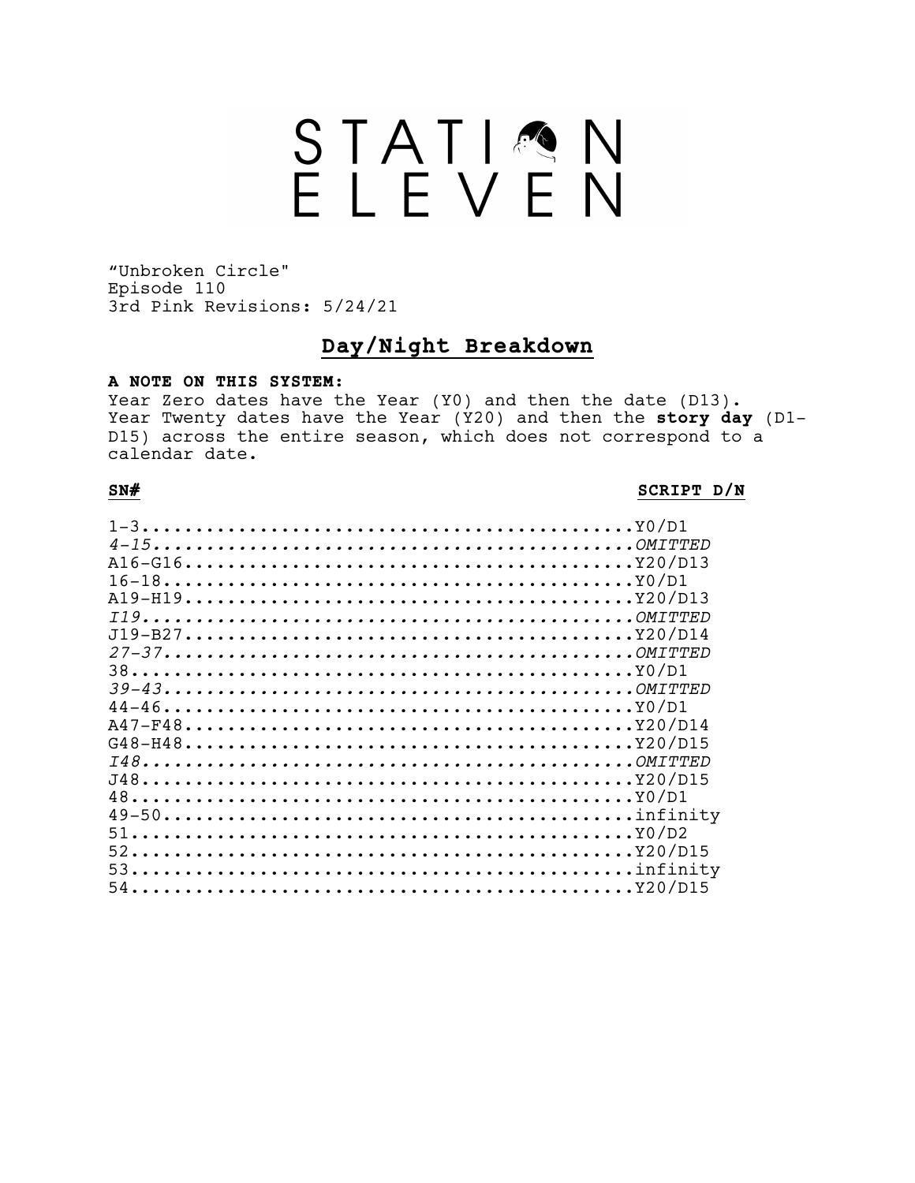# STATION ELEVEN

"Unbroken Circle"
Episode 110
3rd Pink Revisions: 5/24/21

## Day/Night Breakdown

**A NOTE ON THIS SYSTEM:**
Year Zero dates have the Year (Y0) and then the date (D13). Year Twenty dates have the Year (Y20) and then the **story day** (D1-D15) across the entire season, which does not correspond to a calendar date.

| SN# | SCRIPT D/N |
|---|---|
| 1-3 | Y0/D1 |
| *4-15* | *OMITTED* |
| A16-G16 | Y20/D13 |
| 16-18 | Y0/D1 |
| A19-H19 | Y20/D13 |
| *I19* | *OMITTED* |
| J19-B27 | Y20/D14 |
| *27-37* | *OMITTED* |
| 38 | Y0/D1 |
| *39-43* | *OMITTED* |
| 44-46 | Y0/D1 |
| A47-F48 | Y20/D14 |
| G48-H48 | Y20/D15 |
| *I48* | *OMITTED* |
| J48 | Y20/D15 |
| 48 | Y0/D1 |
| 49-50 | infinity |
| 51 | Y0/D2 |
| 52 | Y20/D15 |
| 53 | infinity |
| 54 | Y20/D15 |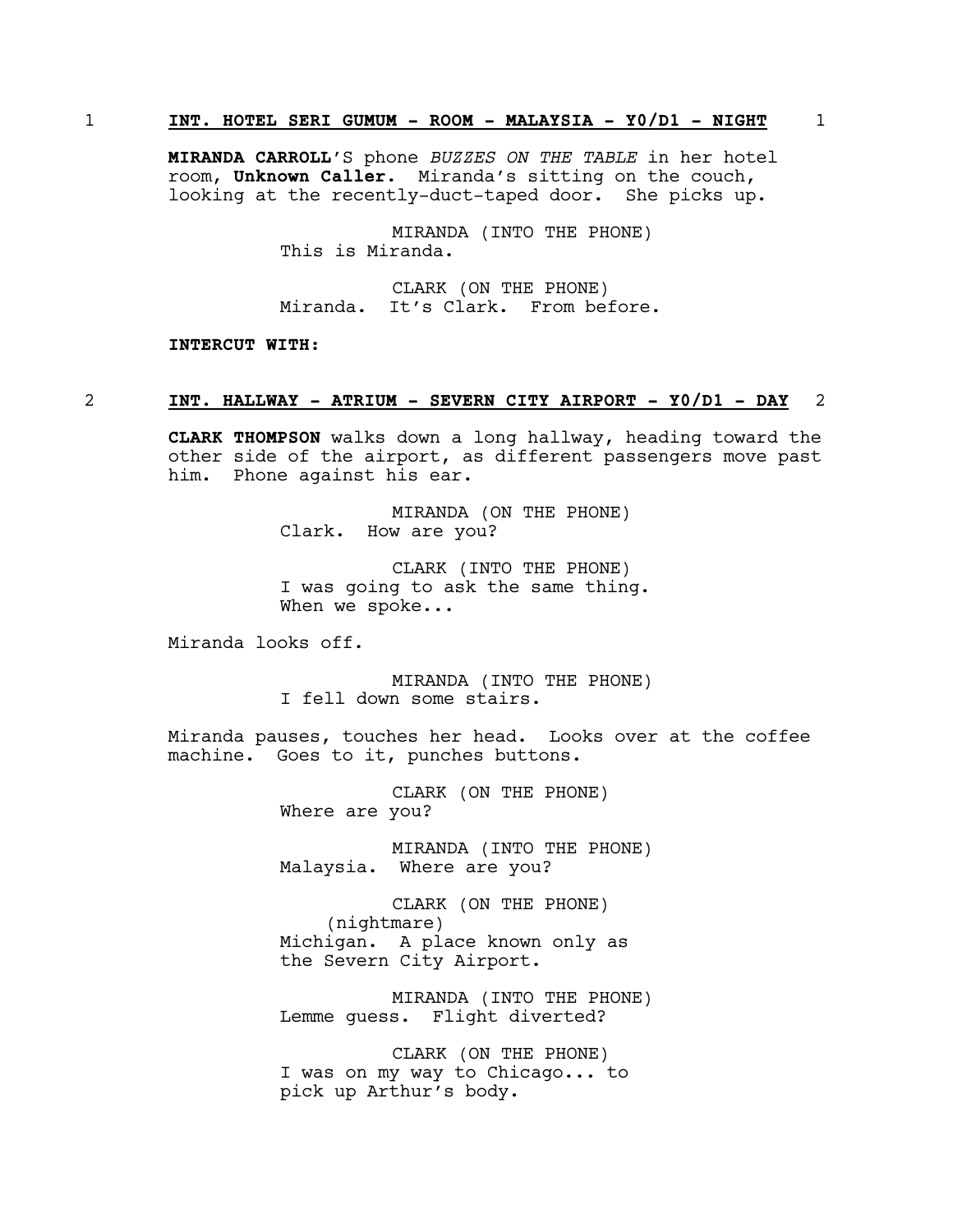1 **INT. HOTEL SERI GUMUM - ROOM - MALAYSIA - Y0/D1 - NIGHT** 1

**MIRANDA CARROLL**'S phone *BUZZES ON THE TABLE* in her hotel room, **Unknown Caller.** Miranda's sitting on the couch, looking at the recently-duct-taped door. She picks up.

MIRANDA (INTO THE PHONE)
This is Miranda.

CLARK (ON THE PHONE)
Miranda. It's Clark. From before.

**INTERCUT WITH:**

2 **INT. HALLWAY - ATRIUM - SEVERN CITY AIRPORT - Y0/D1 - DAY** 2

**CLARK THOMPSON** walks down a long hallway, heading toward the other side of the airport, as different passengers move past him. Phone against his ear.

MIRANDA (ON THE PHONE)
Clark. How are you?

CLARK (INTO THE PHONE)
I was going to ask the same thing. When we spoke...

Miranda looks off.

MIRANDA (INTO THE PHONE)
I fell down some stairs.

Miranda pauses, touches her head. Looks over at the coffee machine. Goes to it, punches buttons.

CLARK (ON THE PHONE)
Where are you?

MIRANDA (INTO THE PHONE)
Malaysia. Where are you?

CLARK (ON THE PHONE)
(nightmare)
Michigan. A place known only as the Severn City Airport.

MIRANDA (INTO THE PHONE)
Lemme guess. Flight diverted?

CLARK (ON THE PHONE)
I was on my way to Chicago... to pick up Arthur's body.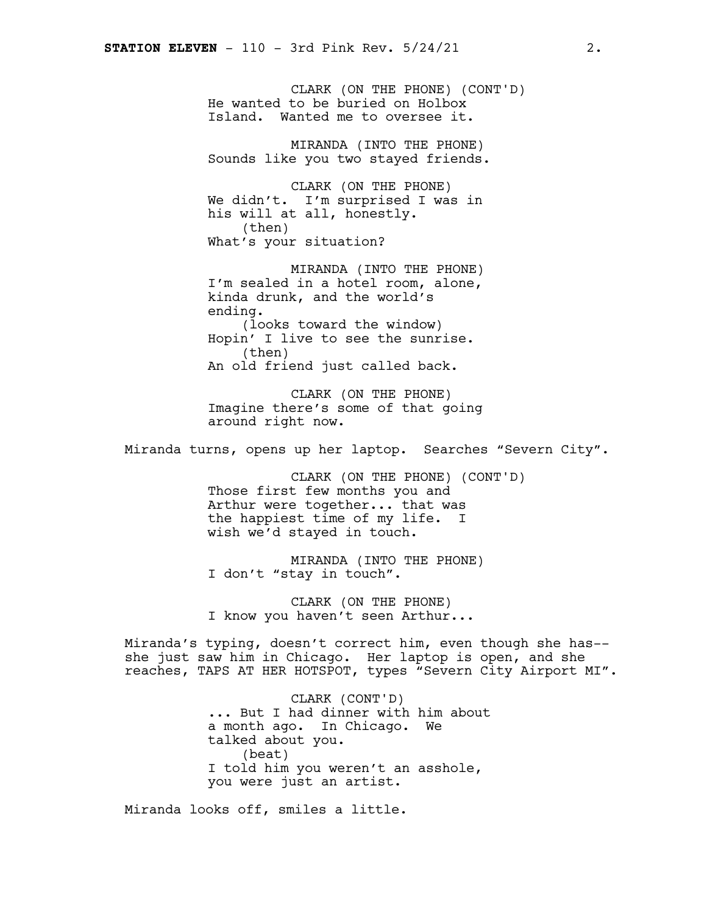CLARK (ON THE PHONE) (CONT'D)
He wanted to be buried on Holbox Island. Wanted me to oversee it.

MIRANDA (INTO THE PHONE)
Sounds like you two stayed friends.

CLARK (ON THE PHONE)
We didn't. I'm surprised I was in his will at all, honestly.
(then)
What's your situation?

MIRANDA (INTO THE PHONE)
I'm sealed in a hotel room, alone, kinda drunk, and the world's ending.
(looks toward the window)
Hopin' I live to see the sunrise.
(then)
An old friend just called back.

CLARK (ON THE PHONE)
Imagine there's some of that going around right now.

Miranda turns, opens up her laptop. Searches "Severn City".

CLARK (ON THE PHONE) (CONT'D)
Those first few months you and Arthur were together... that was the happiest time of my life. I wish we'd stayed in touch.

MIRANDA (INTO THE PHONE)
I don't "stay in touch".

CLARK (ON THE PHONE)
I know you haven't seen Arthur...

Miranda's typing, doesn't correct him, even though she has-- she just saw him in Chicago. Her laptop is open, and she reaches, TAPS AT HER HOTSPOT, types "Severn City Airport MI".

CLARK (CONT'D)
... But I had dinner with him about a month ago. In Chicago. We talked about you.
(beat)
I told him you weren't an asshole, you were just an artist.

Miranda looks off, smiles a little.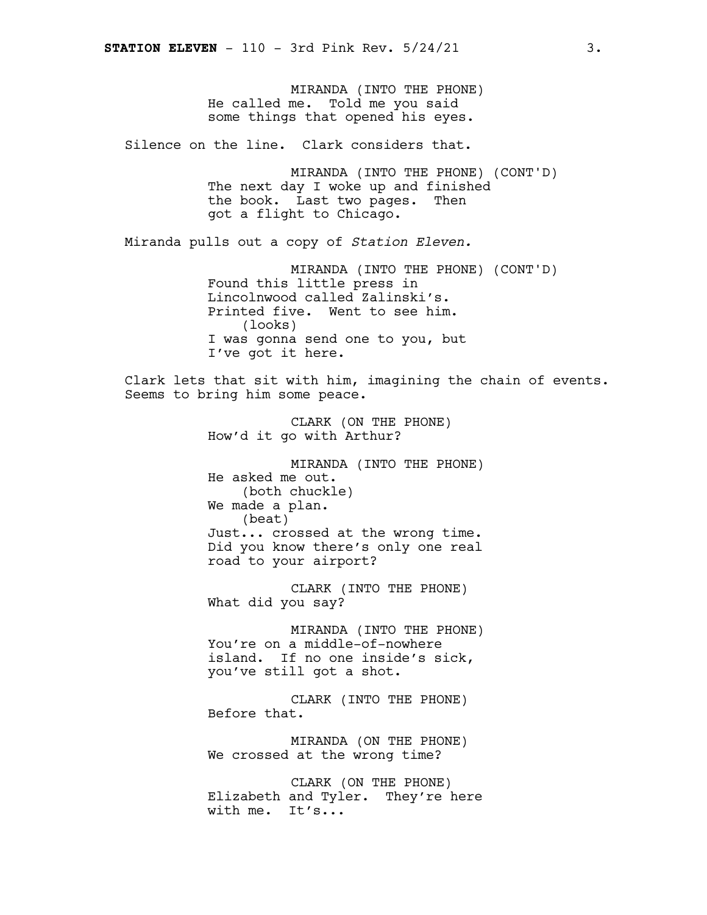MIRANDA (INTO THE PHONE)
He called me. Told me you said some things that opened his eyes.

Silence on the line. Clark considers that.

MIRANDA (INTO THE PHONE) (CONT'D)
The next day I woke up and finished the book. Last two pages. Then got a flight to Chicago.

Miranda pulls out a copy of *Station Eleven.*

MIRANDA (INTO THE PHONE) (CONT'D)
Found this little press in Lincolnwood called Zalinski's. Printed five. Went to see him.
(looks)
I was gonna send one to you, but I've got it here.

Clark lets that sit with him, imagining the chain of events. Seems to bring him some peace.

CLARK (ON THE PHONE)
How'd it go with Arthur?

MIRANDA (INTO THE PHONE)
He asked me out.
(both chuckle)
We made a plan.
(beat)
Just... crossed at the wrong time. Did you know there's only one real road to your airport?

CLARK (INTO THE PHONE)
What did you say?

MIRANDA (INTO THE PHONE)
You're on a middle-of-nowhere island. If no one inside's sick, you've still got a shot.

CLARK (INTO THE PHONE)
Before that.

MIRANDA (ON THE PHONE)
We crossed at the wrong time?

CLARK (ON THE PHONE)
Elizabeth and Tyler. They're here with me. It's...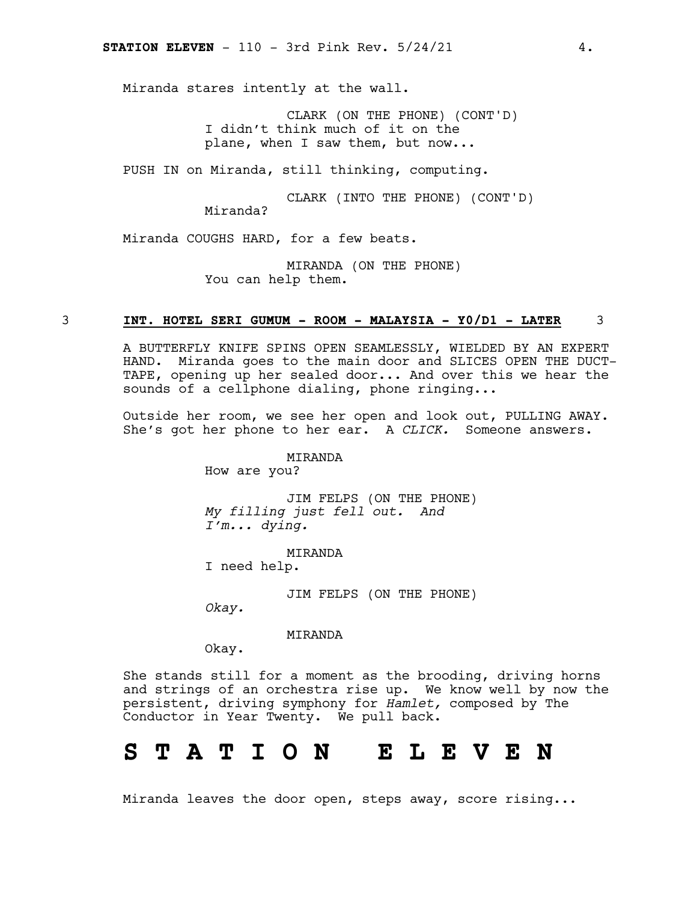Miranda stares intently at the wall.

CLARK (ON THE PHONE) (CONT'D)
I didn't think much of it on the plane, when I saw them, but now...

PUSH IN on Miranda, still thinking, computing.

CLARK (INTO THE PHONE) (CONT'D)
Miranda?

Miranda COUGHS HARD, for a few beats.

MIRANDA (ON THE PHONE)
You can help them.

3 **INT. HOTEL SERI GUMUM - ROOM - MALAYSIA - Y0/D1 - LATER** 3

A BUTTERFLY KNIFE SPINS OPEN SEAMLESSLY, WIELDED BY AN EXPERT HAND. Miranda goes to the main door and SLICES OPEN THE DUCT-TAPE, opening up her sealed door... And over this we hear the sounds of a cellphone dialing, phone ringing...

Outside her room, we see her open and look out, PULLING AWAY. She's got her phone to her ear. A *CLICK.* Someone answers.

MIRANDA
How are you?

JIM FELPS (ON THE PHONE)
*My filling just fell out. And I'm... dying.*

MIRANDA
I need help.

JIM FELPS (ON THE PHONE)
*Okay.*

MIRANDA
Okay.

She stands still for a moment as the brooding, driving horns and strings of an orchestra rise up. We know well by now the persistent, driving symphony for *Hamlet,* composed by The Conductor in Year Twenty. We pull back.

# S T A T I O N   E L E V E N

Miranda leaves the door open, steps away, score rising...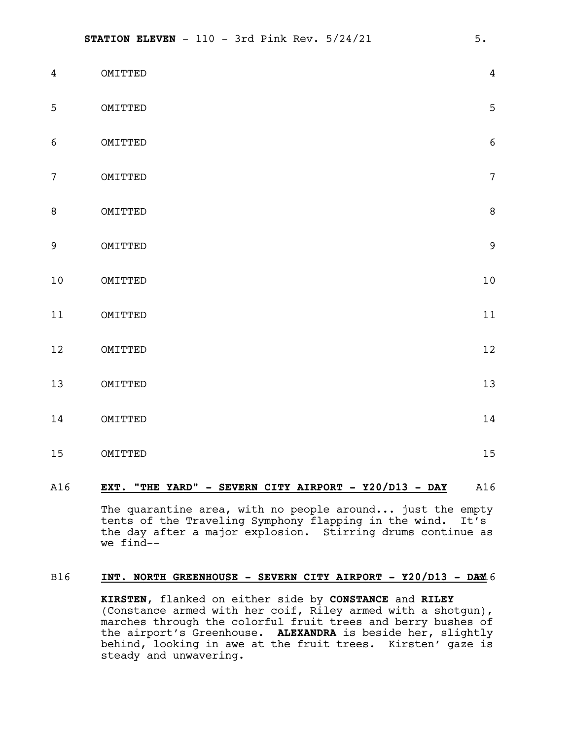4 OMITTED 4

5 OMITTED 5

6 OMITTED 6

7 OMITTED 7

8 OMITTED 8

9 OMITTED 9

10 OMITTED 10

11 OMITTED 11

12 OMITTED 12

13 OMITTED 13

14 OMITTED 14

15 OMITTED 15

A16 **EXT. "THE YARD" - SEVERN CITY AIRPORT - Y20/D13 - DAY** A16

The quarantine area, with no people around... just the empty tents of the Traveling Symphony flapping in the wind. It's the day after a major explosion. Stirring drums continue as we find--

B16 **INT. NORTH GREENHOUSE - SEVERN CITY AIRPORT - Y20/D13 - DAY** B16

**KIRSTEN**, flanked on either side by **CONSTANCE** and **RILEY** (Constance armed with her coif, Riley armed with a shotgun), marches through the colorful fruit trees and berry bushes of the airport's Greenhouse. **ALEXANDRA** is beside her, slightly behind, looking in awe at the fruit trees. Kirsten' gaze is steady and unwavering.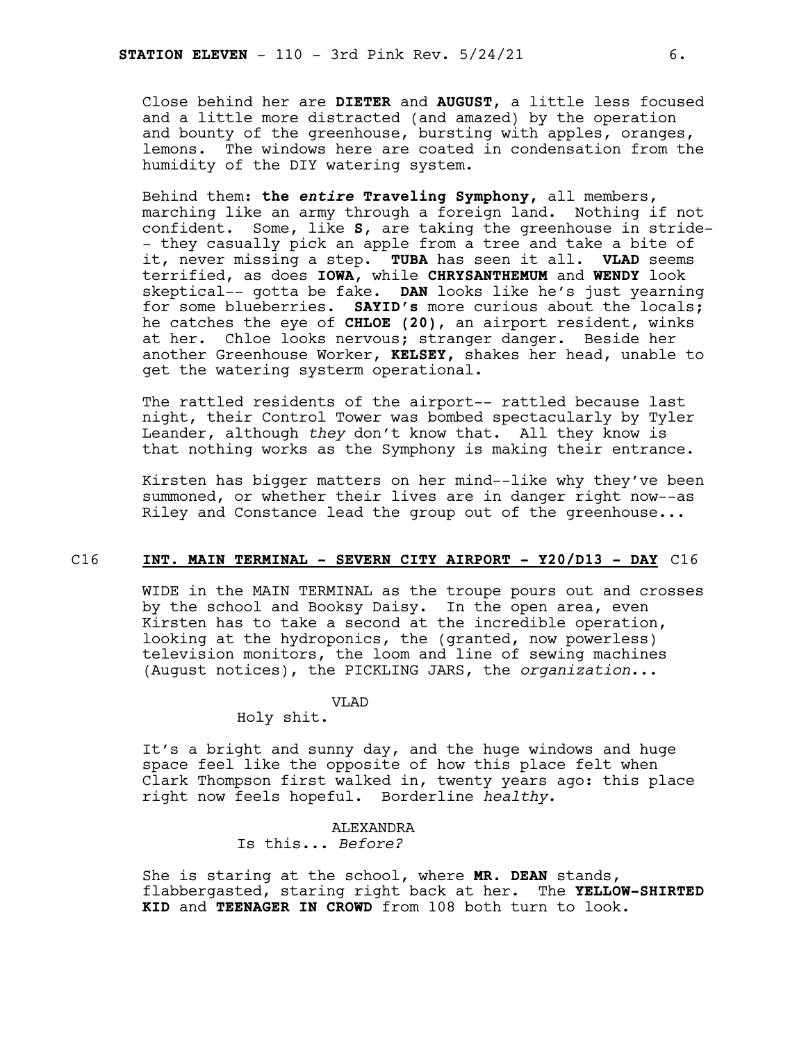Close behind her are **DIETER** and **AUGUST**, a little less focused and a little more distracted (and amazed) by the operation and bounty of the greenhouse, bursting with apples, oranges, lemons. The windows here are coated in condensation from the humidity of the DIY watering system.

Behind them: **the *entire* Traveling Symphony,** all members, marching like an army through a foreign land. Nothing if not confident. Some, like **S**, are taking the greenhouse in stride-- they casually pick an apple from a tree and take a bite of it, never missing a step. **TUBA** has seen it all. **VLAD** seems terrified, as does **IOWA**, while **CHRYSANTHEMUM** and **WENDY** look skeptical-- gotta be fake. **DAN** looks like he's just yearning for some blueberries. **SAYID's** more curious about the locals; he catches the eye of **CHLOE (20)**, an airport resident, winks at her. Chloe looks nervous; stranger danger. Beside her another Greenhouse Worker, **KELSEY,** shakes her head, unable to get the watering systerm operational.

The rattled residents of the airport-- rattled because last night, their Control Tower was bombed spectacularly by Tyler Leander, although *they* don't know that. All they know is that nothing works as the Symphony is making their entrance.

Kirsten has bigger matters on her mind--like why they've been summoned, or whether their lives are in danger right now--as Riley and Constance lead the group out of the greenhouse...

C16 **INT. MAIN TERMINAL - SEVERN CITY AIRPORT - Y20/D13 - DAY** C16

WIDE in the MAIN TERMINAL as the troupe pours out and crosses by the school and Booksy Daisy. In the open area, even Kirsten has to take a second at the incredible operation, looking at the hydroponics, the (granted, now powerless) television monitors, the loom and line of sewing machines (August notices), the PICKLING JARS, the *organization*...

VLAD
Holy shit.

It's a bright and sunny day, and the huge windows and huge space feel like the opposite of how this place felt when Clark Thompson first walked in, twenty years ago: this place right now feels hopeful. Borderline *healthy*.

ALEXANDRA
Is this... *Before?*

She is staring at the school, where **MR. DEAN** stands, flabbergasted, staring right back at her. The **YELLOW-SHIRTED KID** and **TEENAGER IN CROWD** from 108 both turn to look.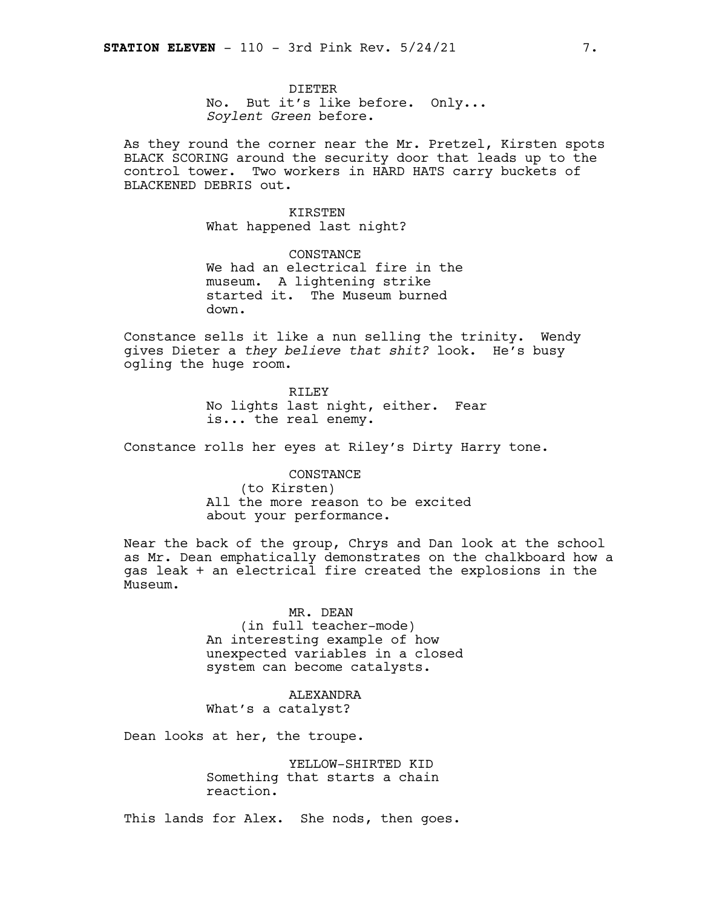DIETER
No. But it's like before. Only...
*Soylent Green* before.

As they round the corner near the Mr. Pretzel, Kirsten spots BLACK SCORING around the security door that leads up to the control tower. Two workers in HARD HATS carry buckets of BLACKENED DEBRIS out.

KIRSTEN
What happened last night?

CONSTANCE
We had an electrical fire in the museum. A lightening strike started it. The Museum burned down.

Constance sells it like a nun selling the trinity. Wendy gives Dieter a *they believe that shit?* look. He's busy ogling the huge room.

RILEY
No lights last night, either. Fear is... the real enemy.

Constance rolls her eyes at Riley's Dirty Harry tone.

CONSTANCE
(to Kirsten)
All the more reason to be excited about your performance.

Near the back of the group, Chrys and Dan look at the school as Mr. Dean emphatically demonstrates on the chalkboard how a gas leak + an electrical fire created the explosions in the Museum.

MR. DEAN
(in full teacher-mode)
An interesting example of how unexpected variables in a closed system can become catalysts.

ALEXANDRA
What's a catalyst?

Dean looks at her, the troupe.

YELLOW-SHIRTED KID
Something that starts a chain reaction.

This lands for Alex. She nods, then goes.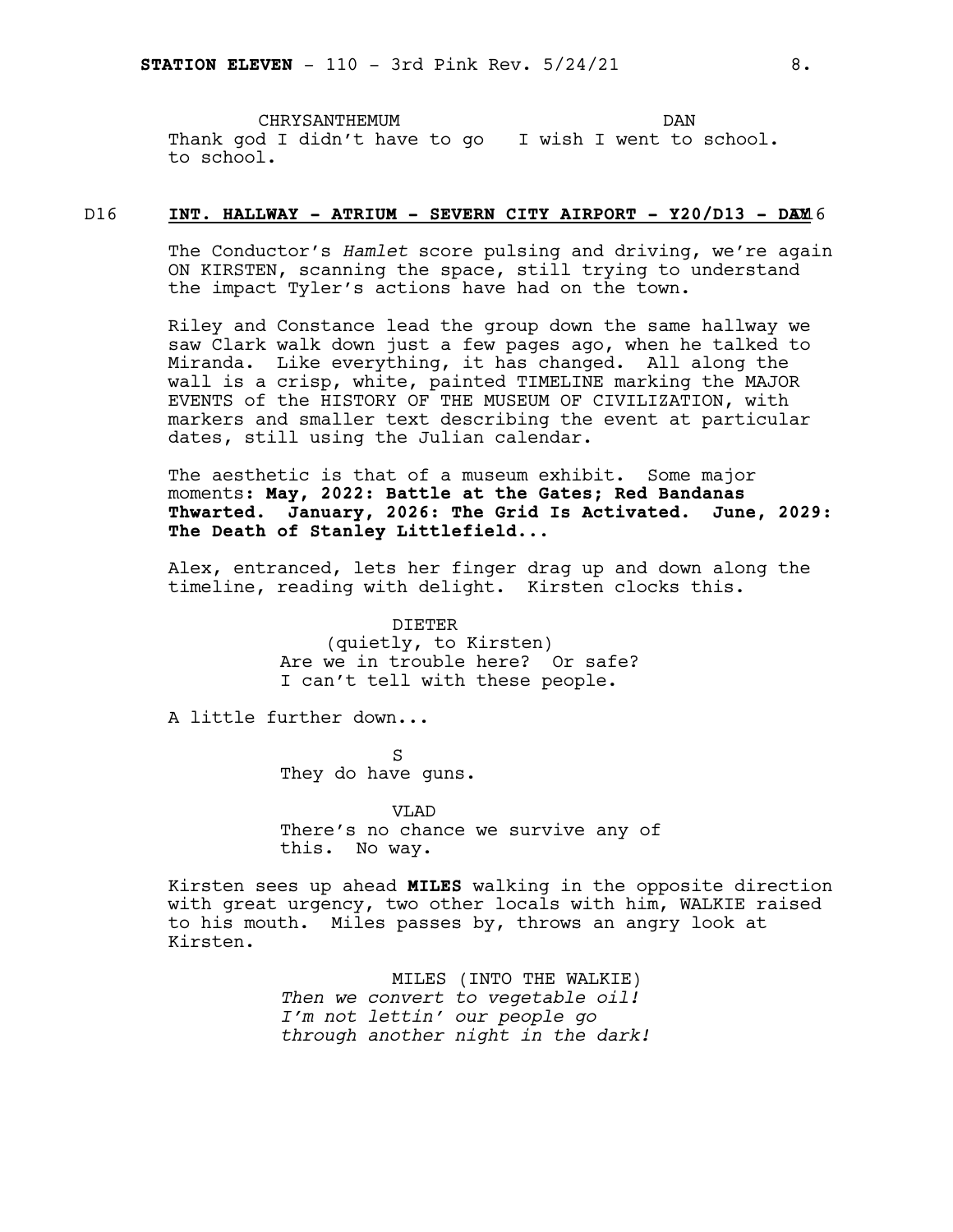CHRYSANTHEMUM
Thank god I didn't have to go to school.

DAN
I wish I went to school.

D16 **INT. HALLWAY - ATRIUM - SEVERN CITY AIRPORT - Y20/D13 - DAY** D16

The Conductor's *Hamlet* score pulsing and driving, we're again ON KIRSTEN, scanning the space, still trying to understand the impact Tyler's actions have had on the town.

Riley and Constance lead the group down the same hallway we saw Clark walk down just a few pages ago, when he talked to Miranda. Like everything, it has changed. All along the wall is a crisp, white, painted TIMELINE marking the MAJOR EVENTS of the HISTORY OF THE MUSEUM OF CIVILIZATION, with markers and smaller text describing the event at particular dates, still using the Julian calendar.

The aesthetic is that of a museum exhibit. Some major moments**: May, 2022: Battle at the Gates; Red Bandanas Thwarted. January, 2026: The Grid Is Activated. June, 2029: The Death of Stanley Littlefield...**

Alex, entranced, lets her finger drag up and down along the timeline, reading with delight. Kirsten clocks this.

DIETER
(quietly, to Kirsten)
Are we in trouble here? Or safe? I can't tell with these people.

A little further down...

S
They do have guns.

VLAD
There's no chance we survive any of this. No way.

Kirsten sees up ahead **MILES** walking in the opposite direction with great urgency, two other locals with him, WALKIE raised to his mouth. Miles passes by, throws an angry look at Kirsten.

MILES (INTO THE WALKIE)
*Then we convert to vegetable oil! I'm not lettin' our people go through another night in the dark!*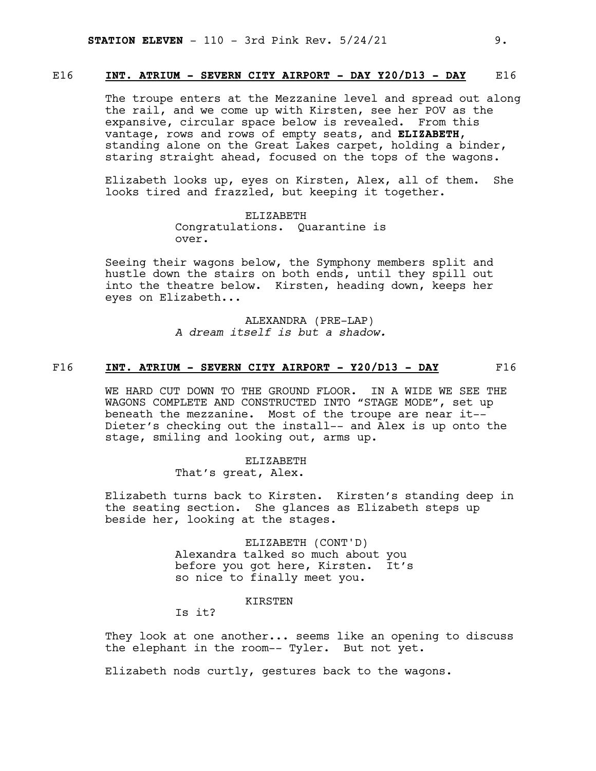**E16 INT. ATRIUM - SEVERN CITY AIRPORT - DAY Y20/D13 - DAY E16**

The troupe enters at the Mezzanine level and spread out along the rail, and we come up with Kirsten, see her POV as the expansive, circular space below is revealed. From this vantage, rows and rows of empty seats, and **ELIZABETH**, standing alone on the Great Lakes carpet, holding a binder, staring straight ahead, focused on the tops of the wagons.

Elizabeth looks up, eyes on Kirsten, Alex, all of them. She looks tired and frazzled, but keeping it together.

ELIZABETH
Congratulations. Quarantine is over.

Seeing their wagons below, the Symphony members split and hustle down the stairs on both ends, until they spill out into the theatre below. Kirsten, heading down, keeps her eyes on Elizabeth...

ALEXANDRA (PRE-LAP)
*A dream itself is but a shadow.*

**F16 INT. ATRIUM - SEVERN CITY AIRPORT - Y20/D13 - DAY F16**

WE HARD CUT DOWN TO THE GROUND FLOOR. IN A WIDE WE SEE THE WAGONS COMPLETE AND CONSTRUCTED INTO "STAGE MODE", set up beneath the mezzanine. Most of the troupe are near it-- Dieter's checking out the install-- and Alex is up onto the stage, smiling and looking out, arms up.

ELIZABETH
That's great, Alex.

Elizabeth turns back to Kirsten. Kirsten's standing deep in the seating section. She glances as Elizabeth steps up beside her, looking at the stages.

ELIZABETH (CONT'D)
Alexandra talked so much about you before you got here, Kirsten. It's so nice to finally meet you.

KIRSTEN
Is it?

They look at one another... seems like an opening to discuss the elephant in the room-- Tyler. But not yet.

Elizabeth nods curtly, gestures back to the wagons.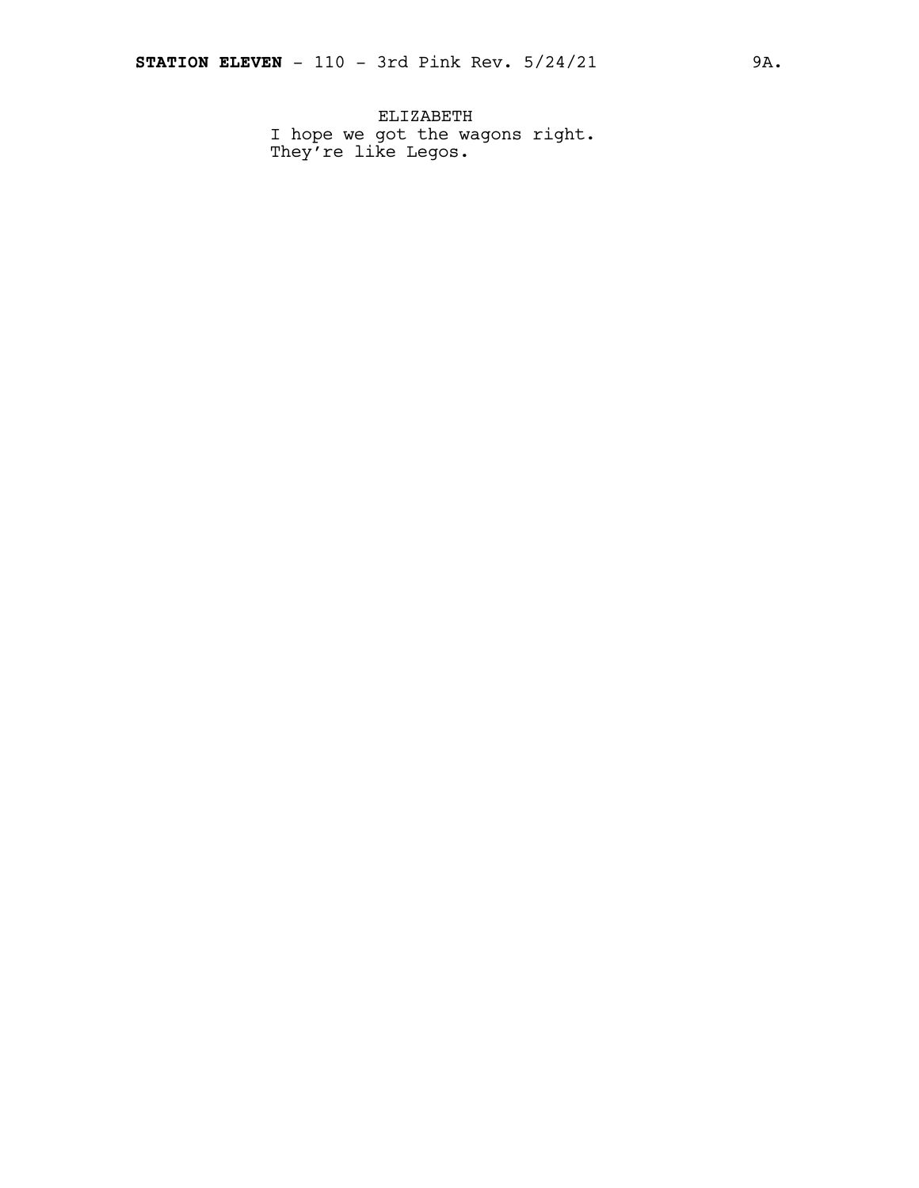ELIZABETH
I hope we got the wagons right.
They're like Legos.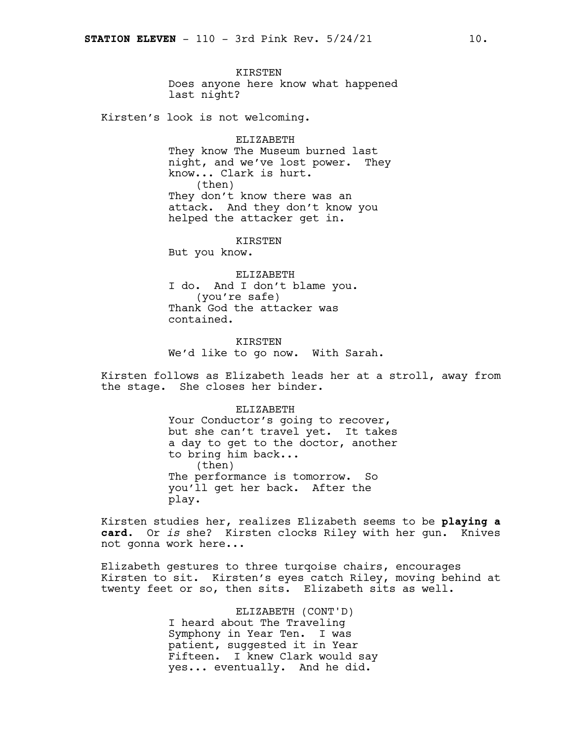KIRSTEN
Does anyone here know what happened last night?

Kirsten's look is not welcoming.

ELIZABETH
They know The Museum burned last night, and we've lost power. They know... Clark is hurt.
(then)
They don't know there was an attack. And they don't know you helped the attacker get in.

KIRSTEN
But you know.

ELIZABETH
I do. And I don't blame you.
(you're safe)
Thank God the attacker was contained.

KIRSTEN
We'd like to go now. With Sarah.

Kirsten follows as Elizabeth leads her at a stroll, away from the stage. She closes her binder.

ELIZABETH
Your Conductor's going to recover, but she can't travel yet. It takes a day to get to the doctor, another to bring him back...
(then)
The performance is tomorrow. So you'll get her back. After the play.

Kirsten studies her, realizes Elizabeth seems to be **playing a card.** Or *is* she? Kirsten clocks Riley with her gun. Knives not gonna work here...

Elizabeth gestures to three turqoise chairs, encourages Kirsten to sit. Kirsten's eyes catch Riley, moving behind at twenty feet or so, then sits. Elizabeth sits as well.

ELIZABETH (CONT'D)
I heard about The Traveling Symphony in Year Ten. I was patient, suggested it in Year Fifteen. I knew Clark would say yes... eventually. And he did.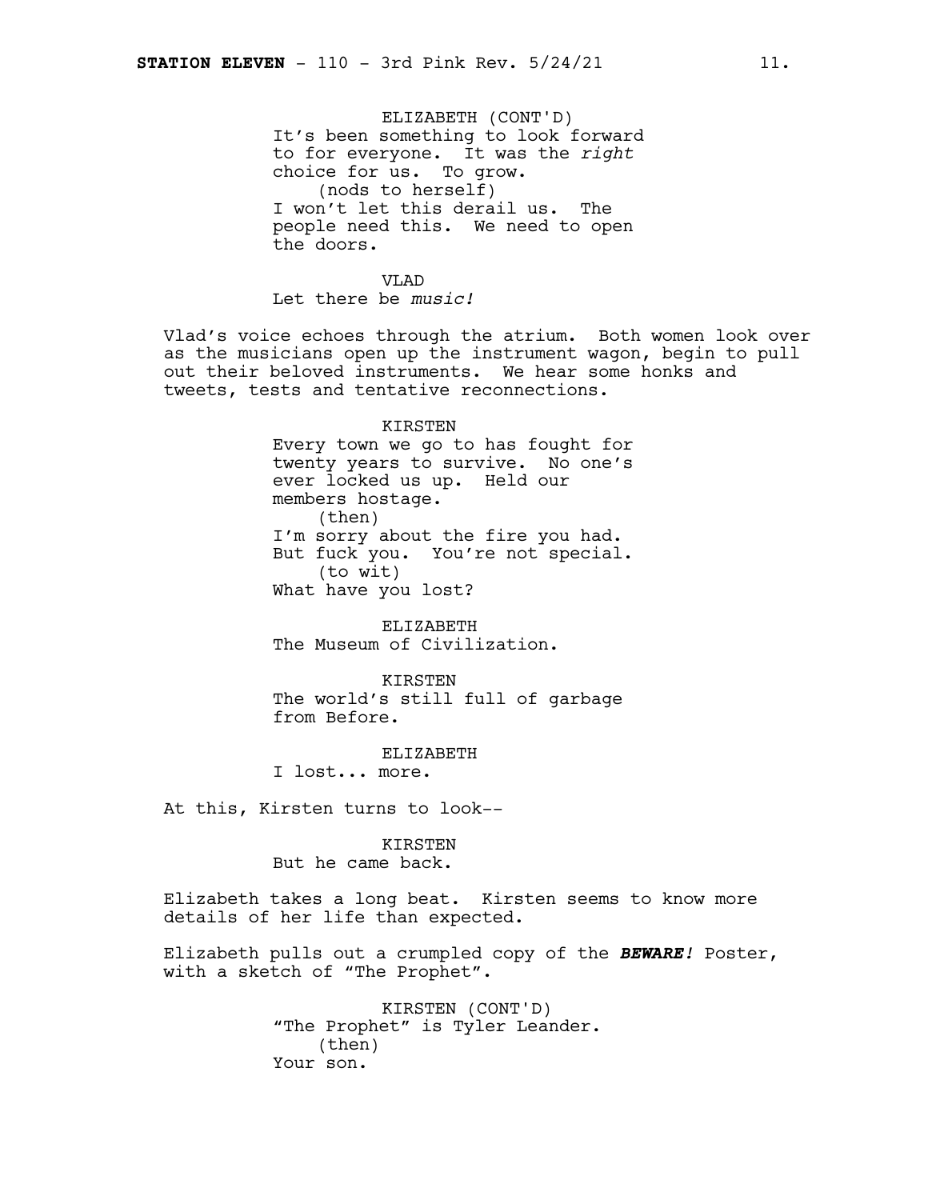ELIZABETH (CONT'D)
It's been something to look forward to for everyone. It was the *right* choice for us. To grow.
(nods to herself)
I won't let this derail us. The people need this. We need to open the doors.

VLAD
Let there be *music!*

Vlad's voice echoes through the atrium. Both women look over as the musicians open up the instrument wagon, begin to pull out their beloved instruments. We hear some honks and tweets, tests and tentative reconnections.

KIRSTEN
Every town we go to has fought for twenty years to survive. No one's ever locked us up. Held our members hostage.
(then)
I'm sorry about the fire you had. But fuck you. You're not special.
(to wit)
What have you lost?

ELIZABETH
The Museum of Civilization.

KIRSTEN
The world's still full of garbage from Before.

ELIZABETH
I lost... more.

At this, Kirsten turns to look--

KIRSTEN
But he came back.

Elizabeth takes a long beat. Kirsten seems to know more details of her life than expected.

Elizabeth pulls out a crumpled copy of the ***BEWARE!*** Poster, with a sketch of "The Prophet".

KIRSTEN (CONT'D)
"The Prophet" is Tyler Leander.
(then)
Your son.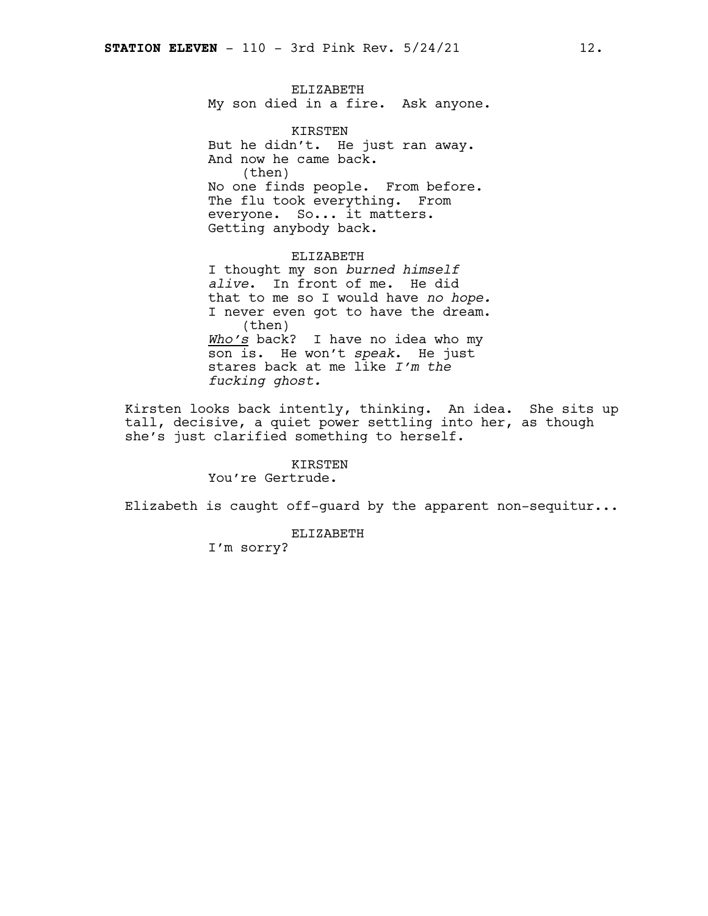ELIZABETH
My son died in a fire. Ask anyone.

KIRSTEN
But he didn't. He just ran away. And now he came back.
(then)
No one finds people. From before. The flu took everything. From everyone. So... it matters. Getting anybody back.

ELIZABETH
I thought my son *burned himself alive*. In front of me. He did that to me so I would have *no hope.* I never even got to have the dream.
(then)
*Who's* back? I have no idea who my son is. He won't *speak*. He just stares back at me like *I'm the fucking ghost.*

Kirsten looks back intently, thinking. An idea. She sits up tall, decisive, a quiet power settling into her, as though she's just clarified something to herself.

KIRSTEN
You're Gertrude.

Elizabeth is caught off-guard by the apparent non-sequitur...

ELIZABETH
I'm sorry?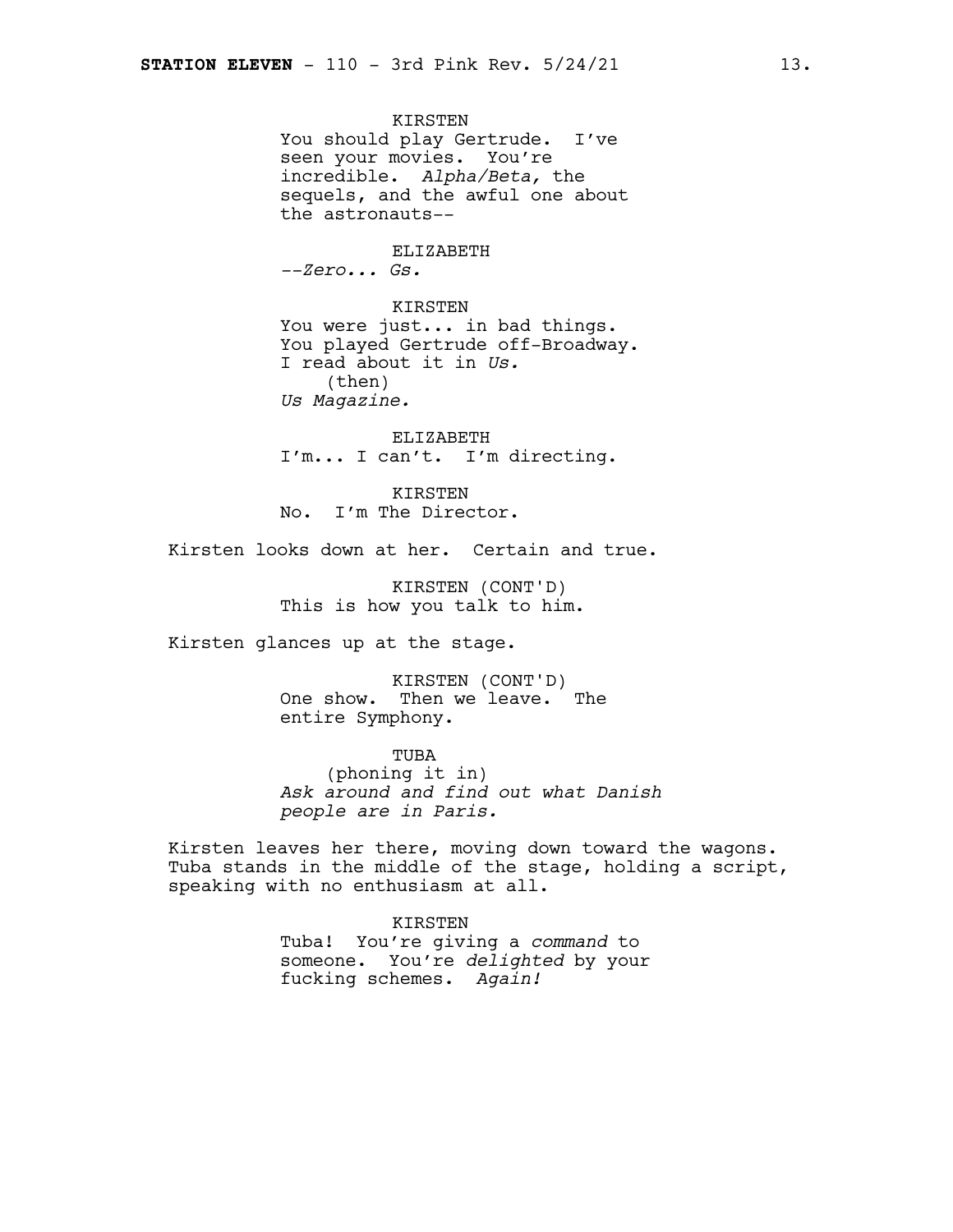KIRSTEN
You should play Gertrude. I've seen your movies. You're incredible. *Alpha/Beta,* the sequels, and the awful one about the astronauts--

ELIZABETH
*--Zero... Gs.*

KIRSTEN
You were just... in bad things. You played Gertrude off-Broadway. I read about it in *Us.*
(then)
*Us Magazine.*

ELIZABETH
I'm... I can't. I'm directing.

KIRSTEN
No. I'm The Director.

Kirsten looks down at her. Certain and true.

KIRSTEN (CONT'D)
This is how you talk to him.

Kirsten glances up at the stage.

KIRSTEN (CONT'D)
One show. Then we leave. The entire Symphony.

TUBA
(phoning it in)
*Ask around and find out what Danish people are in Paris.*

Kirsten leaves her there, moving down toward the wagons. Tuba stands in the middle of the stage, holding a script, speaking with no enthusiasm at all.

KIRSTEN
Tuba! You're giving a *command* to someone. You're *delighted* by your fucking schemes. *Again!*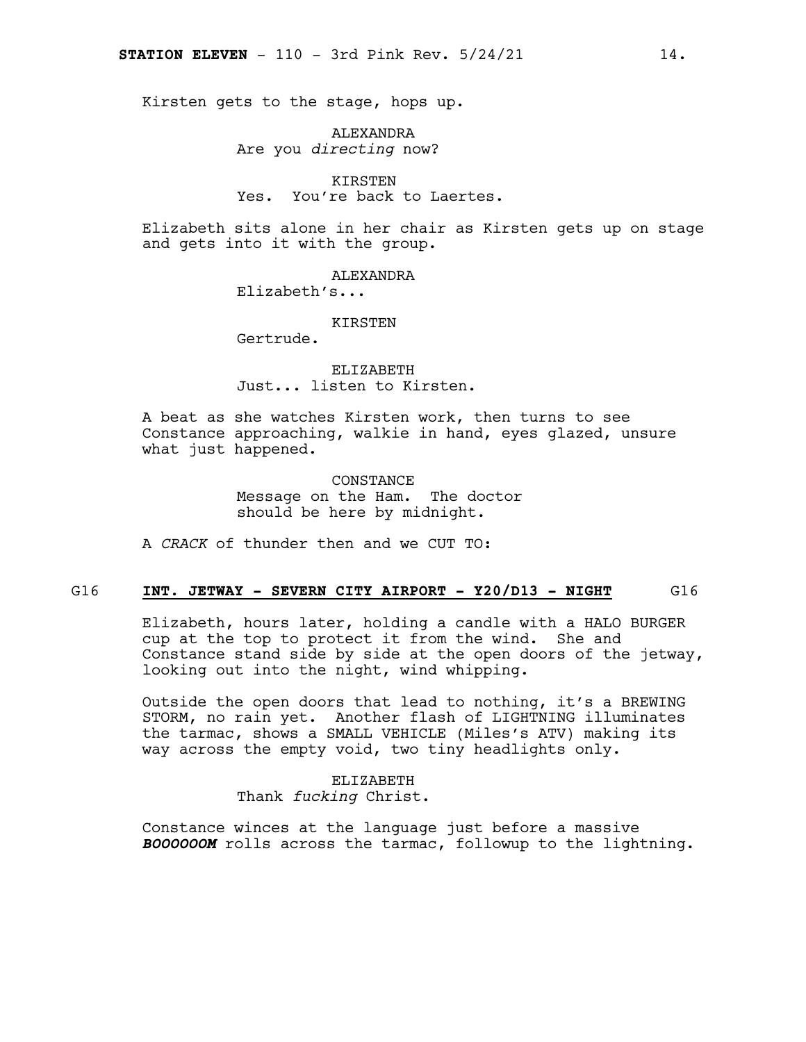Kirsten gets to the stage, hops up.

ALEXANDRA
Are you *directing* now?

KIRSTEN
Yes. You're back to Laertes.

Elizabeth sits alone in her chair as Kirsten gets up on stage and gets into it with the group.

ALEXANDRA
Elizabeth's...

KIRSTEN
Gertrude.

ELIZABETH
Just... listen to Kirsten.

A beat as she watches Kirsten work, then turns to see Constance approaching, walkie in hand, eyes glazed, unsure what just happened.

CONSTANCE
Message on the Ham. The doctor should be here by midnight.

A *CRACK* of thunder then and we CUT TO:

G16 **INT. JETWAY - SEVERN CITY AIRPORT - Y20/D13 - NIGHT** G16

Elizabeth, hours later, holding a candle with a HALO BURGER cup at the top to protect it from the wind. She and Constance stand side by side at the open doors of the jetway, looking out into the night, wind whipping.

Outside the open doors that lead to nothing, it's a BREWING STORM, no rain yet. Another flash of LIGHTNING illuminates the tarmac, shows a SMALL VEHICLE (Miles's ATV) making its way across the empty void, two tiny headlights only.

ELIZABETH
Thank *fucking* Christ.

Constance winces at the language just before a massive ***BOOOOOOM*** rolls across the tarmac, followup to the lightning.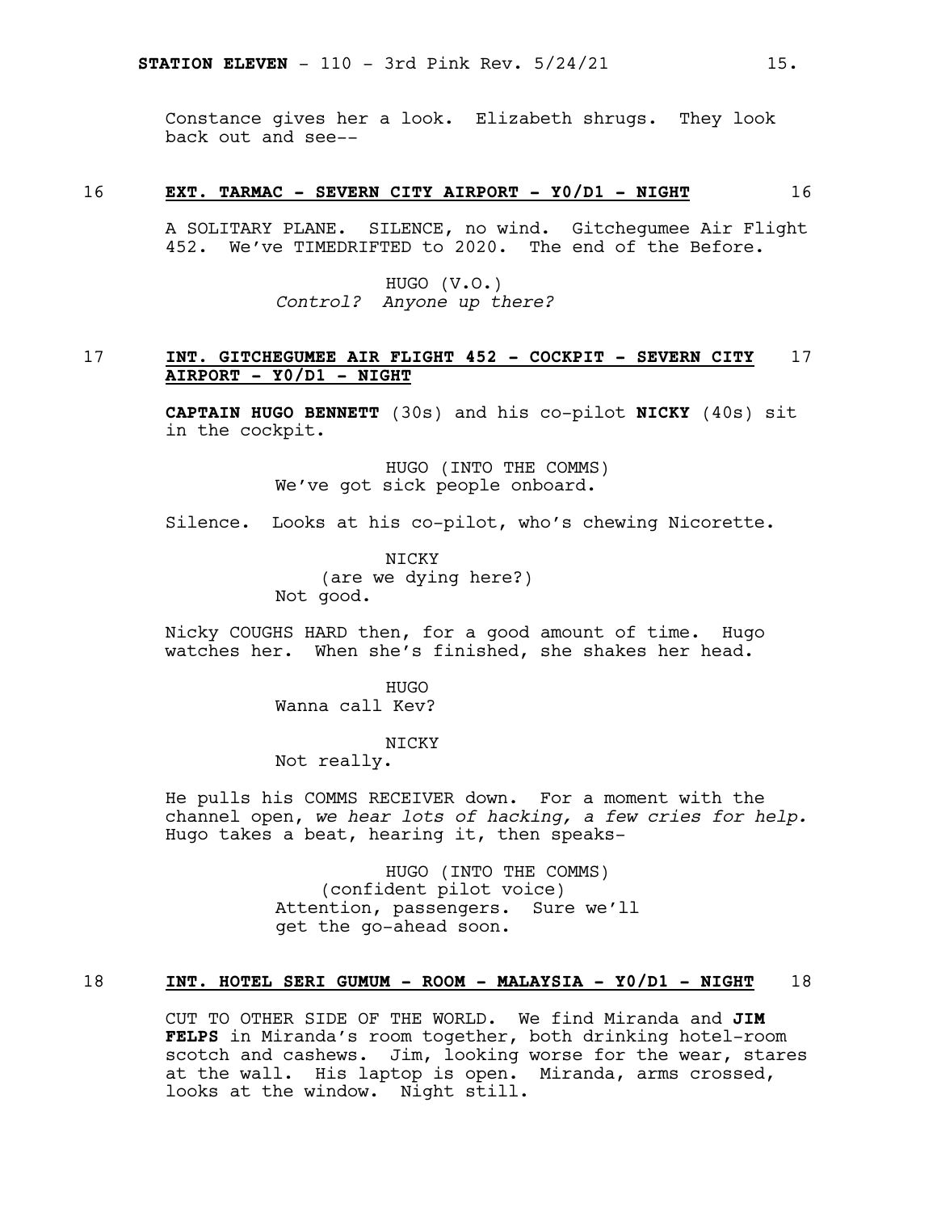Constance gives her a look. Elizabeth shrugs. They look back out and see--

16 **EXT. TARMAC - SEVERN CITY AIRPORT - Y0/D1 - NIGHT** 16

A SOLITARY PLANE. SILENCE, no wind. Gitchegumee Air Flight 452. We've TIMEDRIFTED to 2020. The end of the Before.

HUGO (V.O.)
*Control? Anyone up there?*

17 **INT. GITCHEGUMEE AIR FLIGHT 452 - COCKPIT - SEVERN CITY AIRPORT - Y0/D1 - NIGHT** 17

**CAPTAIN HUGO BENNETT** (30s) and his co-pilot **NICKY** (40s) sit in the cockpit.

HUGO (INTO THE COMMS)
We've got sick people onboard.

Silence. Looks at his co-pilot, who's chewing Nicorette.

NICKY
(are we dying here?)
Not good.

Nicky COUGHS HARD then, for a good amount of time. Hugo watches her. When she's finished, she shakes her head.

HUGO
Wanna call Kev?

NICKY
Not really.

He pulls his COMMS RECEIVER down. For a moment with the channel open, *we hear lots of hacking, a few cries for help.* Hugo takes a beat, hearing it, then speaks-

HUGO (INTO THE COMMS)
(confident pilot voice)
Attention, passengers. Sure we'll get the go-ahead soon.

18 **INT. HOTEL SERI GUMUM - ROOM - MALAYSIA - Y0/D1 - NIGHT** 18

CUT TO OTHER SIDE OF THE WORLD. We find Miranda and **JIM FELPS** in Miranda's room together, both drinking hotel-room scotch and cashews. Jim, looking worse for the wear, stares at the wall. His laptop is open. Miranda, arms crossed, looks at the window. Night still.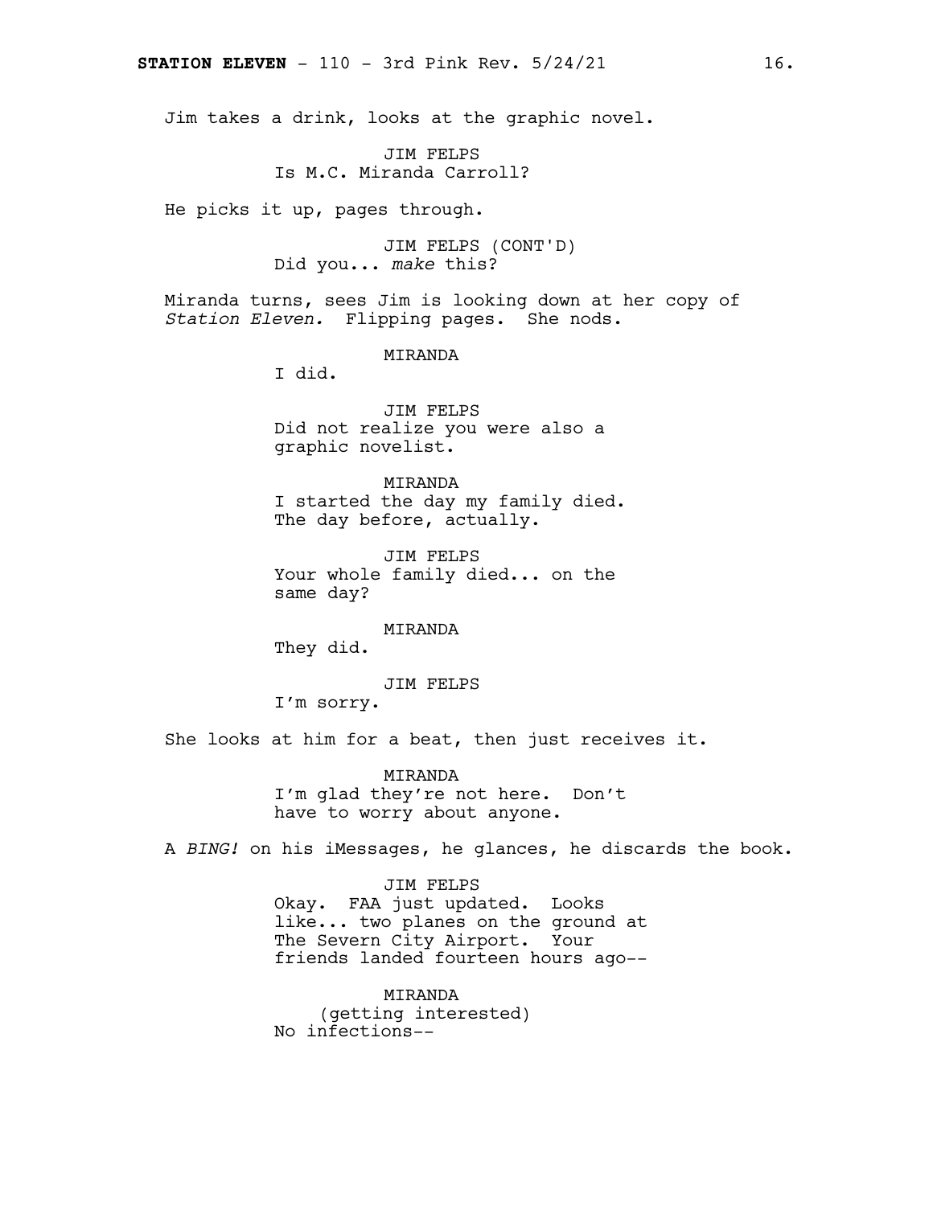Jim takes a drink, looks at the graphic novel.

JIM FELPS
Is M.C. Miranda Carroll?

He picks it up, pages through.

JIM FELPS (CONT'D)
Did you... *make* this?

Miranda turns, sees Jim is looking down at her copy of *Station Eleven.* Flipping pages. She nods.

MIRANDA
I did.

JIM FELPS
Did not realize you were also a graphic novelist.

MIRANDA
I started the day my family died. The day before, actually.

JIM FELPS
Your whole family died... on the same day?

MIRANDA
They did.

JIM FELPS
I'm sorry.

She looks at him for a beat, then just receives it.

MIRANDA
I'm glad they're not here. Don't have to worry about anyone.

A *BING!* on his iMessages, he glances, he discards the book.

JIM FELPS
Okay. FAA just updated. Looks like... two planes on the ground at The Severn City Airport. Your friends landed fourteen hours ago--

MIRANDA
(getting interested)
No infections--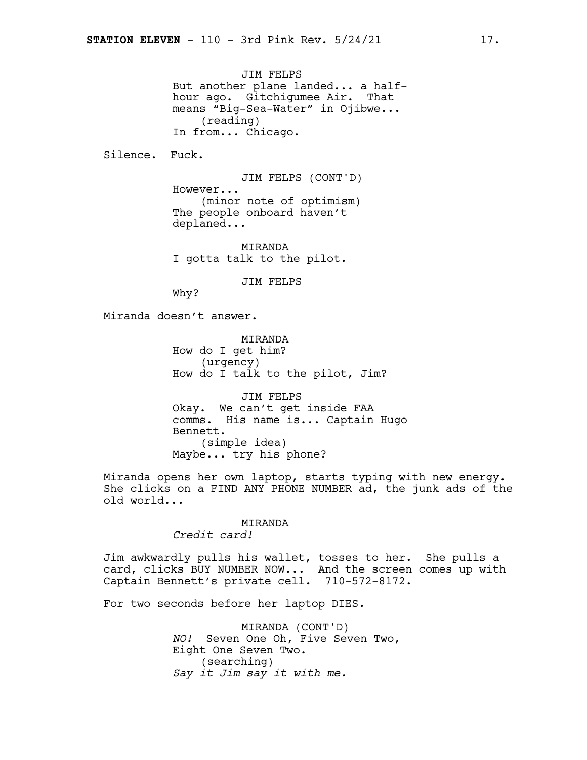JIM FELPS

But another plane landed... a half-hour ago. Gitchigumee Air. That means "Big-Sea-Water" in Ojibwe...

(reading)

In from... Chicago.

Silence. Fuck.

JIM FELPS (CONT'D)

However...

(minor note of optimism)

The people onboard haven't deplaned...

MIRANDA

I gotta talk to the pilot.

JIM FELPS

Why?

Miranda doesn't answer.

MIRANDA

How do I get him?

(urgency)

How do I talk to the pilot, Jim?

JIM FELPS

Okay. We can't get inside FAA comms. His name is... Captain Hugo Bennett.

(simple idea)

Maybe... try his phone?

Miranda opens her own laptop, starts typing with new energy. She clicks on a FIND ANY PHONE NUMBER ad, the junk ads of the old world...

MIRANDA

*Credit card!*

Jim awkwardly pulls his wallet, tosses to her. She pulls a card, clicks BUY NUMBER NOW... And the screen comes up with Captain Bennett's private cell. 710-572-8172.

For two seconds before her laptop DIES.

MIRANDA (CONT'D)

*NO!* Seven One Oh, Five Seven Two, Eight One Seven Two.

(searching)

*Say it Jim say it with me.*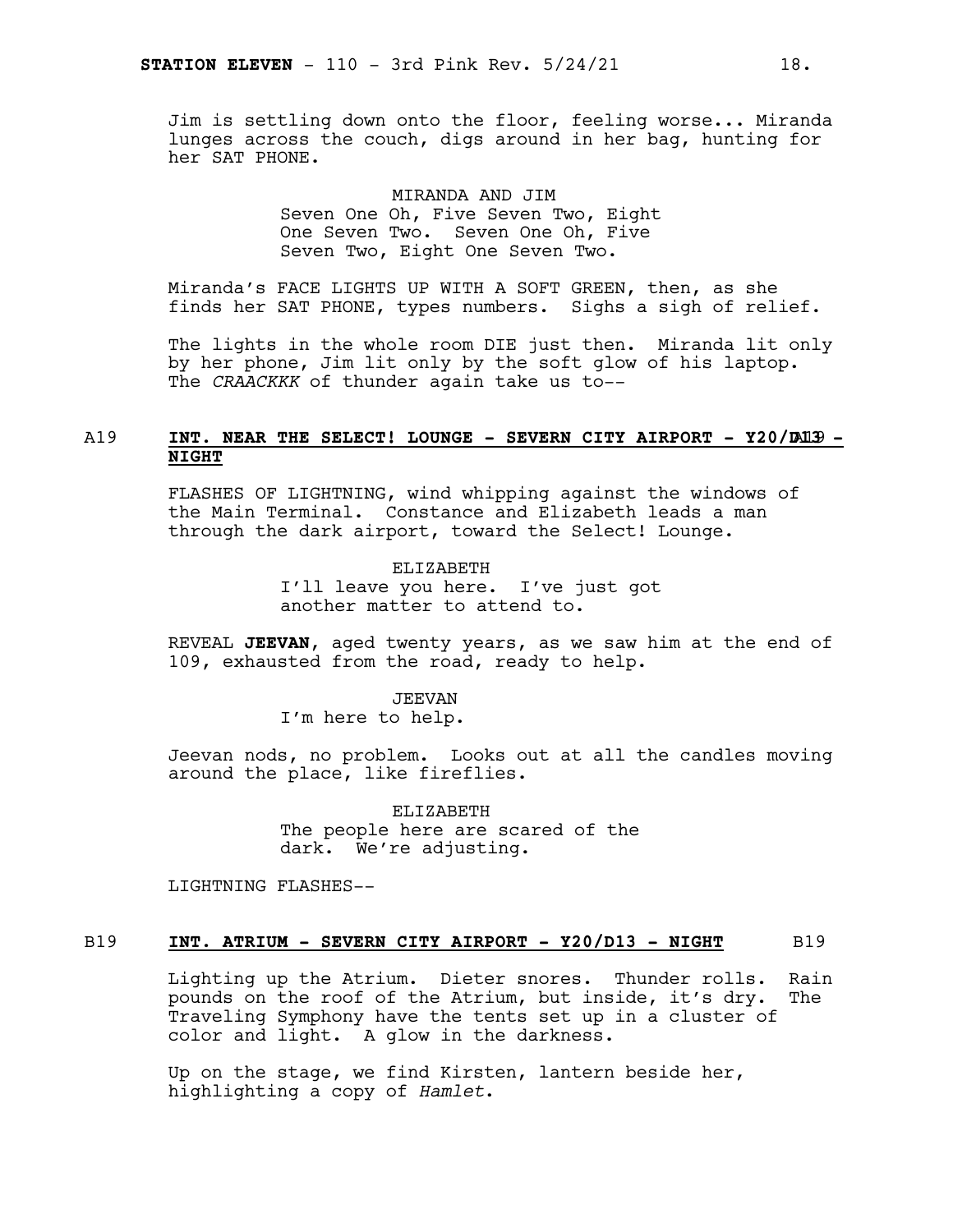Jim is settling down onto the floor, feeling worse... Miranda lunges across the couch, digs around in her bag, hunting for her SAT PHONE.

MIRANDA AND JIM
Seven One Oh, Five Seven Two, Eight One Seven Two. Seven One Oh, Five Seven Two, Eight One Seven Two.

Miranda's FACE LIGHTS UP WITH A SOFT GREEN, then, as she finds her SAT PHONE, types numbers. Sighs a sigh of relief.

The lights in the whole room DIE just then. Miranda lit only by her phone, Jim lit only by the soft glow of his laptop. The *CRAACKKK* of thunder again take us to--

A19 **INT. NEAR THE SELECT! LOUNGE - SEVERN CITY AIRPORT - Y20/D13 - NIGHT** A19

FLASHES OF LIGHTNING, wind whipping against the windows of the Main Terminal. Constance and Elizabeth leads a man through the dark airport, toward the Select! Lounge.

ELIZABETH
I'll leave you here. I've just got another matter to attend to.

REVEAL **JEEVAN**, aged twenty years, as we saw him at the end of 109, exhausted from the road, ready to help.

JEEVAN
I'm here to help.

Jeevan nods, no problem. Looks out at all the candles moving around the place, like fireflies.

ELIZABETH
The people here are scared of the dark. We're adjusting.

LIGHTNING FLASHES--

B19 **INT. ATRIUM - SEVERN CITY AIRPORT - Y20/D13 - NIGHT** B19

Lighting up the Atrium. Dieter snores. Thunder rolls. Rain pounds on the roof of the Atrium, but inside, it's dry. The Traveling Symphony have the tents set up in a cluster of color and light. A glow in the darkness.

Up on the stage, we find Kirsten, lantern beside her, highlighting a copy of *Hamlet*.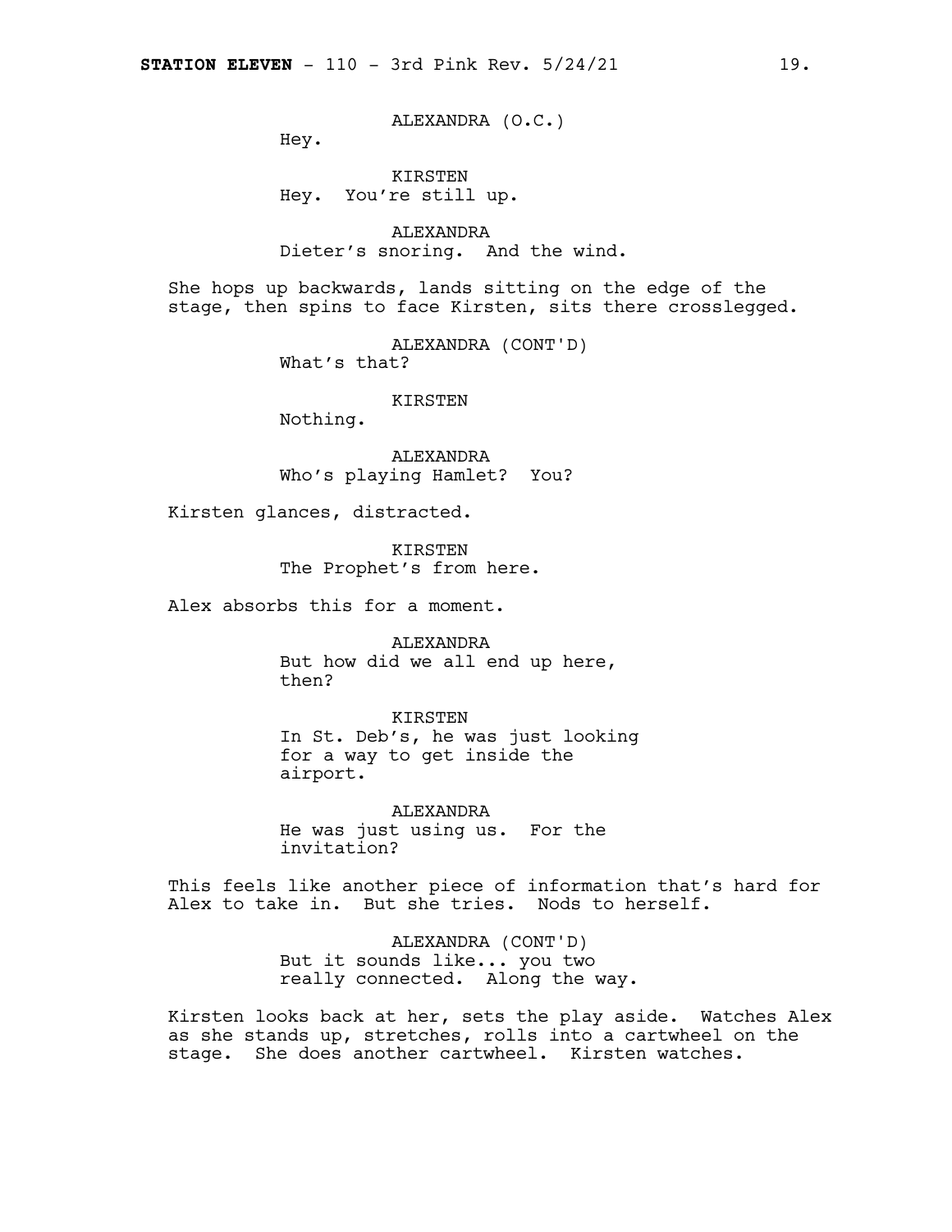ALEXANDRA (O.C.)
Hey.

KIRSTEN
Hey.  You're still up.

ALEXANDRA
Dieter's snoring.  And the wind.

She hops up backwards, lands sitting on the edge of the stage, then spins to face Kirsten, sits there crosslegged.

ALEXANDRA (CONT'D)
What's that?

KIRSTEN
Nothing.

ALEXANDRA
Who's playing Hamlet?  You?

Kirsten glances, distracted.

KIRSTEN
The Prophet's from here.

Alex absorbs this for a moment.

ALEXANDRA
But how did we all end up here, then?

KIRSTEN
In St. Deb's, he was just looking for a way to get inside the airport.

ALEXANDRA
He was just using us.  For the invitation?

This feels like another piece of information that's hard for Alex to take in.  But she tries.  Nods to herself.

ALEXANDRA (CONT'D)
But it sounds like... you two really connected.  Along the way.

Kirsten looks back at her, sets the play aside.  Watches Alex as she stands up, stretches, rolls into a cartwheel on the stage.  She does another cartwheel.  Kirsten watches.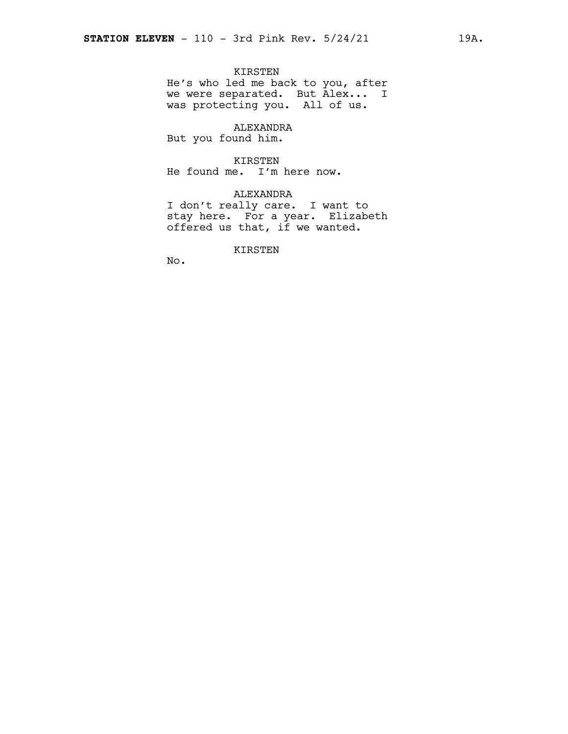KIRSTEN
He's who led me back to you, after we were separated. But Alex... I was protecting you. All of us.

ALEXANDRA
But you found him.

KIRSTEN
He found me. I'm here now.

ALEXANDRA
I don't really care. I want to stay here. For a year. Elizabeth offered us that, if we wanted.

KIRSTEN
No.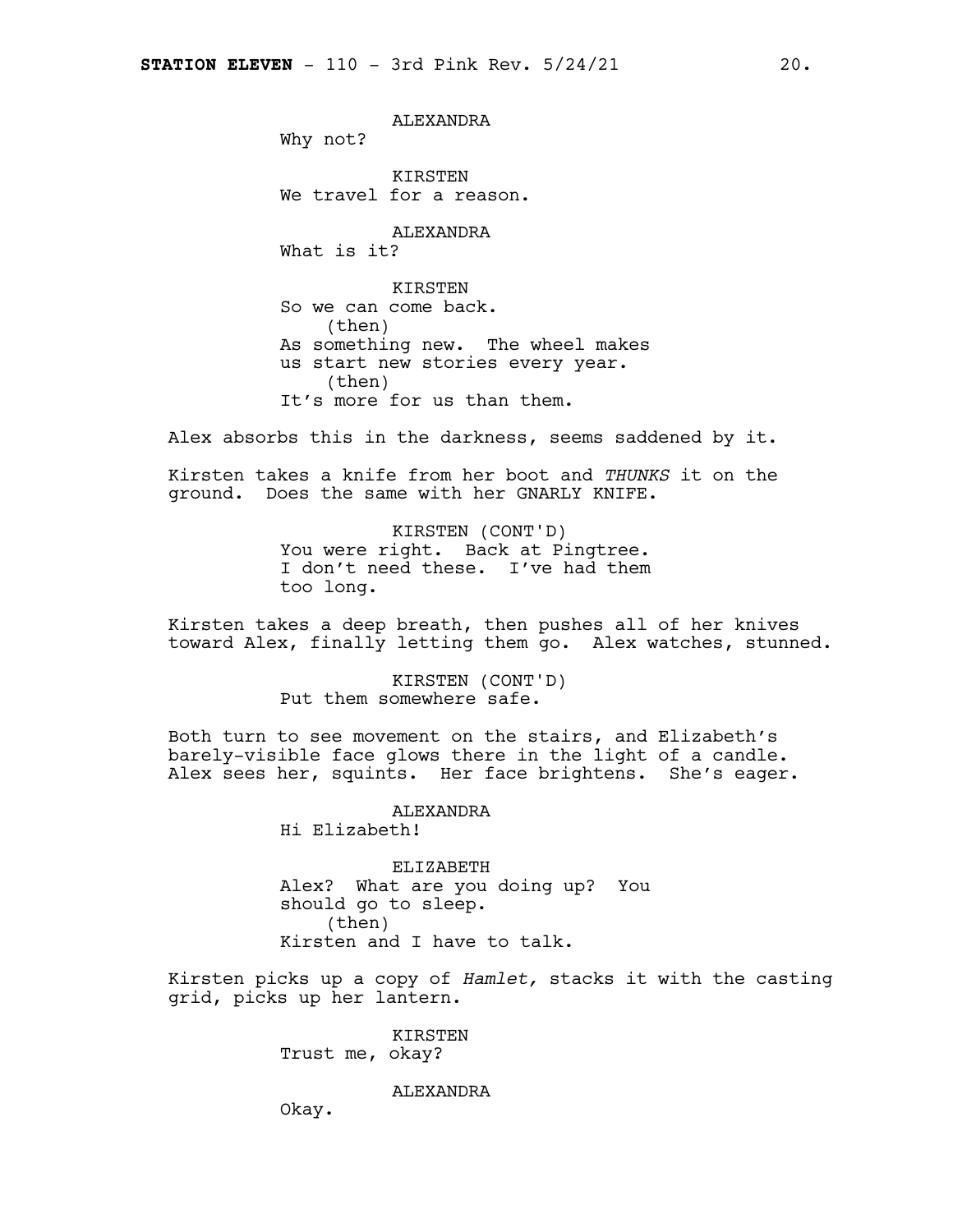ALEXANDRA
Why not?

KIRSTEN
We travel for a reason.

ALEXANDRA
What is it?

KIRSTEN
So we can come back.
(then)
As something new. The wheel makes us start new stories every year.
(then)
It's more for us than them.

Alex absorbs this in the darkness, seems saddened by it.

Kirsten takes a knife from her boot and *THUNKS* it on the ground. Does the same with her GNARLY KNIFE.

KIRSTEN (CONT'D)
You were right. Back at Pingtree. I don't need these. I've had them too long.

Kirsten takes a deep breath, then pushes all of her knives toward Alex, finally letting them go. Alex watches, stunned.

KIRSTEN (CONT'D)
Put them somewhere safe.

Both turn to see movement on the stairs, and Elizabeth's barely-visible face glows there in the light of a candle. Alex sees her, squints. Her face brightens. She's eager.

ALEXANDRA
Hi Elizabeth!

ELIZABETH
Alex? What are you doing up? You should go to sleep.
(then)
Kirsten and I have to talk.

Kirsten picks up a copy of *Hamlet,* stacks it with the casting grid, picks up her lantern.

KIRSTEN
Trust me, okay?

ALEXANDRA
Okay.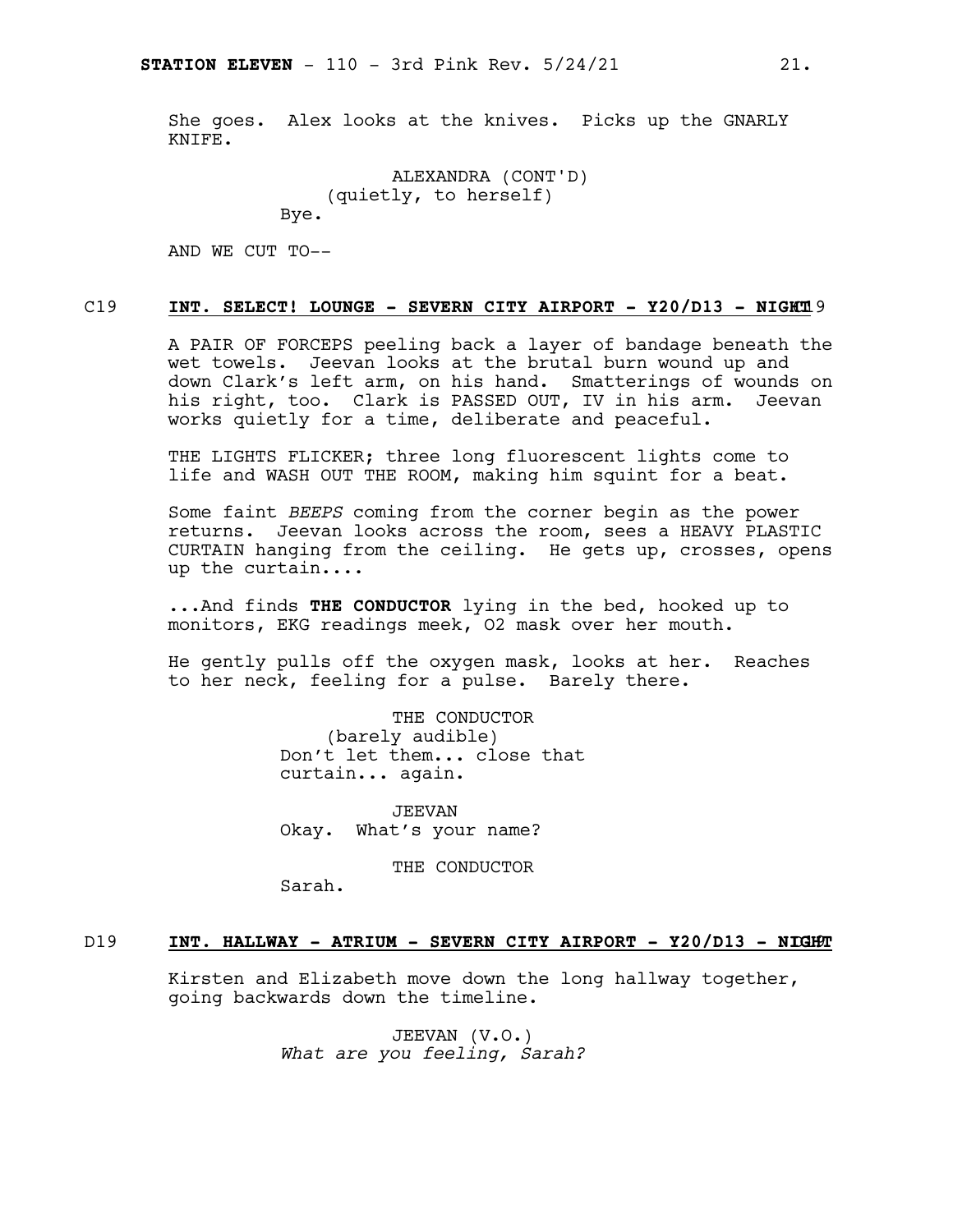She goes. Alex looks at the knives. Picks up the GNARLY KNIFE.

ALEXANDRA (CONT'D)
(quietly, to herself)
Bye.

AND WE CUT TO--

C19 **INT. SELECT! LOUNGE - SEVERN CITY AIRPORT - Y20/D13 - NIGHT** C19

A PAIR OF FORCEPS peeling back a layer of bandage beneath the wet towels. Jeevan looks at the brutal burn wound up and down Clark's left arm, on his hand. Smatterings of wounds on his right, too. Clark is PASSED OUT, IV in his arm. Jeevan works quietly for a time, deliberate and peaceful.

THE LIGHTS FLICKER; three long fluorescent lights come to life and WASH OUT THE ROOM, making him squint for a beat.

Some faint *BEEPS* coming from the corner begin as the power returns. Jeevan looks across the room, sees a HEAVY PLASTIC CURTAIN hanging from the ceiling. He gets up, crosses, opens up the curtain....

...And finds **THE CONDUCTOR** lying in the bed, hooked up to monitors, EKG readings meek, O2 mask over her mouth.

He gently pulls off the oxygen mask, looks at her. Reaches to her neck, feeling for a pulse. Barely there.

THE CONDUCTOR
(barely audible)
Don't let them... close that curtain... again.

JEEVAN
Okay. What's your name?

THE CONDUCTOR
Sarah.

D19 **INT. HALLWAY - ATRIUM - SEVERN CITY AIRPORT - Y20/D13 - NIGHT** D19

Kirsten and Elizabeth move down the long hallway together, going backwards down the timeline.

JEEVAN (V.O.)
*What are you feeling, Sarah?*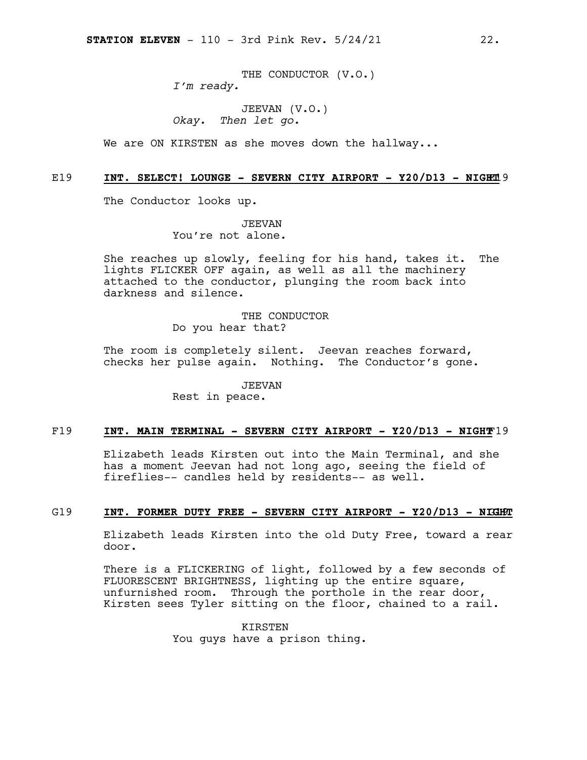THE CONDUCTOR (V.O.)
*I'm ready.*

JEEVAN (V.O.)
*Okay. Then let go.*

We are ON KIRSTEN as she moves down the hallway...

**E19 INT. SELECT! LOUNGE - SEVERN CITY AIRPORT - Y20/D13 - NIGHT E19**

The Conductor looks up.

JEEVAN
You're not alone.

She reaches up slowly, feeling for his hand, takes it. The lights FLICKER OFF again, as well as all the machinery attached to the conductor, plunging the room back into darkness and silence.

THE CONDUCTOR
Do you hear that?

The room is completely silent. Jeevan reaches forward, checks her pulse again. Nothing. The Conductor's gone.

JEEVAN
Rest in peace.

**F19 INT. MAIN TERMINAL - SEVERN CITY AIRPORT - Y20/D13 - NIGHT F19**

Elizabeth leads Kirsten out into the Main Terminal, and she has a moment Jeevan had not long ago, seeing the field of fireflies-- candles held by residents-- as well.

**G19 INT. FORMER DUTY FREE - SEVERN CITY AIRPORT - Y20/D13 - NIGHT G19**

Elizabeth leads Kirsten into the old Duty Free, toward a rear door.

There is a FLICKERING of light, followed by a few seconds of FLUORESCENT BRIGHTNESS, lighting up the entire square, unfurnished room. Through the porthole in the rear door, Kirsten sees Tyler sitting on the floor, chained to a rail.

KIRSTEN
You guys have a prison thing.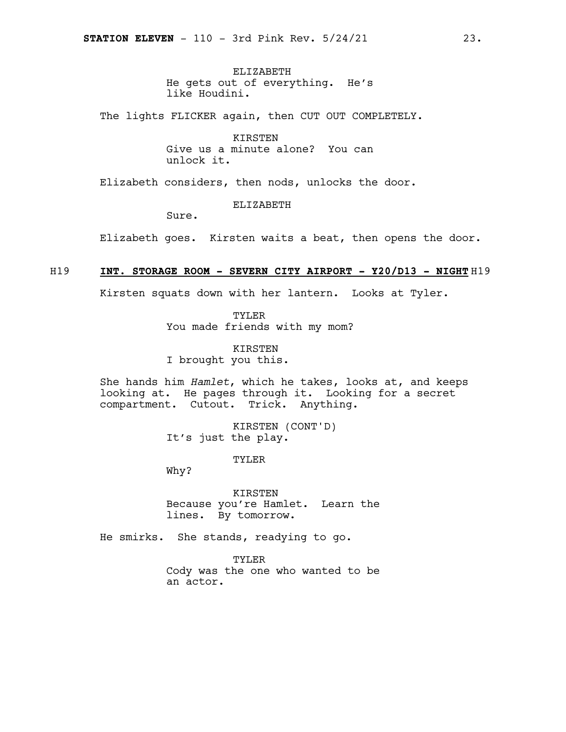ELIZABETH
He gets out of everything. He's like Houdini.

The lights FLICKER again, then CUT OUT COMPLETELY.

KIRSTEN
Give us a minute alone? You can unlock it.

Elizabeth considers, then nods, unlocks the door.

ELIZABETH
Sure.

Elizabeth goes. Kirsten waits a beat, then opens the door.

H19 **INT. STORAGE ROOM - SEVERN CITY AIRPORT - Y20/D13 - NIGHT** H19

Kirsten squats down with her lantern. Looks at Tyler.

TYLER
You made friends with my mom?

KIRSTEN
I brought you this.

She hands him *Hamlet*, which he takes, looks at, and keeps looking at. He pages through it. Looking for a secret compartment. Cutout. Trick. Anything.

KIRSTEN (CONT'D)
It's just the play.

TYLER
Why?

KIRSTEN
Because you're Hamlet. Learn the lines. By tomorrow.

He smirks. She stands, readying to go.

TYLER
Cody was the one who wanted to be an actor.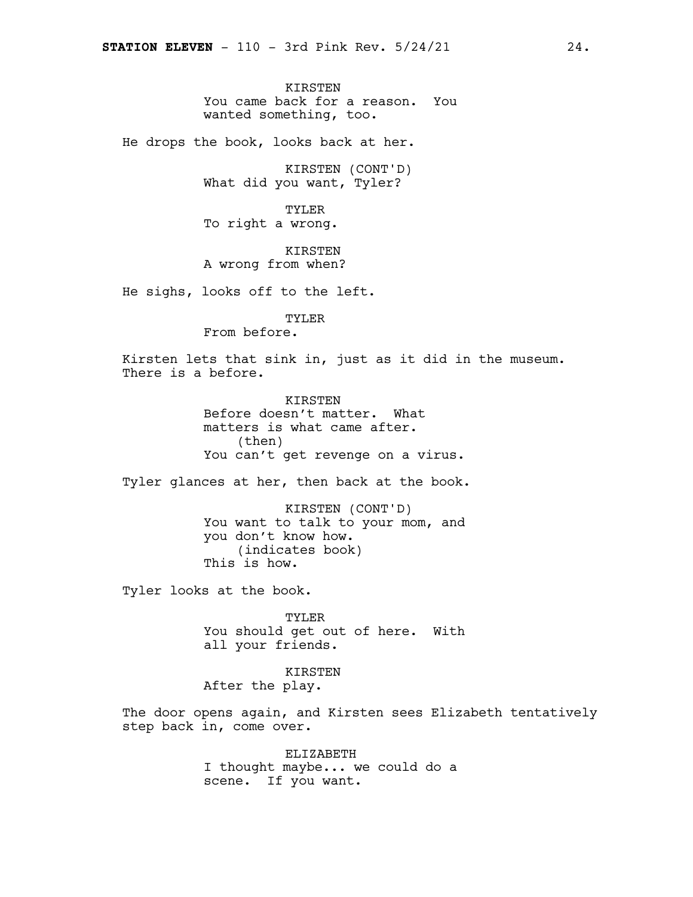KIRSTEN
You came back for a reason. You wanted something, too.

He drops the book, looks back at her.

KIRSTEN (CONT'D)
What did you want, Tyler?

TYLER
To right a wrong.

KIRSTEN
A wrong from when?

He sighs, looks off to the left.

TYLER
From before.

Kirsten lets that sink in, just as it did in the museum. There is a before.

KIRSTEN
Before doesn't matter. What matters is what came after.
(then)
You can't get revenge on a virus.

Tyler glances at her, then back at the book.

KIRSTEN (CONT'D)
You want to talk to your mom, and you don't know how.
(indicates book)
This is how.

Tyler looks at the book.

TYLER
You should get out of here. With all your friends.

KIRSTEN
After the play.

The door opens again, and Kirsten sees Elizabeth tentatively step back in, come over.

ELIZABETH
I thought maybe... we could do a scene. If you want.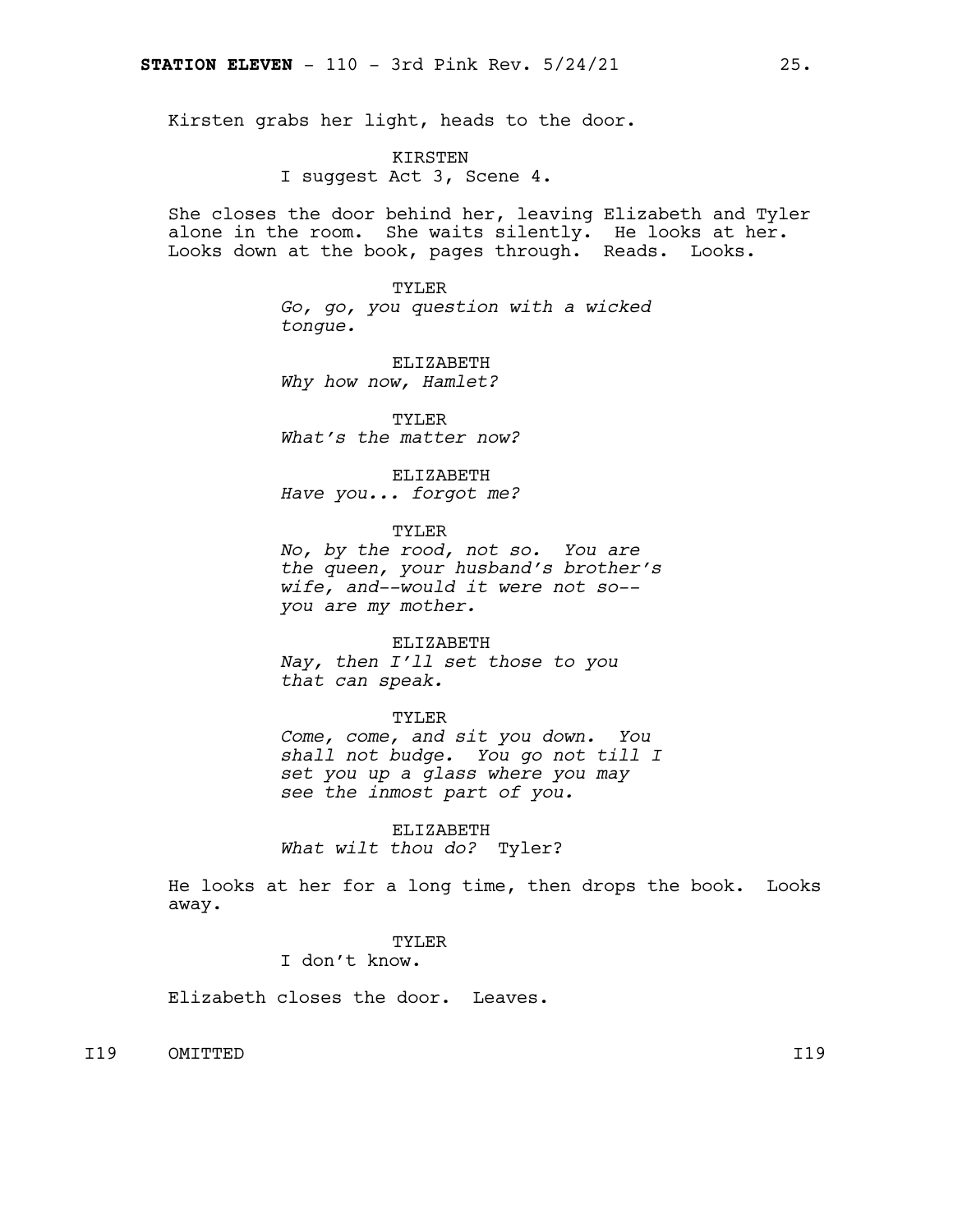Kirsten grabs her light, heads to the door.

KIRSTEN
I suggest Act 3, Scene 4.

She closes the door behind her, leaving Elizabeth and Tyler alone in the room. She waits silently. He looks at her. Looks down at the book, pages through. Reads. Looks.

TYLER
*Go, go, you question with a wicked tongue.*

ELIZABETH
*Why how now, Hamlet?*

TYLER
*What's the matter now?*

ELIZABETH
*Have you... forgot me?*

TYLER
*No, by the rood, not so. You are the queen, your husband's brother's wife, and--would it were not so-- you are my mother.*

ELIZABETH
*Nay, then I'll set those to you that can speak.*

TYLER
*Come, come, and sit you down. You shall not budge. You go not till I set you up a glass where you may see the inmost part of you.*

ELIZABETH
*What wilt thou do?* Tyler?

He looks at her for a long time, then drops the book. Looks away.

TYLER
I don't know.

Elizabeth closes the door. Leaves.

I19 OMITTED I19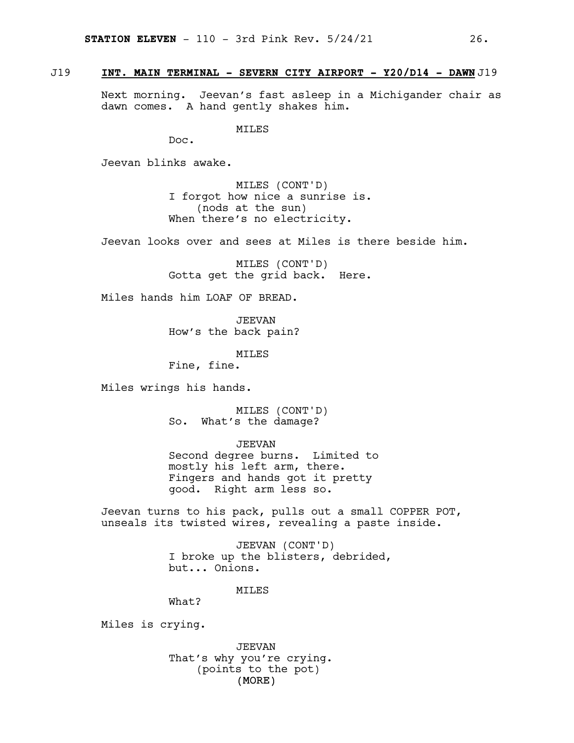**J19 INT. MAIN TERMINAL - SEVERN CITY AIRPORT - Y20/D14 - DAWN J19**

Next morning. Jeevan's fast asleep in a Michigander chair as dawn comes. A hand gently shakes him.

MILES
Doc.

Jeevan blinks awake.

MILES (CONT'D)
I forgot how nice a sunrise is.
(nods at the sun)
When there's no electricity.

Jeevan looks over and sees at Miles is there beside him.

MILES (CONT'D)
Gotta get the grid back. Here.

Miles hands him LOAF OF BREAD.

JEEVAN
How's the back pain?

MILES
Fine, fine.

Miles wrings his hands.

MILES (CONT'D)
So. What's the damage?

JEEVAN
Second degree burns. Limited to mostly his left arm, there. Fingers and hands got it pretty good. Right arm less so.

Jeevan turns to his pack, pulls out a small COPPER POT, unseals its twisted wires, revealing a paste inside.

JEEVAN (CONT'D)
I broke up the blisters, debrided, but... Onions.

MILES
What?

Miles is crying.

JEEVAN
That's why you're crying.
(points to the pot)
(MORE)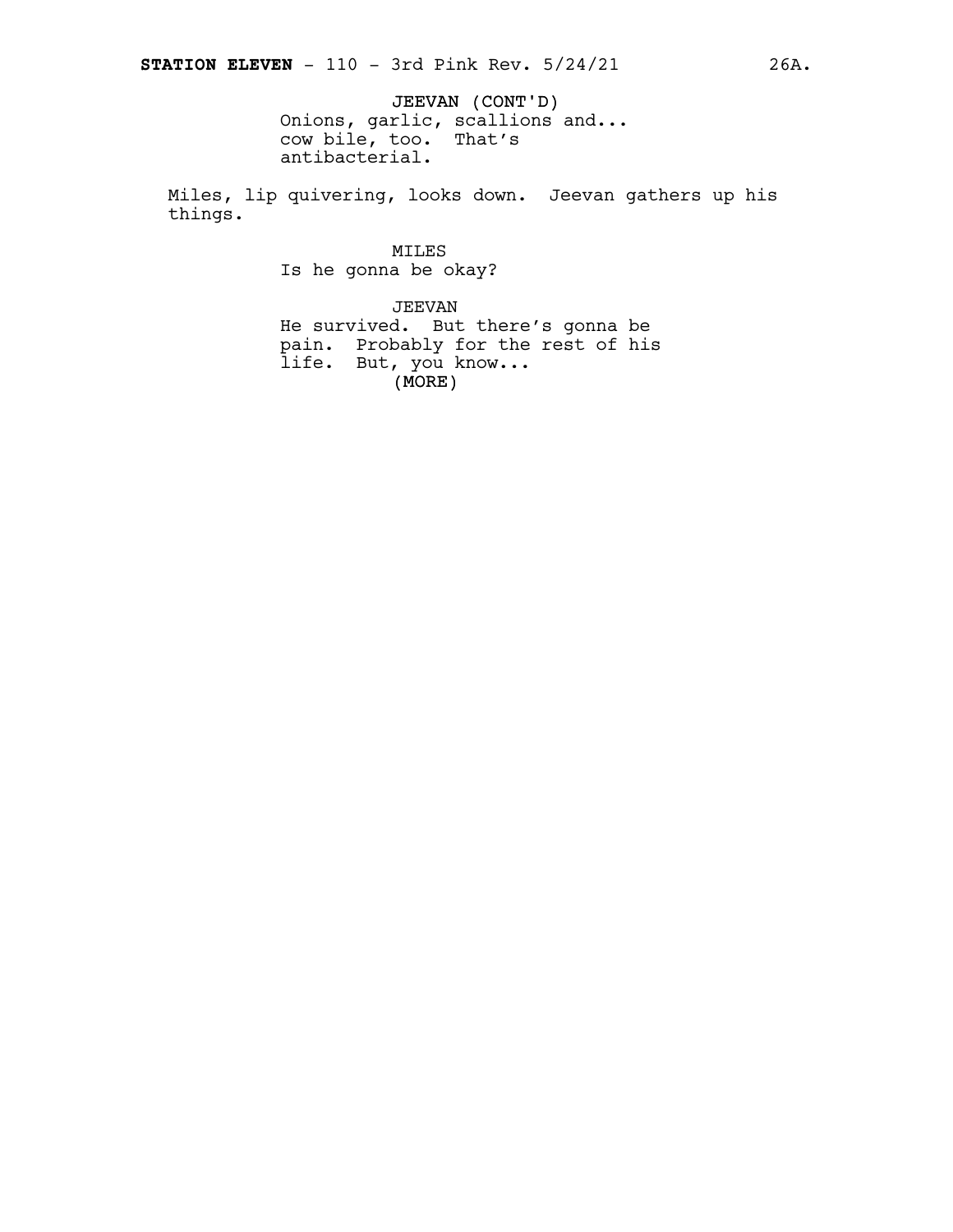JEEVAN (CONT'D)
Onions, garlic, scallions and...
cow bile, too. That's
antibacterial.

Miles, lip quivering, looks down. Jeevan gathers up his
things.

MILES
Is he gonna be okay?

JEEVAN
He survived. But there's gonna be
pain. Probably for the rest of his
life. But, you know...
(MORE)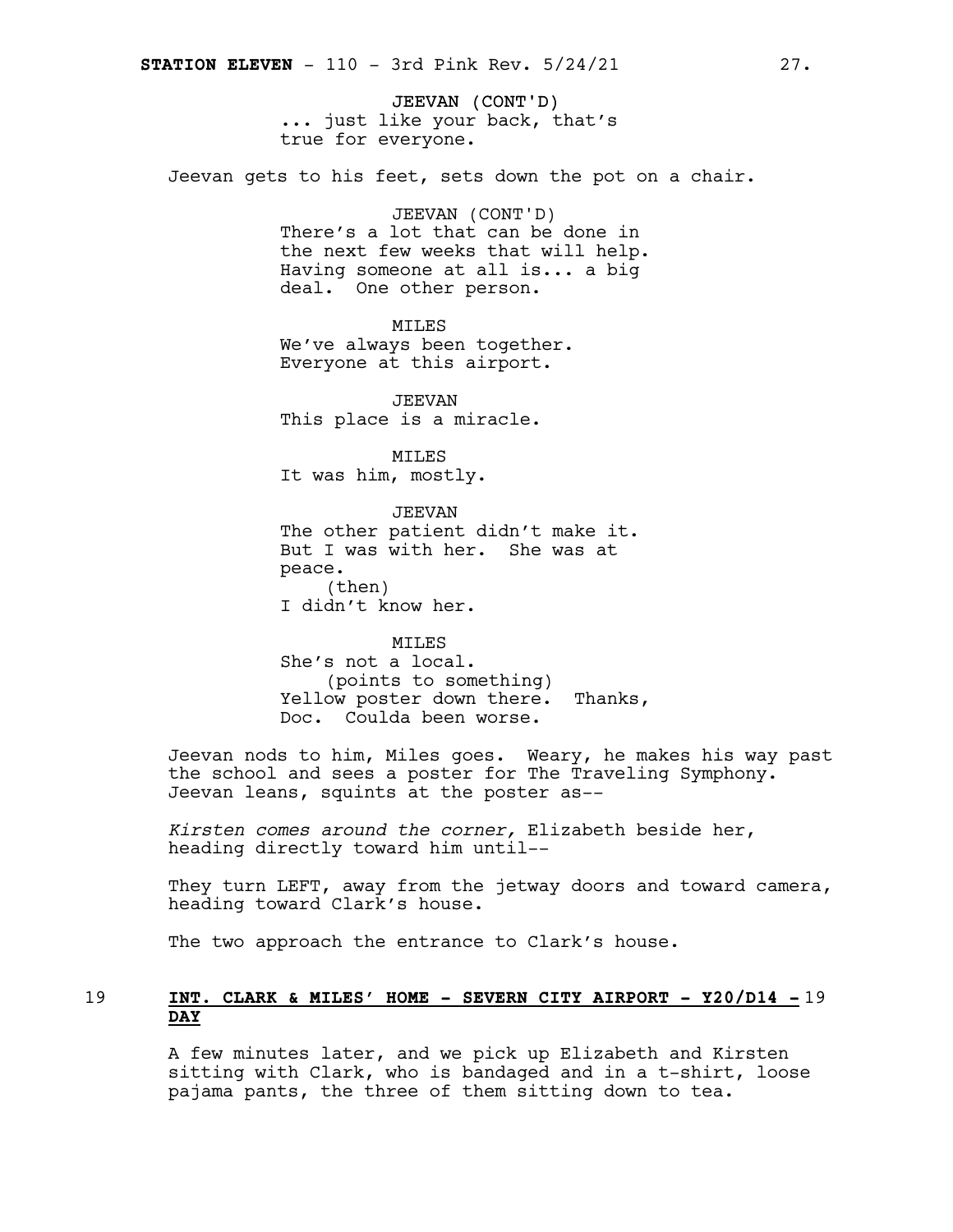JEEVAN (CONT'D)
... just like your back, that's true for everyone.

Jeevan gets to his feet, sets down the pot on a chair.

JEEVAN (CONT'D)
There's a lot that can be done in the next few weeks that will help. Having someone at all is... a big deal. One other person.

MILES
We've always been together. Everyone at this airport.

JEEVAN
This place is a miracle.

MILES
It was him, mostly.

JEEVAN
The other patient didn't make it. But I was with her. She was at peace.
(then)
I didn't know her.

MILES
She's not a local.
(points to something)
Yellow poster down there. Thanks, Doc. Coulda been worse.

Jeevan nods to him, Miles goes. Weary, he makes his way past the school and sees a poster for The Traveling Symphony. Jeevan leans, squints at the poster as--

*Kirsten comes around the corner,* Elizabeth beside her, heading directly toward him until--

They turn LEFT, away from the jetway doors and toward camera, heading toward Clark's house.

The two approach the entrance to Clark's house.

19 **INT. CLARK & MILES' HOME - SEVERN CITY AIRPORT - Y20/D14 - DAY** 19

A few minutes later, and we pick up Elizabeth and Kirsten sitting with Clark, who is bandaged and in a t-shirt, loose pajama pants, the three of them sitting down to tea.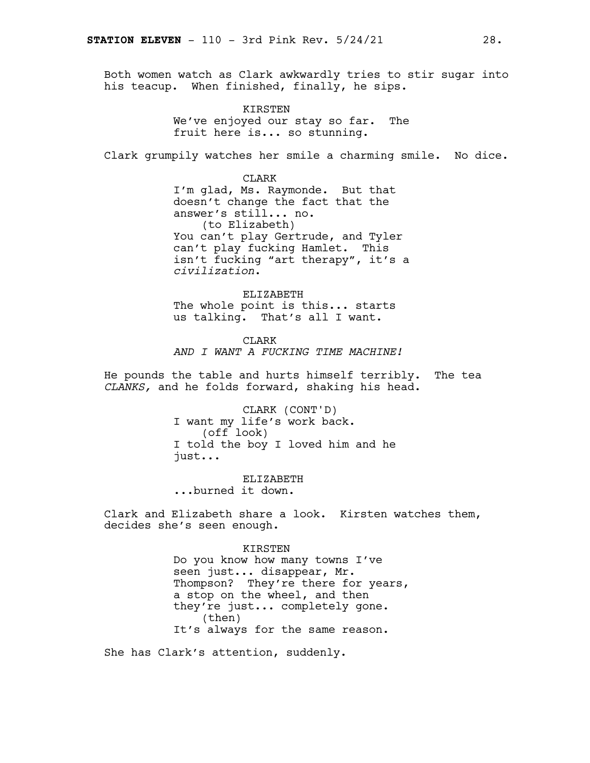Both women watch as Clark awkwardly tries to stir sugar into his teacup. When finished, finally, he sips.

KIRSTEN
We've enjoyed our stay so far. The fruit here is... so stunning.

Clark grumpily watches her smile a charming smile. No dice.

CLARK
I'm glad, Ms. Raymonde. But that doesn't change the fact that the answer's still... no.
(to Elizabeth)
You can't play Gertrude, and Tyler can't play fucking Hamlet. This isn't fucking "art therapy", it's a *civilization*.

ELIZABETH
The whole point is this... starts us talking. That's all I want.

CLARK
*AND I WANT A FUCKING TIME MACHINE!*

He pounds the table and hurts himself terribly. The tea *CLANKS,* and he folds forward, shaking his head.

CLARK (CONT'D)
I want my life's work back.
(off look)
I told the boy I loved him and he just...

ELIZABETH
...burned it down.

Clark and Elizabeth share a look. Kirsten watches them, decides she's seen enough.

KIRSTEN
Do you know how many towns I've seen just... disappear, Mr. Thompson? They're there for years, a stop on the wheel, and then they're just... completely gone.
(then)
It's always for the same reason.

She has Clark's attention, suddenly.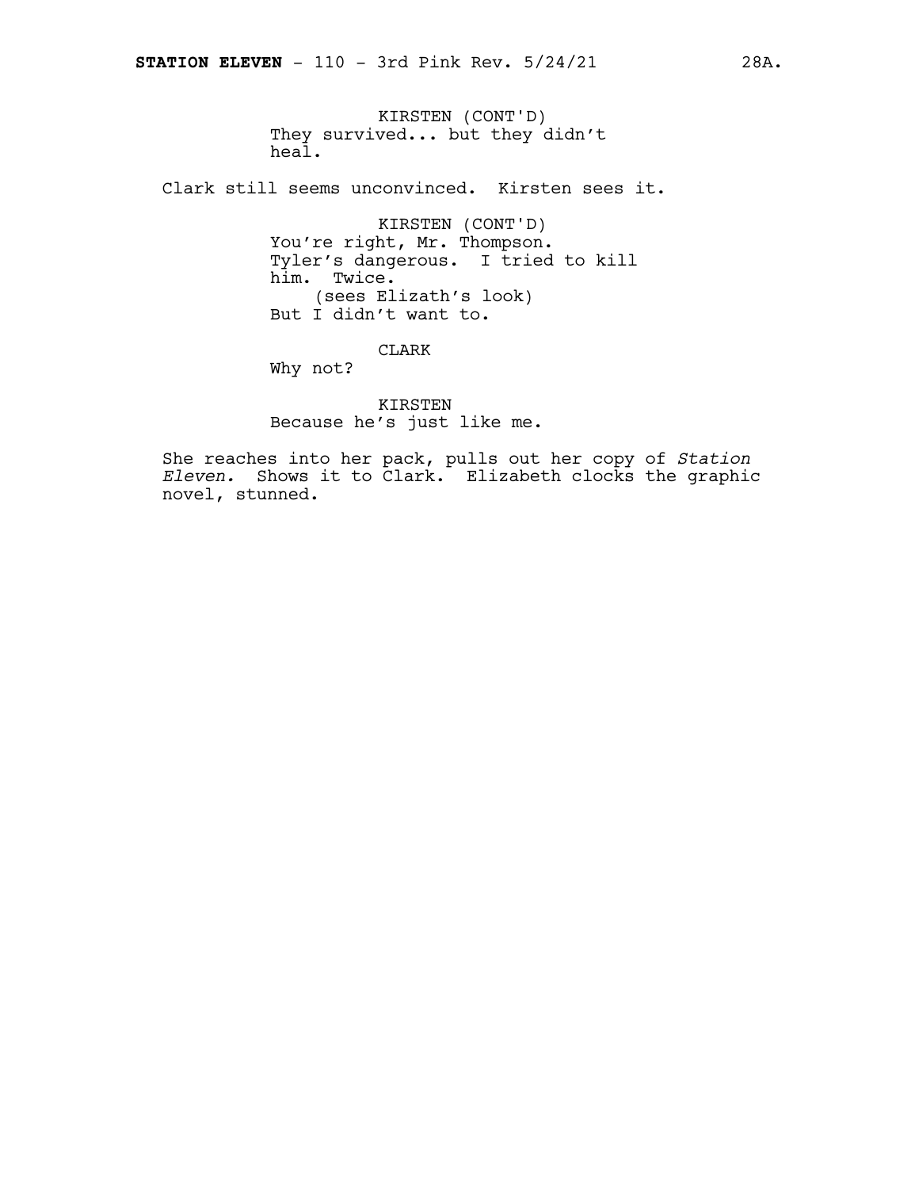KIRSTEN (CONT'D)
They survived... but they didn't heal.

Clark still seems unconvinced. Kirsten sees it.

KIRSTEN (CONT'D)
You're right, Mr. Thompson. Tyler's dangerous. I tried to kill him. Twice.
(sees Elizath's look)
But I didn't want to.

CLARK
Why not?

KIRSTEN
Because he's just like me.

She reaches into her pack, pulls out her copy of *Station Eleven.* Shows it to Clark. Elizabeth clocks the graphic novel, stunned.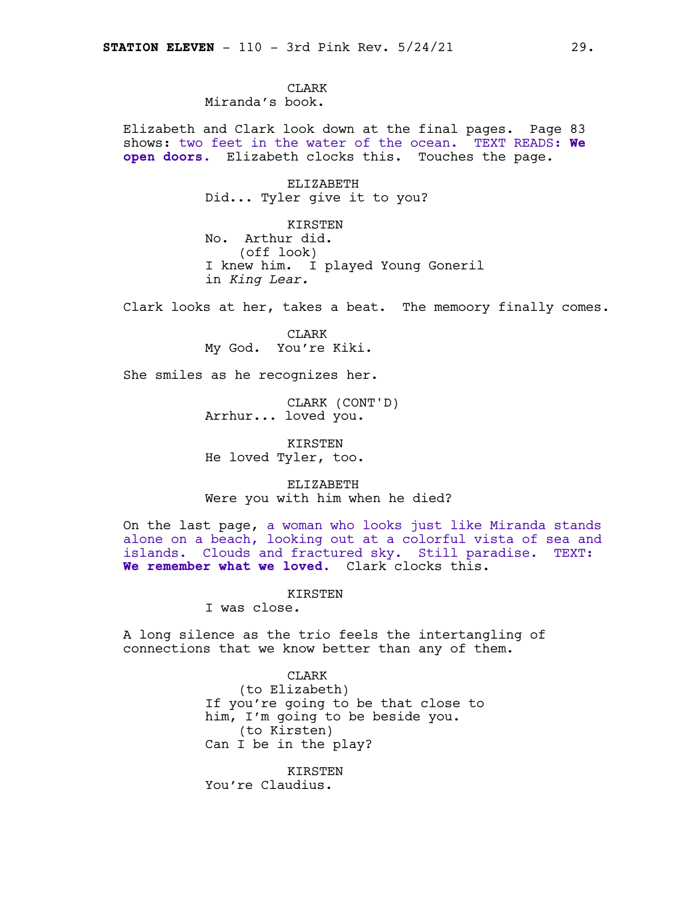CLARK
Miranda's book.

Elizabeth and Clark look down at the final pages. Page 83 shows: two feet in the water of the ocean. TEXT READS: **We open doors.** Elizabeth clocks this. Touches the page.

ELIZABETH
Did... Tyler give it to you?

KIRSTEN
No. Arthur did.
(off look)
I knew him. I played Young Goneril in *King Lear.*

Clark looks at her, takes a beat. The memoory finally comes.

CLARK
My God. You're Kiki.

She smiles as he recognizes her.

CLARK (CONT'D)
Arrhur... loved you.

KIRSTEN
He loved Tyler, too.

ELIZABETH
Were you with him when he died?

On the last page, a woman who looks just like Miranda stands alone on a beach, looking out at a colorful vista of sea and islands. Clouds and fractured sky. Still paradise. TEXT: **We remember what we loved.** Clark clocks this.

KIRSTEN
I was close.

A long silence as the trio feels the intertangling of connections that we know better than any of them.

CLARK
(to Elizabeth)
If you're going to be that close to him, I'm going to be beside you.
(to Kirsten)
Can I be in the play?

KIRSTEN
You're Claudius.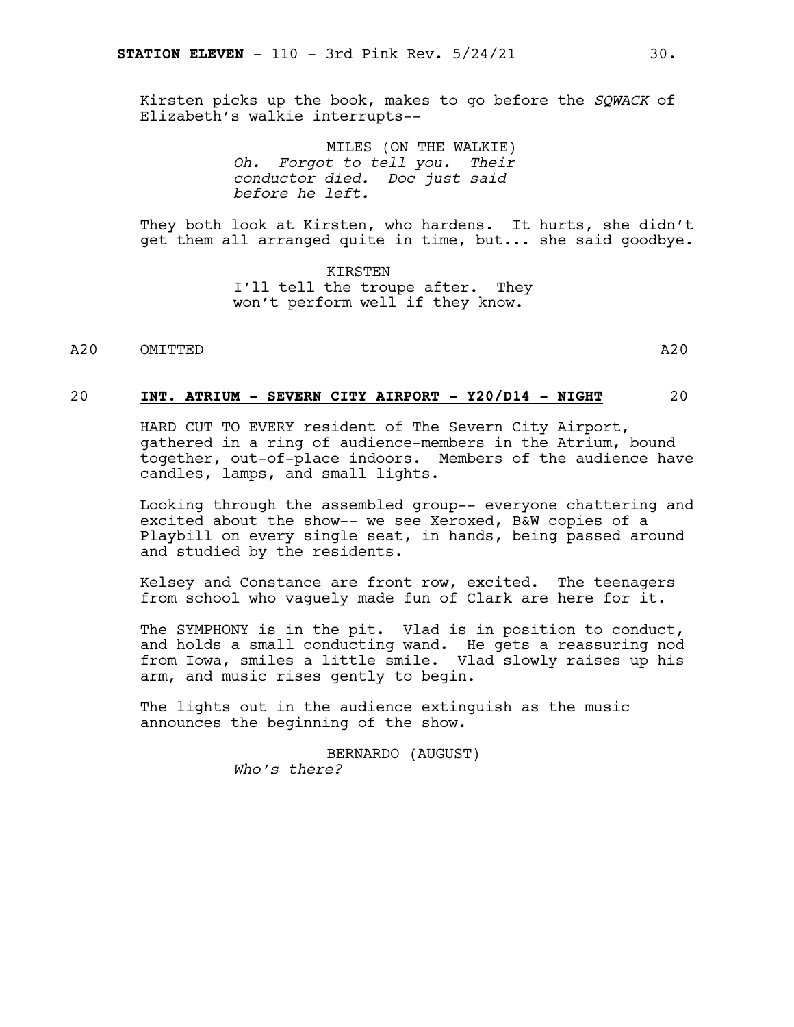Kirsten picks up the book, makes to go before the *SQWACK* of Elizabeth's walkie interrupts--

MILES (ON THE WALKIE)
*Oh. Forgot to tell you. Their conductor died. Doc just said before he left.*

They both look at Kirsten, who hardens. It hurts, she didn't get them all arranged quite in time, but... she said goodbye.

KIRSTEN
I'll tell the troupe after. They won't perform well if they know.

A20 OMITTED A20

20 **INT. ATRIUM - SEVERN CITY AIRPORT - Y20/D14 - NIGHT** 20

HARD CUT TO EVERY resident of The Severn City Airport, gathered in a ring of audience-members in the Atrium, bound together, out-of-place indoors. Members of the audience have candles, lamps, and small lights.

Looking through the assembled group-- everyone chattering and excited about the show-- we see Xeroxed, B&W copies of a Playbill on every single seat, in hands, being passed around and studied by the residents.

Kelsey and Constance are front row, excited. The teenagers from school who vaguely made fun of Clark are here for it.

The SYMPHONY is in the pit. Vlad is in position to conduct, and holds a small conducting wand. He gets a reassuring nod from Iowa, smiles a little smile. Vlad slowly raises up his arm, and music rises gently to begin.

The lights out in the audience extinguish as the music announces the beginning of the show.

BERNARDO (AUGUST)
*Who's there?*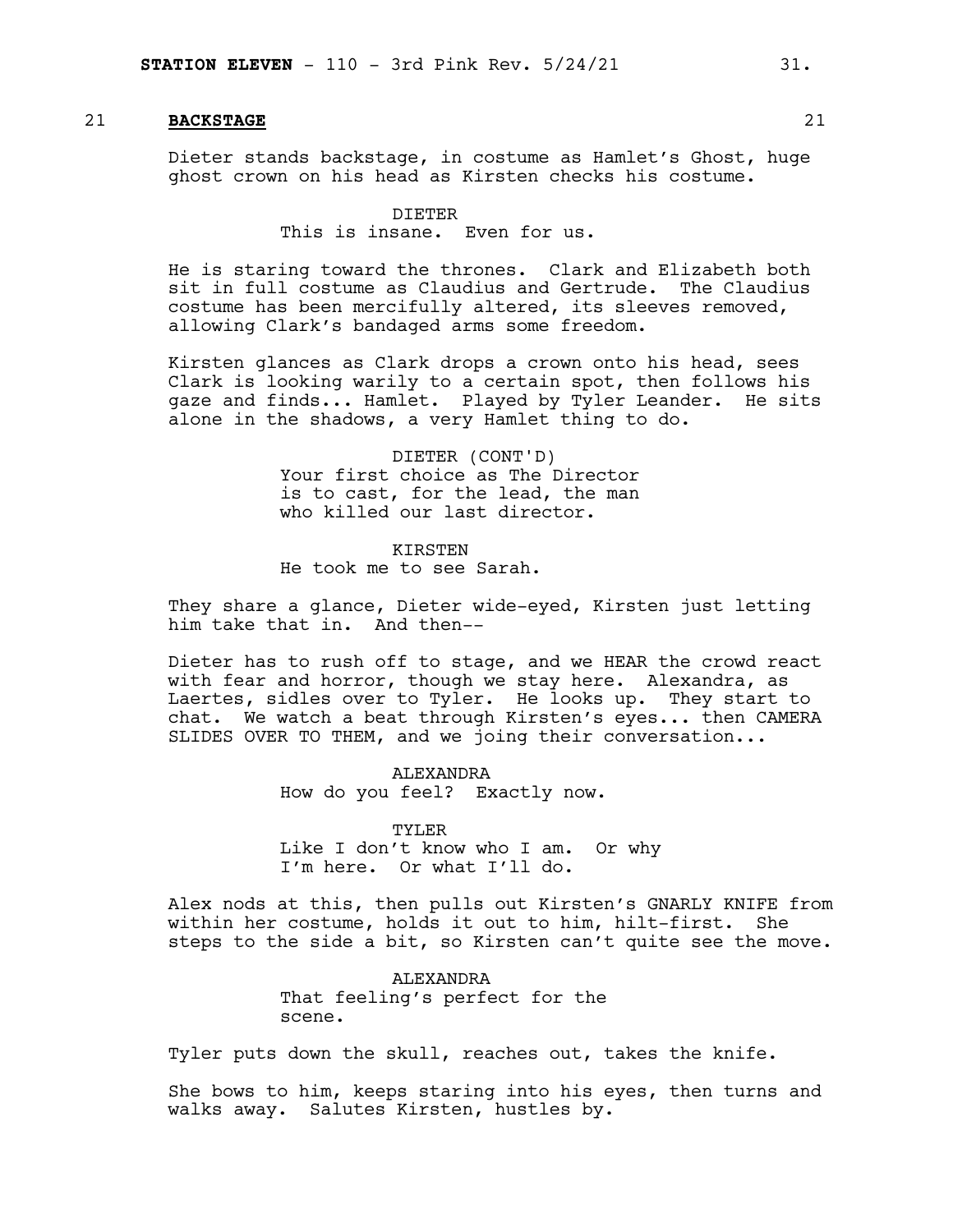21 **BACKSTAGE** 21

Dieter stands backstage, in costume as Hamlet's Ghost, huge ghost crown on his head as Kirsten checks his costume.

DIETER
This is insane. Even for us.

He is staring toward the thrones. Clark and Elizabeth both sit in full costume as Claudius and Gertrude. The Claudius costume has been mercifully altered, its sleeves removed, allowing Clark's bandaged arms some freedom.

Kirsten glances as Clark drops a crown onto his head, sees Clark is looking warily to a certain spot, then follows his gaze and finds... Hamlet. Played by Tyler Leander. He sits alone in the shadows, a very Hamlet thing to do.

DIETER (CONT'D)
Your first choice as The Director is to cast, for the lead, the man who killed our last director.

KIRSTEN
He took me to see Sarah.

They share a glance, Dieter wide-eyed, Kirsten just letting him take that in. And then--

Dieter has to rush off to stage, and we HEAR the crowd react with fear and horror, though we stay here. Alexandra, as Laertes, sidles over to Tyler. He looks up. They start to chat. We watch a beat through Kirsten's eyes... then CAMERA SLIDES OVER TO THEM, and we joing their conversation...

ALEXANDRA
How do you feel? Exactly now.

TYLER
Like I don't know who I am. Or why I'm here. Or what I'll do.

Alex nods at this, then pulls out Kirsten's GNARLY KNIFE from within her costume, holds it out to him, hilt-first. She steps to the side a bit, so Kirsten can't quite see the move.

ALEXANDRA
That feeling's perfect for the scene.

Tyler puts down the skull, reaches out, takes the knife.

She bows to him, keeps staring into his eyes, then turns and walks away. Salutes Kirsten, hustles by.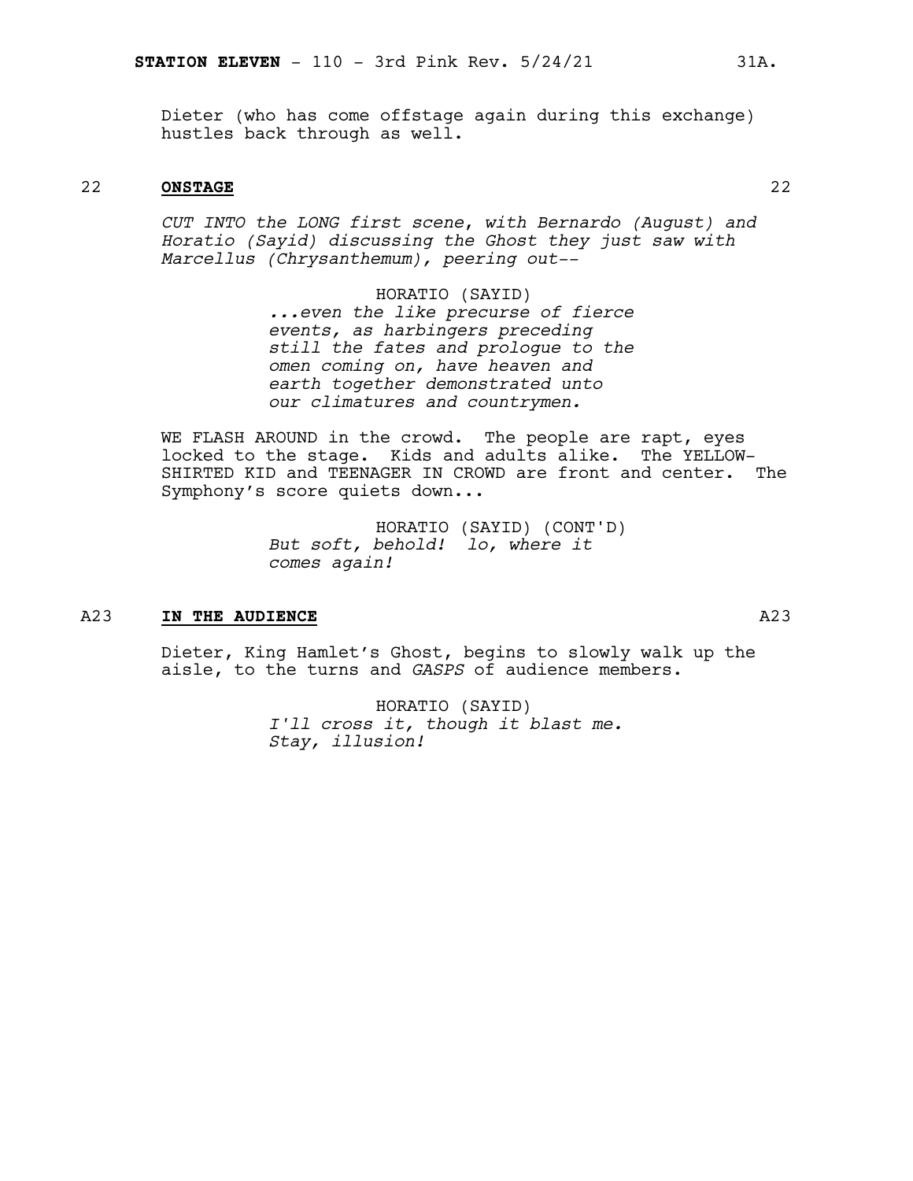Dieter (who has come offstage again during this exchange) hustles back through as well.

22 **ONSTAGE** 22

*CUT INTO the LONG first scene, with Bernardo (August) and Horatio (Sayid) discussing the Ghost they just saw with Marcellus (Chrysanthemum), peering out--*

HORATIO (SAYID)
*...even the like precurse of fierce events, as harbingers preceding still the fates and prologue to the omen coming on, have heaven and earth together demonstrated unto our climatures and countrymen.*

WE FLASH AROUND in the crowd. The people are rapt, eyes locked to the stage. Kids and adults alike. The YELLOW-SHIRTED KID and TEENAGER IN CROWD are front and center. The Symphony's score quiets down...

HORATIO (SAYID) (CONT'D)
*But soft, behold! lo, where it comes again!*

A23 **IN THE AUDIENCE** A23

Dieter, King Hamlet's Ghost, begins to slowly walk up the aisle, to the turns and *GASPS* of audience members.

HORATIO (SAYID)
*I'll cross it, though it blast me. Stay, illusion!*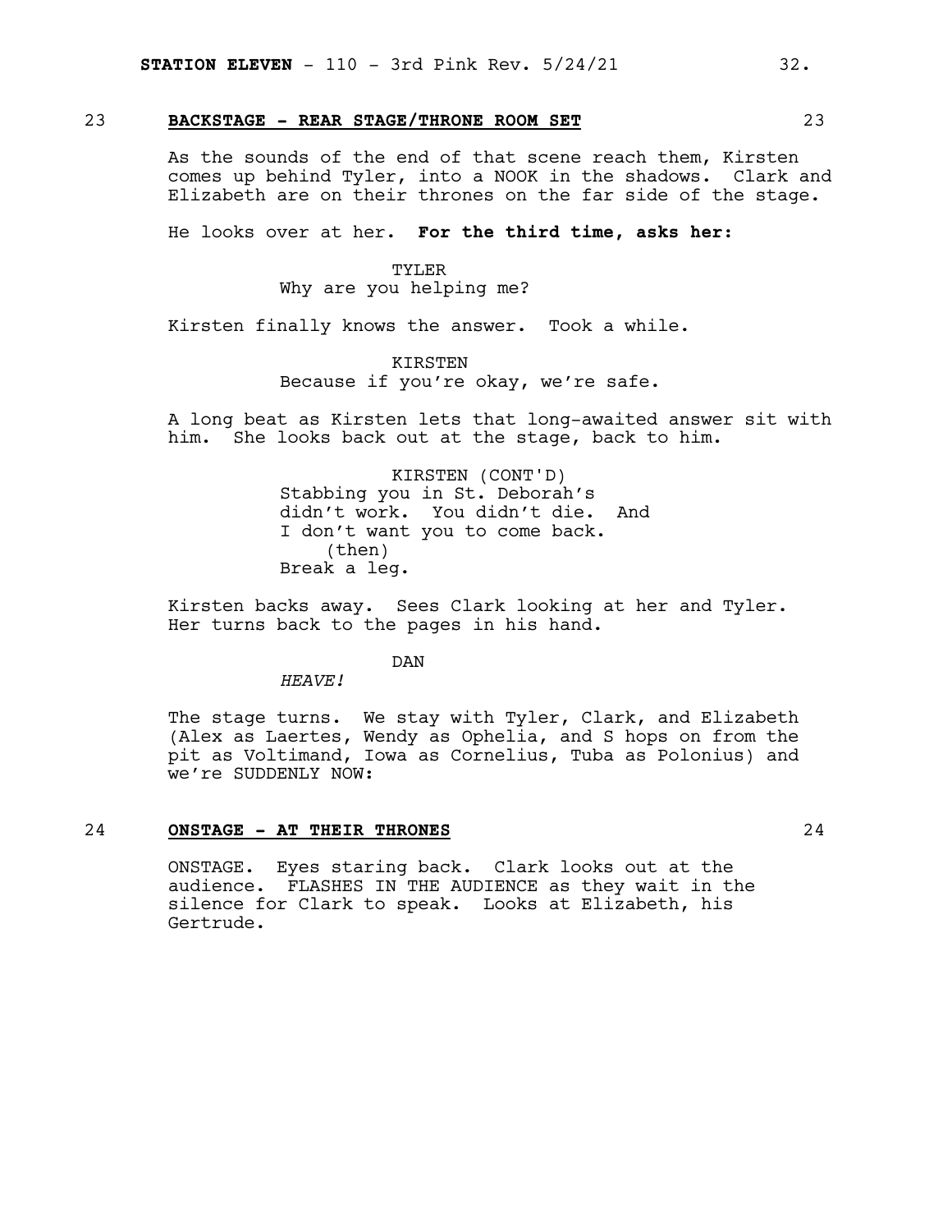23 **BACKSTAGE - REAR STAGE/THRONE ROOM SET** 23

As the sounds of the end of that scene reach them, Kirsten comes up behind Tyler, into a NOOK in the shadows. Clark and Elizabeth are on their thrones on the far side of the stage.

He looks over at her. **For the third time, asks her:**

TYLER
Why are you helping me?

Kirsten finally knows the answer. Took a while.

KIRSTEN
Because if you're okay, we're safe.

A long beat as Kirsten lets that long-awaited answer sit with him. She looks back out at the stage, back to him.

KIRSTEN (CONT'D)
Stabbing you in St. Deborah's didn't work. You didn't die. And I don't want you to come back.
(then)
Break a leg.

Kirsten backs away. Sees Clark looking at her and Tyler. Her turns back to the pages in his hand.

DAN
*HEAVE!*

The stage turns. We stay with Tyler, Clark, and Elizabeth (Alex as Laertes, Wendy as Ophelia, and S hops on from the pit as Voltimand, Iowa as Cornelius, Tuba as Polonius) and we're SUDDENLY NOW:

24 **ONSTAGE - AT THEIR THRONES** 24

ONSTAGE. Eyes staring back. Clark looks out at the audience. FLASHES IN THE AUDIENCE as they wait in the silence for Clark to speak. Looks at Elizabeth, his Gertrude.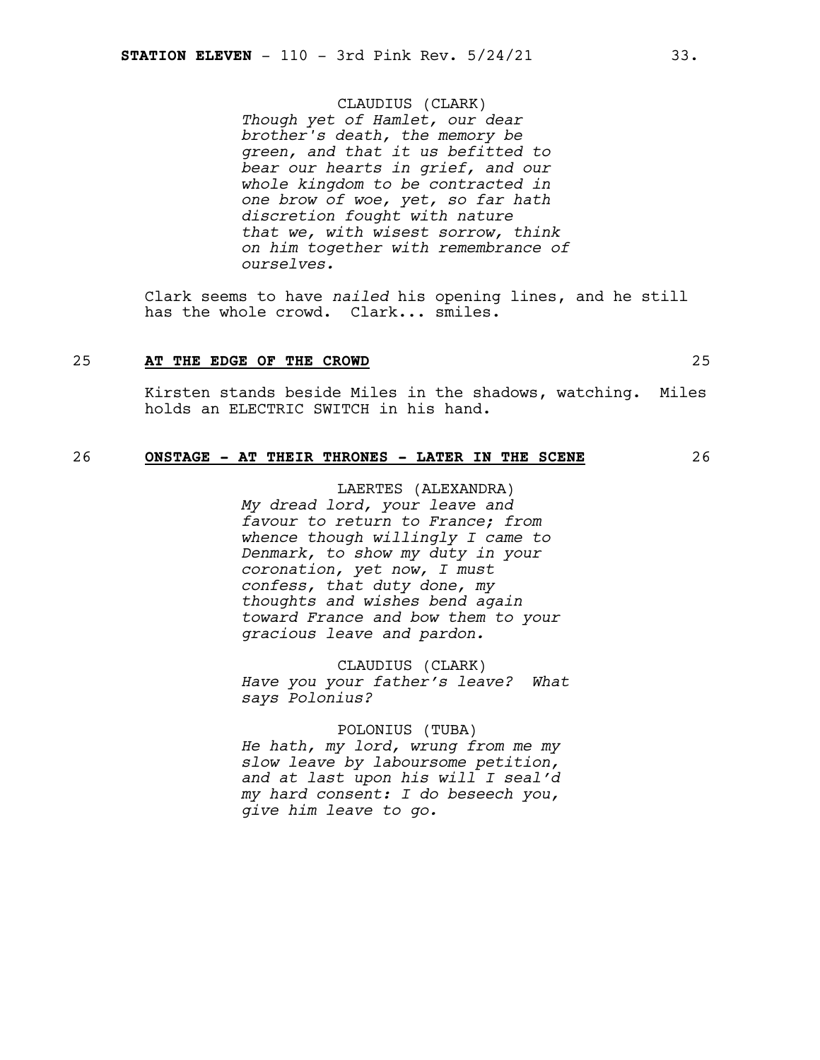CLAUDIUS (CLARK)
*Though yet of Hamlet, our dear brother's death, the memory be green, and that it us befitted to bear our hearts in grief, and our whole kingdom to be contracted in one brow of woe, yet, so far hath discretion fought with nature that we, with wisest sorrow, think on him together with remembrance of ourselves.*

Clark seems to have *nailed* his opening lines, and he still has the whole crowd. Clark... smiles.

25 **AT THE EDGE OF THE CROWD** 25

Kirsten stands beside Miles in the shadows, watching. Miles holds an ELECTRIC SWITCH in his hand.

26 **ONSTAGE - AT THEIR THRONES - LATER IN THE SCENE** 26

LAERTES (ALEXANDRA)
*My dread lord, your leave and favour to return to France; from whence though willingly I came to Denmark, to show my duty in your coronation, yet now, I must confess, that duty done, my thoughts and wishes bend again toward France and bow them to your gracious leave and pardon.*

CLAUDIUS (CLARK)
*Have you your father's leave? What says Polonius?*

POLONIUS (TUBA)
*He hath, my lord, wrung from me my slow leave by laboursome petition, and at last upon his will I seal'd my hard consent: I do beseech you, give him leave to go.*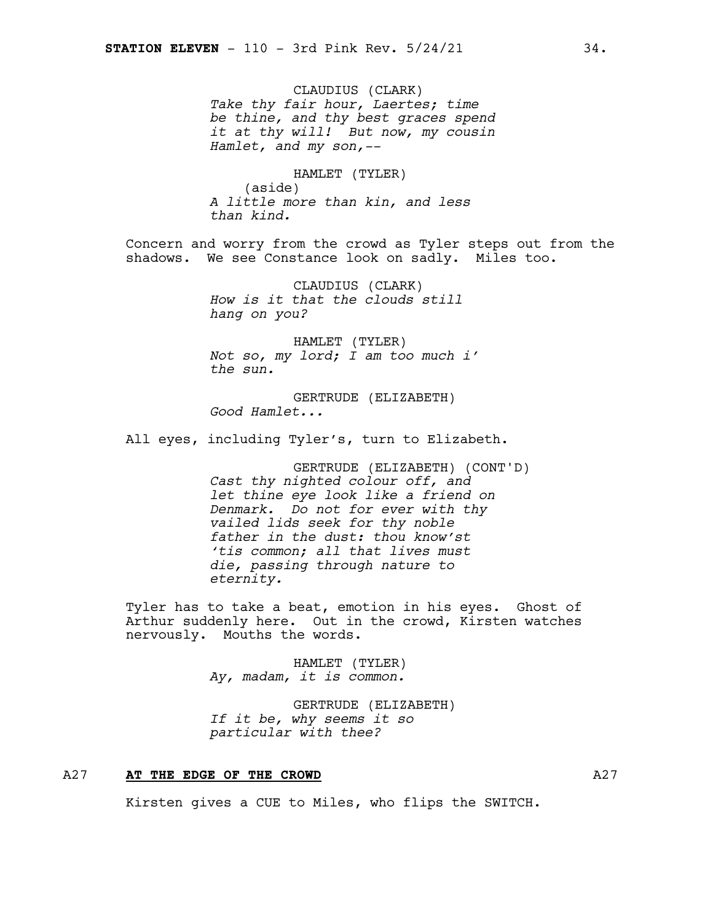CLAUDIUS (CLARK)
*Take thy fair hour, Laertes; time be thine, and thy best graces spend it at thy will! But now, my cousin Hamlet, and my son,--*

HAMLET (TYLER)
(aside)
*A little more than kin, and less than kind.*

Concern and worry from the crowd as Tyler steps out from the shadows. We see Constance look on sadly. Miles too.

CLAUDIUS (CLARK)
*How is it that the clouds still hang on you?*

HAMLET (TYLER)
*Not so, my lord; I am too much i' the sun.*

GERTRUDE (ELIZABETH)
*Good Hamlet...*

All eyes, including Tyler's, turn to Elizabeth.

GERTRUDE (ELIZABETH) (CONT'D)
*Cast thy nighted colour off, and let thine eye look like a friend on Denmark. Do not for ever with thy vailed lids seek for thy noble father in the dust: thou know'st 'tis common; all that lives must die, passing through nature to eternity.*

Tyler has to take a beat, emotion in his eyes. Ghost of Arthur suddenly here. Out in the crowd, Kirsten watches nervously. Mouths the words.

HAMLET (TYLER)
*Ay, madam, it is common.*

GERTRUDE (ELIZABETH)
*If it be, why seems it so particular with thee?*

A27 **AT THE EDGE OF THE CROWD** A27

Kirsten gives a CUE to Miles, who flips the SWITCH.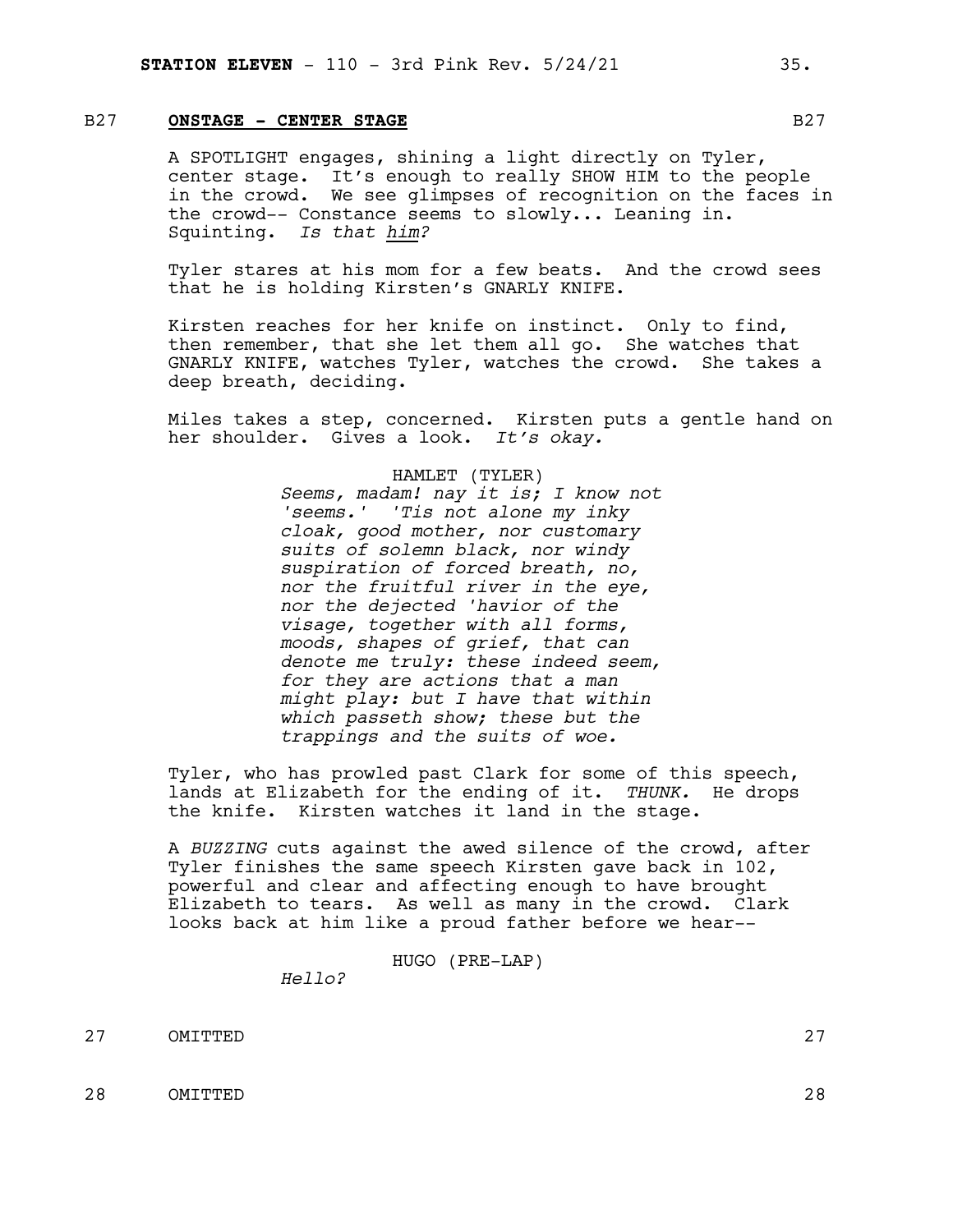B27 **ONSTAGE - CENTER STAGE** B27

A SPOTLIGHT engages, shining a light directly on Tyler, center stage. It's enough to really SHOW HIM to the people in the crowd. We see glimpses of recognition on the faces in the crowd-- Constance seems to slowly... Leaning in. Squinting. *Is that him?*

Tyler stares at his mom for a few beats. And the crowd sees that he is holding Kirsten's GNARLY KNIFE.

Kirsten reaches for her knife on instinct. Only to find, then remember, that she let them all go. She watches that GNARLY KNIFE, watches Tyler, watches the crowd. She takes a deep breath, deciding.

Miles takes a step, concerned. Kirsten puts a gentle hand on her shoulder. Gives a look. *It's okay.*

HAMLET (TYLER)
*Seems, madam! nay it is; I know not 'seems.' 'Tis not alone my inky cloak, good mother, nor customary suits of solemn black, nor windy suspiration of forced breath, no, nor the fruitful river in the eye, nor the dejected 'havior of the visage, together with all forms, moods, shapes of grief, that can denote me truly: these indeed seem, for they are actions that a man might play: but I have that within which passeth show; these but the trappings and the suits of woe.*

Tyler, who has prowled past Clark for some of this speech, lands at Elizabeth for the ending of it. *THUNK.* He drops the knife. Kirsten watches it land in the stage.

A *BUZZING* cuts against the awed silence of the crowd, after Tyler finishes the same speech Kirsten gave back in 102, powerful and clear and affecting enough to have brought Elizabeth to tears. As well as many in the crowd. Clark looks back at him like a proud father before we hear--

HUGO (PRE-LAP)
*Hello?*

27 OMITTED 27

28 OMITTED 28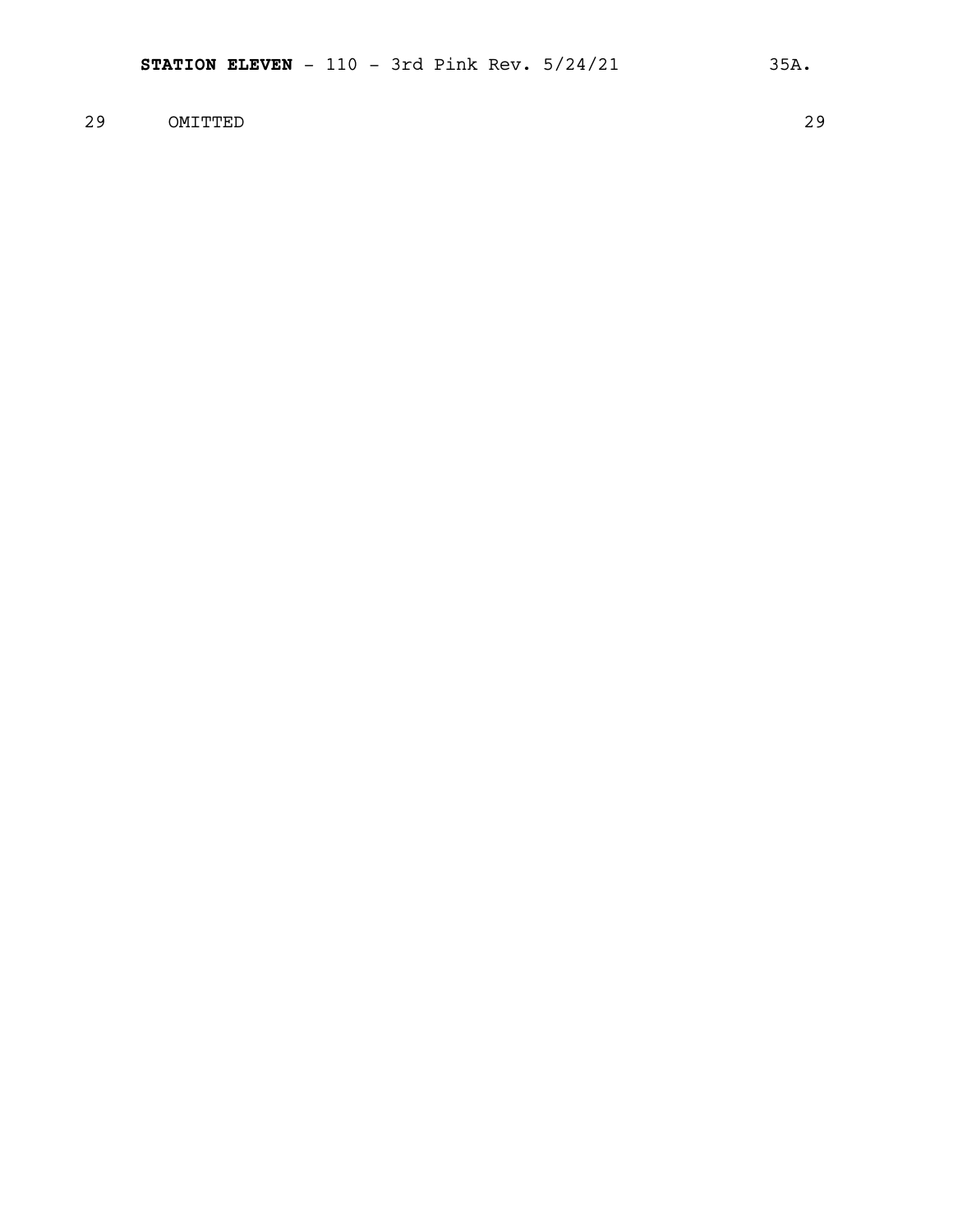29 OMITTED 29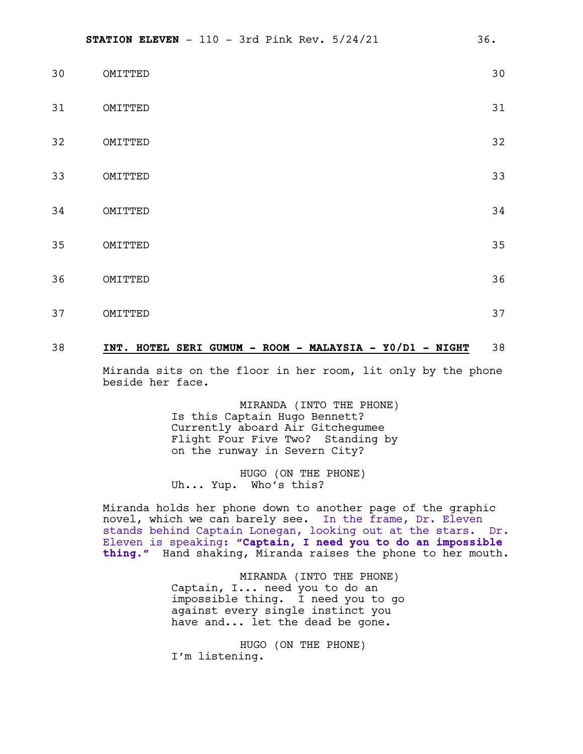30 OMITTED 30

31 OMITTED 31

32 OMITTED 32

33 OMITTED 33

34 OMITTED 34

35 OMITTED 35

36 OMITTED 36

37 OMITTED 37

38 **INT. HOTEL SERI GUMUM - ROOM - MALAYSIA - Y0/D1 - NIGHT** 38

Miranda sits on the floor in her room, lit only by the phone beside her face.

MIRANDA (INTO THE PHONE)
Is this Captain Hugo Bennett? Currently aboard Air Gitchegumee Flight Four Five Two? Standing by on the runway in Severn City?

HUGO (ON THE PHONE)
Uh... Yup. Who's this?

Miranda holds her phone down to another page of the graphic novel, which we can barely see. In the frame, Dr. Eleven stands behind Captain Lonegan, looking out at the stars. Dr. Eleven is speaking: **"Captain, I need you to do an impossible thing."** Hand shaking, Miranda raises the phone to her mouth.

MIRANDA (INTO THE PHONE)
Captain, I... need you to do an impossible thing. I need you to go against every single instinct you have and... let the dead be gone.

HUGO (ON THE PHONE)
I'm listening.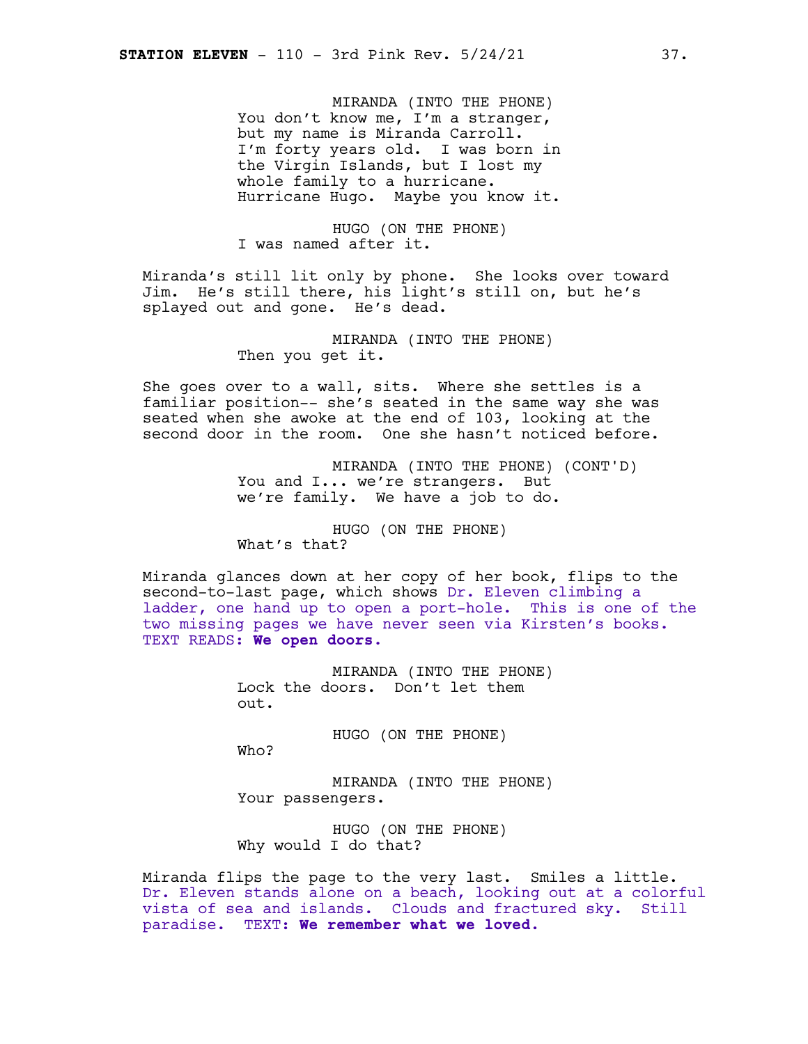MIRANDA (INTO THE PHONE)
You don't know me, I'm a stranger, but my name is Miranda Carroll. I'm forty years old. I was born in the Virgin Islands, but I lost my whole family to a hurricane. Hurricane Hugo. Maybe you know it.

HUGO (ON THE PHONE)
I was named after it.

Miranda's still lit only by phone. She looks over toward Jim. He's still there, his light's still on, but he's splayed out and gone. He's dead.

MIRANDA (INTO THE PHONE)
Then you get it.

She goes over to a wall, sits. Where she settles is a familiar position-- she's seated in the same way she was seated when she awoke at the end of 103, looking at the second door in the room. One she hasn't noticed before.

MIRANDA (INTO THE PHONE) (CONT'D)
You and I... we're strangers. But we're family. We have a job to do.

HUGO (ON THE PHONE)
What's that?

Miranda glances down at her copy of her book, flips to the second-to-last page, which shows Dr. Eleven climbing a ladder, one hand up to open a port-hole. This is one of the two missing pages we have never seen via Kirsten's books. TEXT READS: **We open doors.**

MIRANDA (INTO THE PHONE)
Lock the doors. Don't let them out.

HUGO (ON THE PHONE)
Who?

MIRANDA (INTO THE PHONE)
Your passengers.

HUGO (ON THE PHONE)
Why would I do that?

Miranda flips the page to the very last. Smiles a little. Dr. Eleven stands alone on a beach, looking out at a colorful vista of sea and islands. Clouds and fractured sky. Still paradise. TEXT: **We remember what we loved.**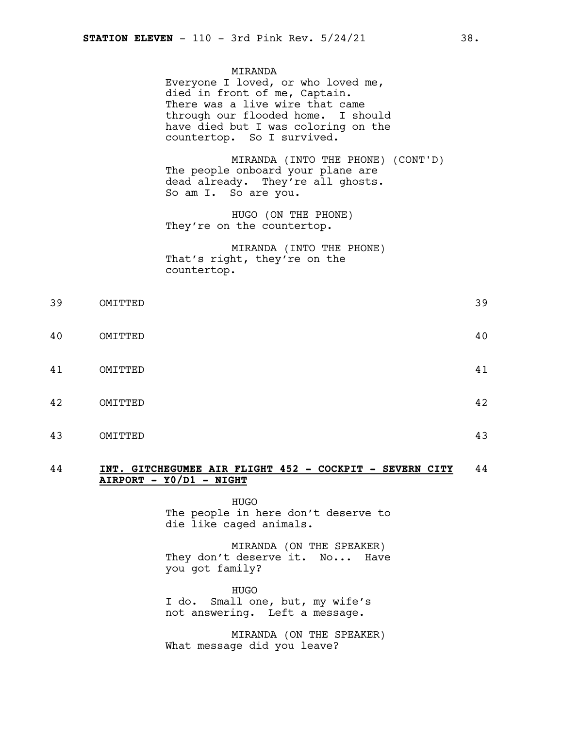MIRANDA

Everyone I loved, or who loved me, died in front of me, Captain. There was a live wire that came through our flooded home. I should have died but I was coloring on the countertop. So I survived.

MIRANDA (INTO THE PHONE) (CONT'D)

The people onboard your plane are dead already. They're all ghosts. So am I. So are you.

HUGO (ON THE PHONE)

They're on the countertop.

MIRANDA (INTO THE PHONE)

That's right, they're on the countertop.

39 OMITTED 39

40 OMITTED 40

41 OMITTED 41

42 OMITTED 42

43 OMITTED 43

44 **INT. GITCHEGUMEE AIR FLIGHT 452 - COCKPIT - SEVERN CITY AIRPORT - Y0/D1 - NIGHT** 44

HUGO

The people in here don't deserve to die like caged animals.

MIRANDA (ON THE SPEAKER)

They don't deserve it. No... Have you got family?

HUGO

I do. Small one, but, my wife's not answering. Left a message.

MIRANDA (ON THE SPEAKER)

What message did you leave?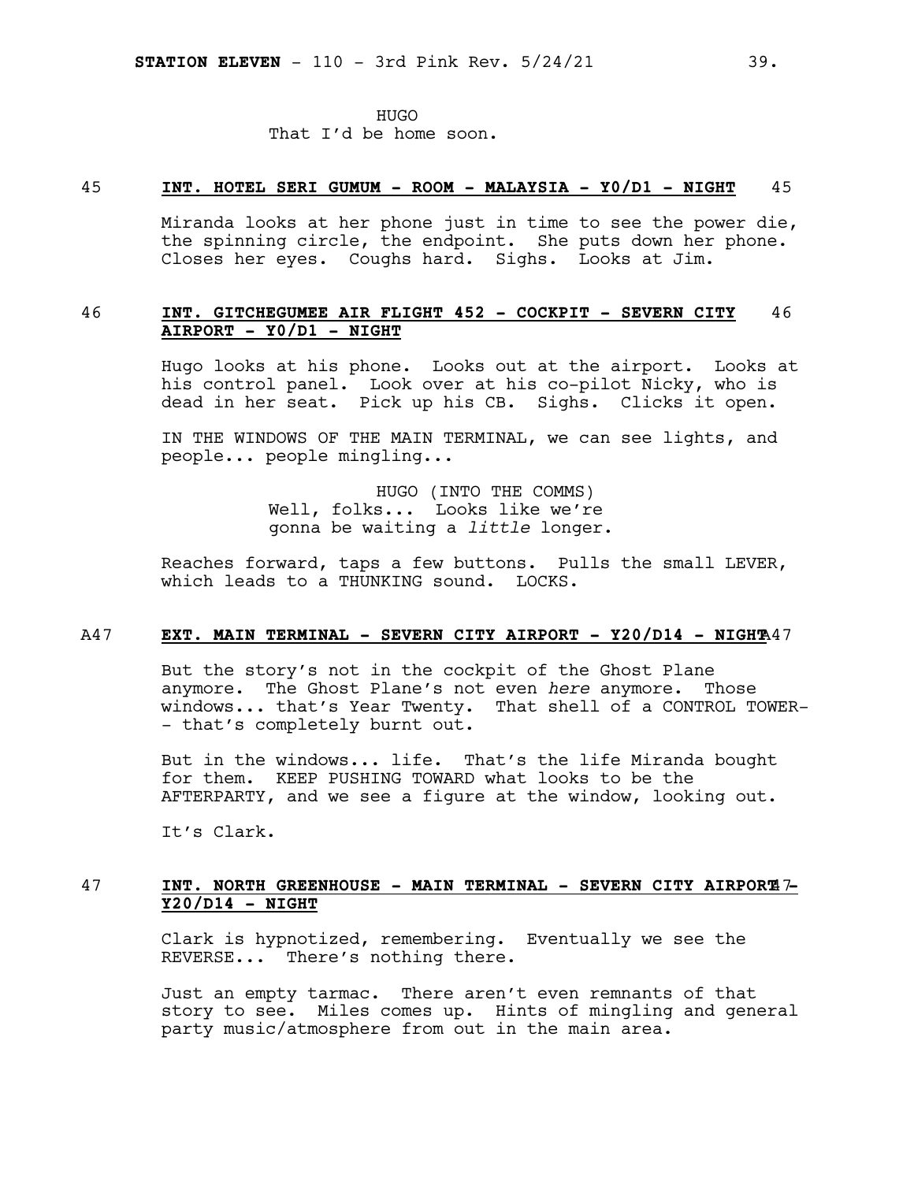HUGO
That I'd be home soon.

45 **INT. HOTEL SERI GUMUM - ROOM - MALAYSIA - Y0/D1 - NIGHT** 45

Miranda looks at her phone just in time to see the power die, the spinning circle, the endpoint. She puts down her phone. Closes her eyes. Coughs hard. Sighs. Looks at Jim.

46 **INT. GITCHEGUMEE AIR FLIGHT 452 - COCKPIT - SEVERN CITY AIRPORT - Y0/D1 - NIGHT** 46

Hugo looks at his phone. Looks out at the airport. Looks at his control panel. Look over at his co-pilot Nicky, who is dead in her seat. Pick up his CB. Sighs. Clicks it open.

IN THE WINDOWS OF THE MAIN TERMINAL, we can see lights, and people... people mingling...

HUGO (INTO THE COMMS)
Well, folks... Looks like we're gonna be waiting a *little* longer.

Reaches forward, taps a few buttons. Pulls the small LEVER, which leads to a THUNKING sound. LOCKS.

A47 **EXT. MAIN TERMINAL - SEVERN CITY AIRPORT - Y20/D14 - NIGHT** A47

But the story's not in the cockpit of the Ghost Plane anymore. The Ghost Plane's not even *here* anymore. Those windows... that's Year Twenty. That shell of a CONTROL TOWER-- that's completely burnt out.

But in the windows... life. That's the life Miranda bought for them. KEEP PUSHING TOWARD what looks to be the AFTERPARTY, and we see a figure at the window, looking out.

It's Clark.

47 **INT. NORTH GREENHOUSE - MAIN TERMINAL - SEVERN CITY AIRPORT - Y20/D14 - NIGHT** 47

Clark is hypnotized, remembering. Eventually we see the REVERSE... There's nothing there.

Just an empty tarmac. There aren't even remnants of that story to see. Miles comes up. Hints of mingling and general party music/atmosphere from out in the main area.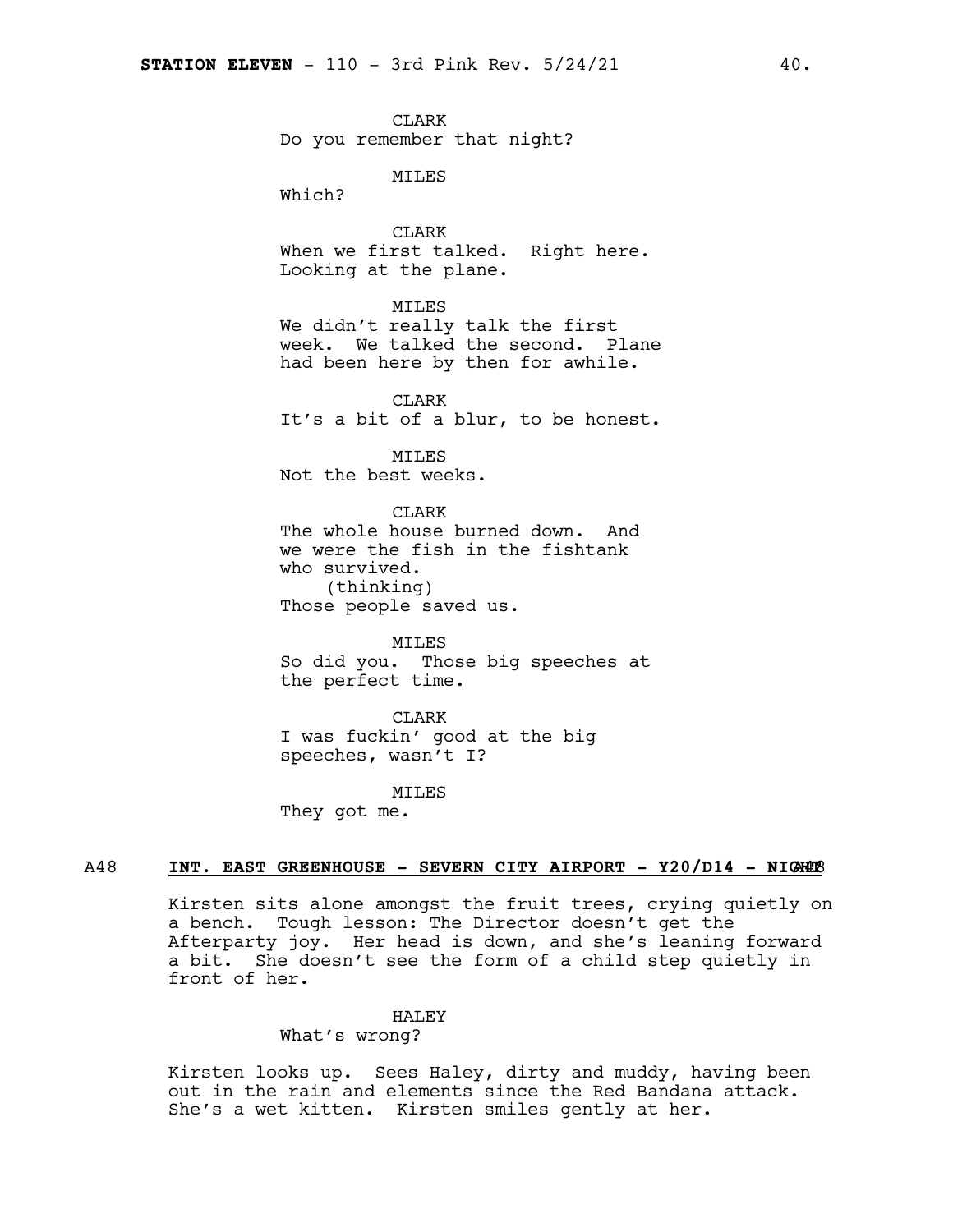CLARK
Do you remember that night?

MILES
Which?

CLARK
When we first talked. Right here. Looking at the plane.

MILES
We didn't really talk the first week. We talked the second. Plane had been here by then for awhile.

CLARK
It's a bit of a blur, to be honest.

MILES
Not the best weeks.

CLARK
The whole house burned down. And we were the fish in the fishtank who survived.
(thinking)
Those people saved us.

MILES
So did you. Those big speeches at the perfect time.

CLARK
I was fuckin' good at the big speeches, wasn't I?

MILES
They got me.

A48 **INT. EAST GREENHOUSE - SEVERN CITY AIRPORT - Y20/D14 - NIGHT** A48

Kirsten sits alone amongst the fruit trees, crying quietly on a bench. Tough lesson: The Director doesn't get the Afterparty joy. Her head is down, and she's leaning forward a bit. She doesn't see the form of a child step quietly in front of her.

HALEY
What's wrong?

Kirsten looks up. Sees Haley, dirty and muddy, having been out in the rain and elements since the Red Bandana attack. She's a wet kitten. Kirsten smiles gently at her.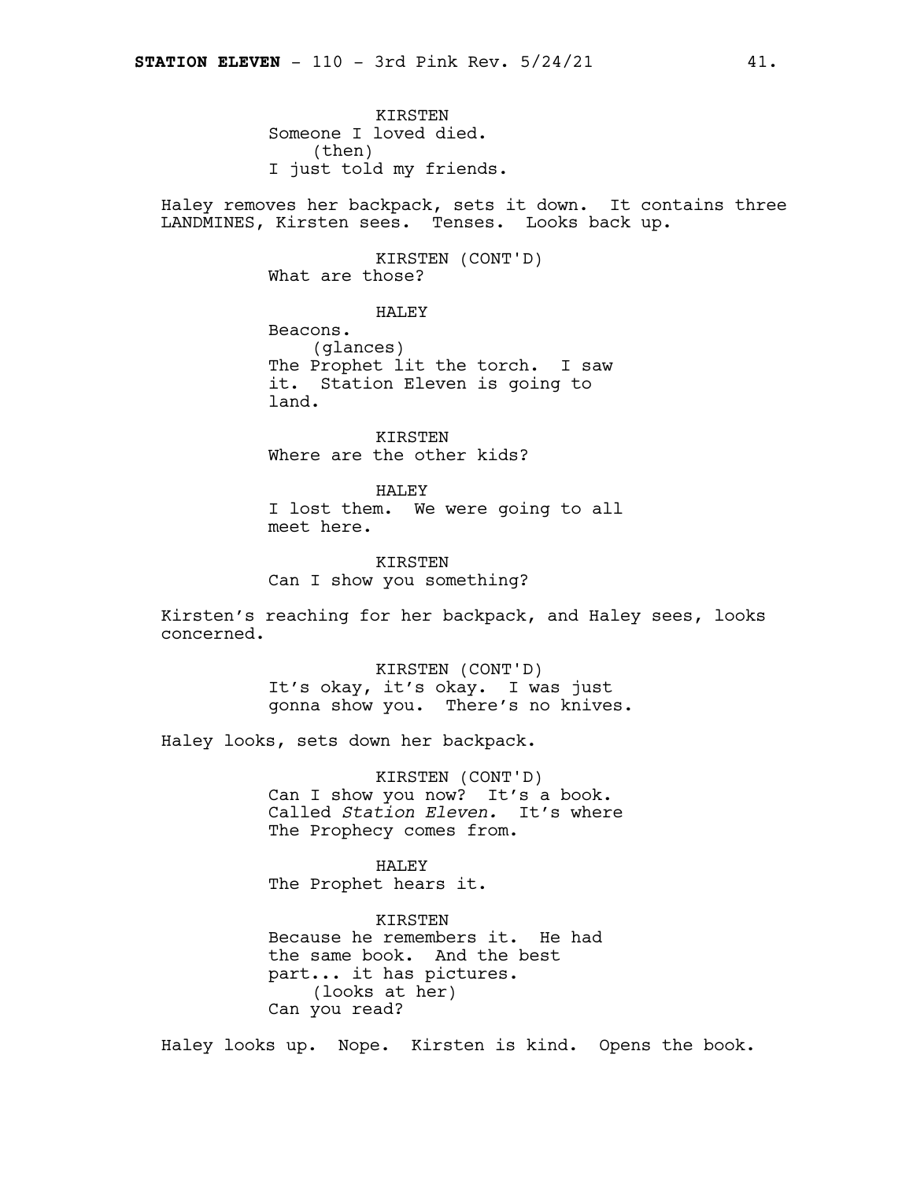KIRSTEN
Someone I loved died.
(then)
I just told my friends.

Haley removes her backpack, sets it down. It contains three LANDMINES, Kirsten sees. Tenses. Looks back up.

KIRSTEN (CONT'D)
What are those?

HALEY
Beacons.
(glances)
The Prophet lit the torch. I saw it. Station Eleven is going to land.

KIRSTEN
Where are the other kids?

HALEY
I lost them. We were going to all meet here.

KIRSTEN
Can I show you something?

Kirsten's reaching for her backpack, and Haley sees, looks concerned.

KIRSTEN (CONT'D)
It's okay, it's okay. I was just gonna show you. There's no knives.

Haley looks, sets down her backpack.

KIRSTEN (CONT'D)
Can I show you now? It's a book. Called *Station Eleven.* It's where The Prophecy comes from.

HALEY
The Prophet hears it.

KIRSTEN
Because he remembers it. He had the same book. And the best part... it has pictures.
(looks at her)
Can you read?

Haley looks up. Nope. Kirsten is kind. Opens the book.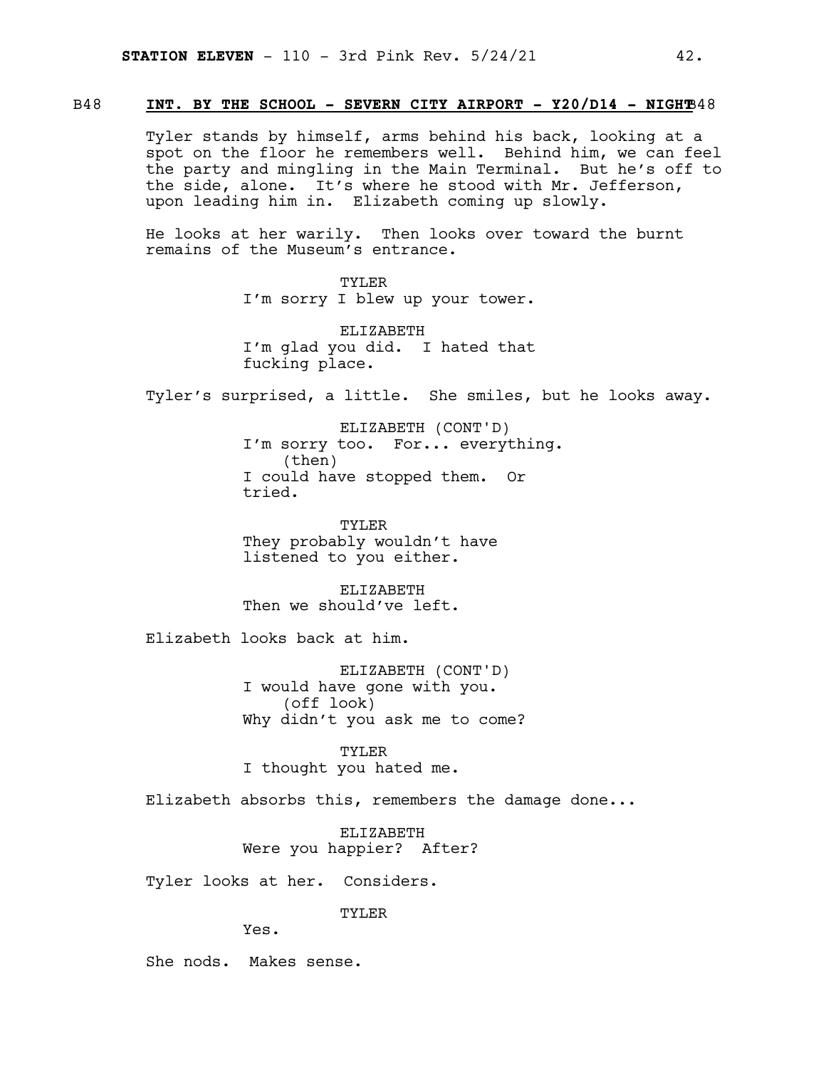B48 **INT. BY THE SCHOOL - SEVERN CITY AIRPORT - Y20/D14 - NIGHT** B48

Tyler stands by himself, arms behind his back, looking at a spot on the floor he remembers well. Behind him, we can feel the party and mingling in the Main Terminal. But he's off to the side, alone. It's where he stood with Mr. Jefferson, upon leading him in. Elizabeth coming up slowly.

He looks at her warily. Then looks over toward the burnt remains of the Museum's entrance.

TYLER
I'm sorry I blew up your tower.

ELIZABETH
I'm glad you did. I hated that fucking place.

Tyler's surprised, a little. She smiles, but he looks away.

ELIZABETH (CONT'D)
I'm sorry too. For... everything.
(then)
I could have stopped them. Or tried.

TYLER
They probably wouldn't have listened to you either.

ELIZABETH
Then we should've left.

Elizabeth looks back at him.

ELIZABETH (CONT'D)
I would have gone with you.
(off look)
Why didn't you ask me to come?

TYLER
I thought you hated me.

Elizabeth absorbs this, remembers the damage done...

ELIZABETH
Were you happier? After?

Tyler looks at her. Considers.

TYLER
Yes.

She nods. Makes sense.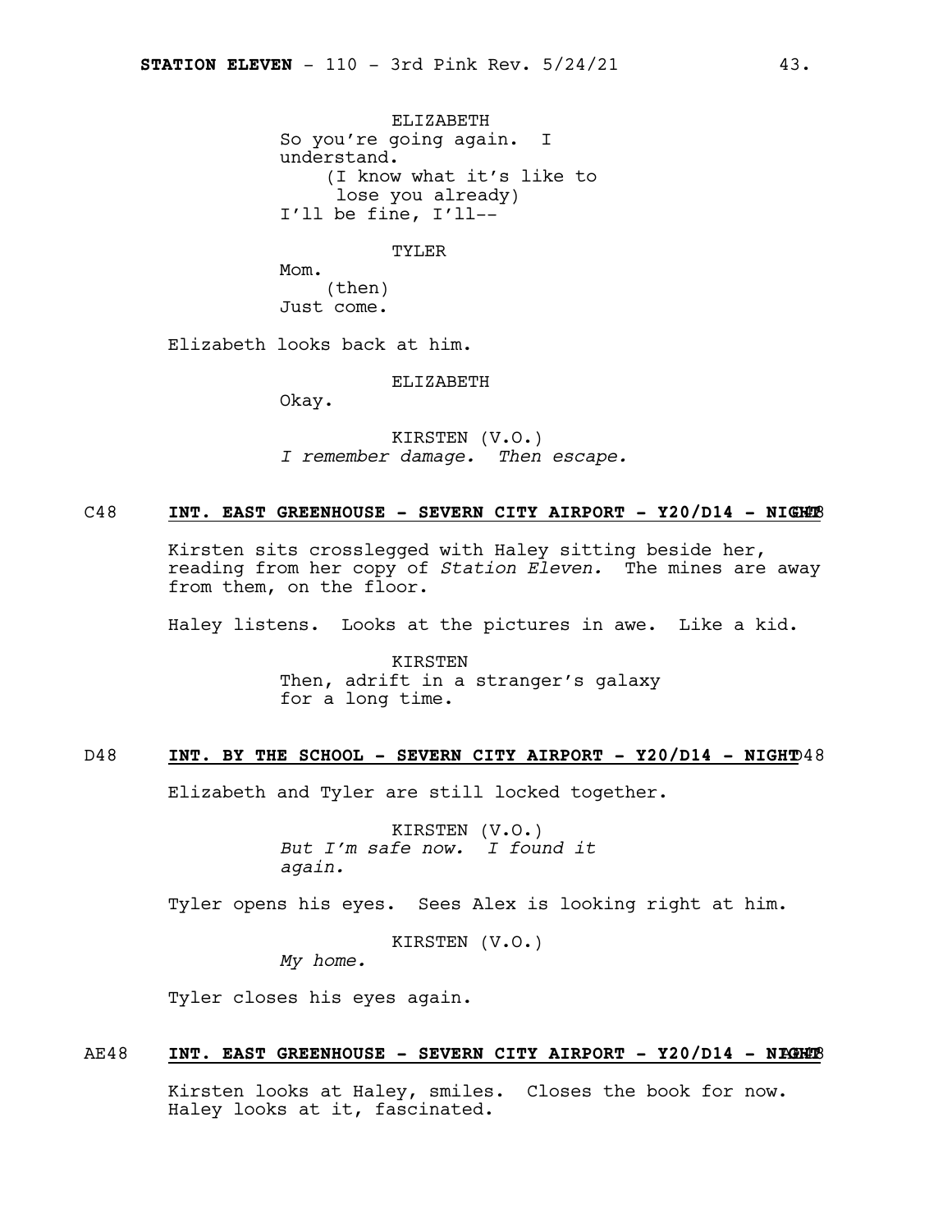ELIZABETH
So you're going again. I understand.
(I know what it's like to lose you already)
I'll be fine, I'll--

TYLER
Mom.
(then)
Just come.

Elizabeth looks back at him.

ELIZABETH
Okay.

KIRSTEN (V.O.)
*I remember damage. Then escape.*

C48 **INT. EAST GREENHOUSE - SEVERN CITY AIRPORT - Y20/D14 - NIGHT** C48

Kirsten sits crosslegged with Haley sitting beside her, reading from her copy of *Station Eleven.* The mines are away from them, on the floor.

Haley listens. Looks at the pictures in awe. Like a kid.

KIRSTEN
Then, adrift in a stranger's galaxy for a long time.

D48 **INT. BY THE SCHOOL - SEVERN CITY AIRPORT - Y20/D14 - NIGHT** D48

Elizabeth and Tyler are still locked together.

KIRSTEN (V.O.)
*But I'm safe now. I found it again.*

Tyler opens his eyes. Sees Alex is looking right at him.

KIRSTEN (V.O.)
*My home.*

Tyler closes his eyes again.

AE48 **INT. EAST GREENHOUSE - SEVERN CITY AIRPORT - Y20/D14 - NIGHT** AE48

Kirsten looks at Haley, smiles. Closes the book for now. Haley looks at it, fascinated.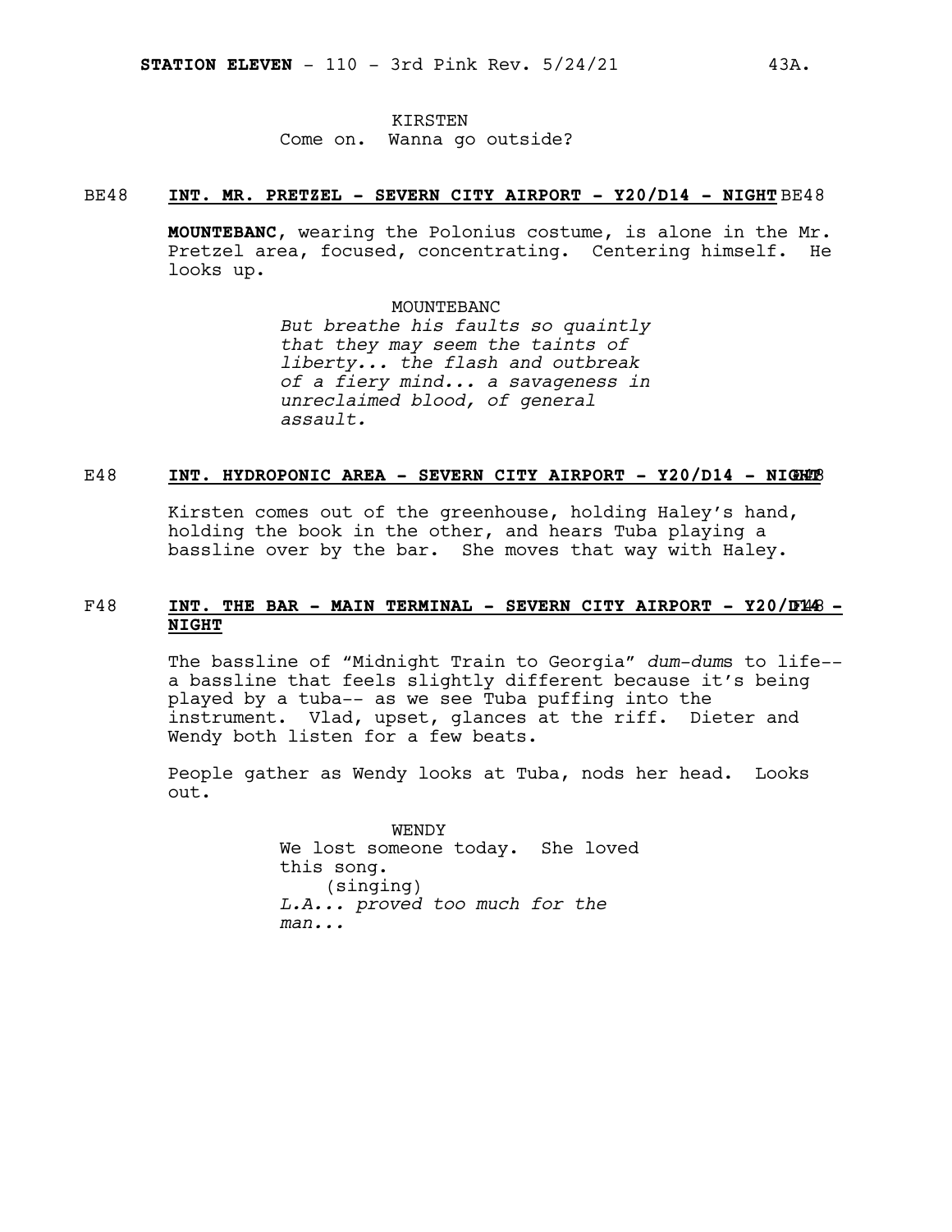KIRSTEN
Come on. Wanna go outside?

**BE48 INT. MR. PRETZEL - SEVERN CITY AIRPORT - Y20/D14 - NIGHT BE48**

**MOUNTEBANC**, wearing the Polonius costume, is alone in the Mr. Pretzel area, focused, concentrating. Centering himself. He looks up.

MOUNTEBANC
*But breathe his faults so quaintly that they may seem the taints of liberty... the flash and outbreak of a fiery mind... a savageness in unreclaimed blood, of general assault.*

**E48 INT. HYDROPONIC AREA - SEVERN CITY AIRPORT - Y20/D14 - NIGHT E48**

Kirsten comes out of the greenhouse, holding Haley's hand, holding the book in the other, and hears Tuba playing a bassline over by the bar. She moves that way with Haley.

**F48 INT. THE BAR - MAIN TERMINAL - SEVERN CITY AIRPORT - Y20/D14 - NIGHT F48**

The bassline of "Midnight Train to Georgia" *dum-dum*s to life-- a bassline that feels slightly different because it's being played by a tuba-- as we see Tuba puffing into the instrument. Vlad, upset, glances at the riff. Dieter and Wendy both listen for a few beats.

People gather as Wendy looks at Tuba, nods her head. Looks out.

WENDY
We lost someone today. She loved this song.
(singing)
*L.A... proved too much for the man...*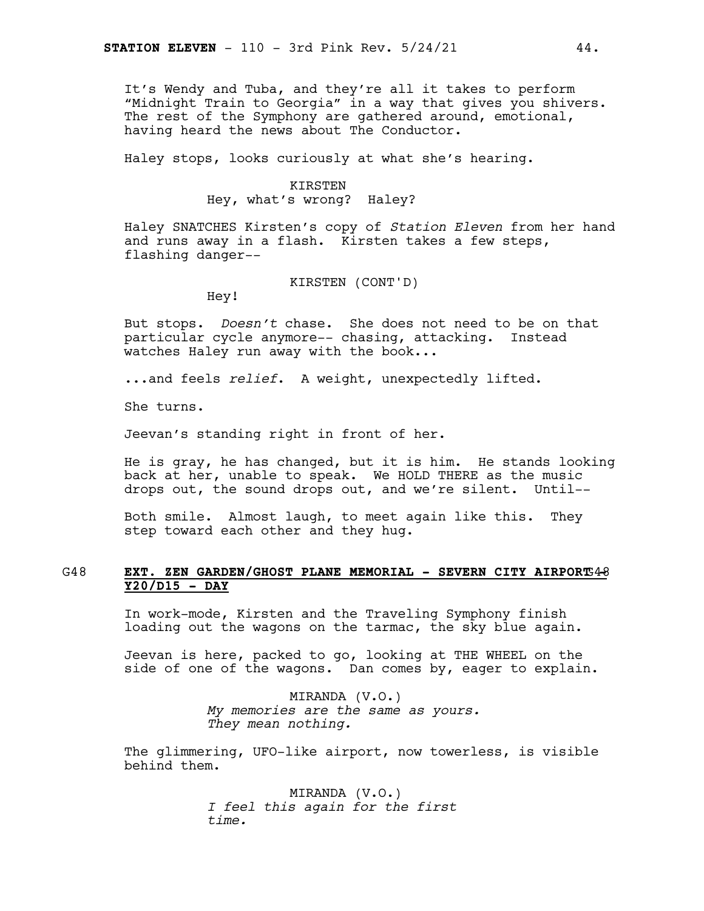It's Wendy and Tuba, and they're all it takes to perform "Midnight Train to Georgia" in a way that gives you shivers. The rest of the Symphony are gathered around, emotional, having heard the news about The Conductor.

Haley stops, looks curiously at what she's hearing.

KIRSTEN
Hey, what's wrong? Haley?

Haley SNATCHES Kirsten's copy of *Station Eleven* from her hand and runs away in a flash. Kirsten takes a few steps, flashing danger--

KIRSTEN (CONT'D)
Hey!

But stops. *Doesn't* chase. She does not need to be on that particular cycle anymore-- chasing, attacking. Instead watches Haley run away with the book...

...and feels *relief*. A weight, unexpectedly lifted.

She turns.

Jeevan's standing right in front of her.

He is gray, he has changed, but it is him. He stands looking back at her, unable to speak. We HOLD THERE as the music drops out, the sound drops out, and we're silent. Until--

Both smile. Almost laugh, to meet again like this. They step toward each other and they hug.

G48 **EXT. ZEN GARDEN/GHOST PLANE MEMORIAL - SEVERN CITY AIRPORT Y20/D15 - DAY** G48

In work-mode, Kirsten and the Traveling Symphony finish loading out the wagons on the tarmac, the sky blue again.

Jeevan is here, packed to go, looking at THE WHEEL on the side of one of the wagons. Dan comes by, eager to explain.

MIRANDA (V.O.)
*My memories are the same as yours. They mean nothing.*

The glimmering, UFO-like airport, now towerless, is visible behind them.

MIRANDA (V.O.)
*I feel this again for the first time.*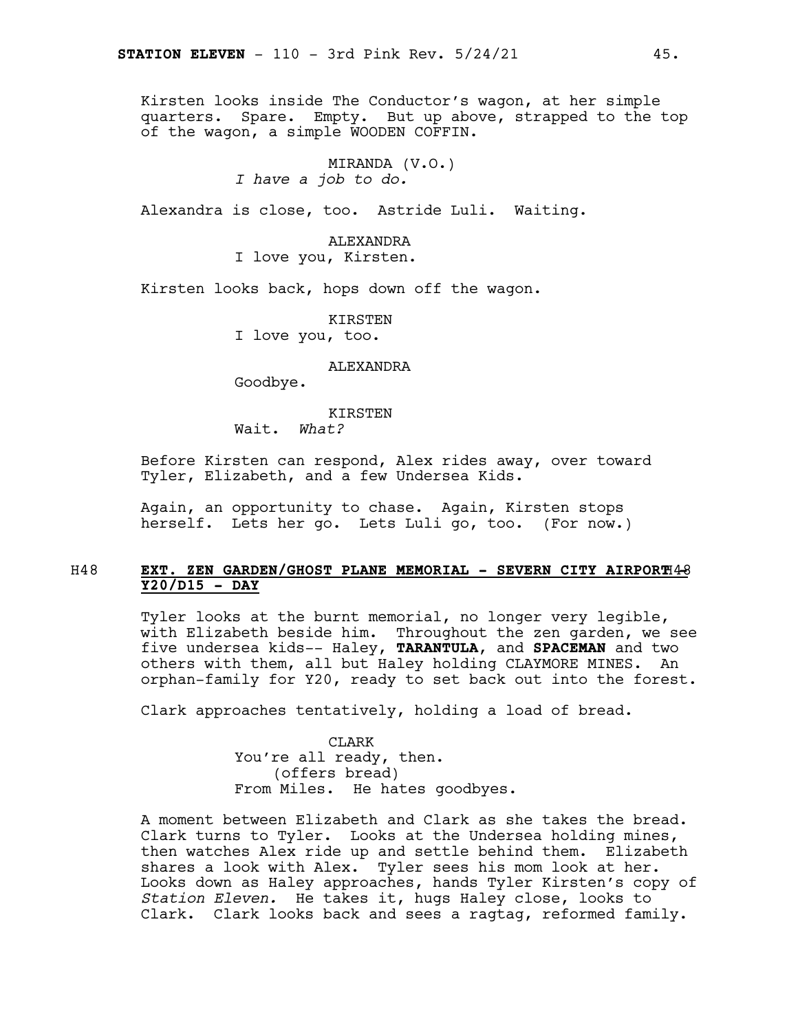Kirsten looks inside The Conductor's wagon, at her simple quarters. Spare. Empty. But up above, strapped to the top of the wagon, a simple WOODEN COFFIN.

MIRANDA (V.O.)
*I have a job to do.*

Alexandra is close, too. Astride Luli. Waiting.

ALEXANDRA
I love you, Kirsten.

Kirsten looks back, hops down off the wagon.

KIRSTEN
I love you, too.

ALEXANDRA
Goodbye.

KIRSTEN
Wait. *What?*

Before Kirsten can respond, Alex rides away, over toward Tyler, Elizabeth, and a few Undersea Kids.

Again, an opportunity to chase. Again, Kirsten stops herself. Lets her go. Lets Luli go, too. (For now.)

H48 **EXT. ZEN GARDEN/GHOST PLANE MEMORIAL - SEVERN CITY AIRPORT Y20/D15 - DAY** H48

Tyler looks at the burnt memorial, no longer very legible, with Elizabeth beside him. Throughout the zen garden, we see five undersea kids-- Haley, **TARANTULA**, and **SPACEMAN** and two others with them, all but Haley holding CLAYMORE MINES. An orphan-family for Y20, ready to set back out into the forest.

Clark approaches tentatively, holding a load of bread.

CLARK
You're all ready, then.
(offers bread)
From Miles. He hates goodbyes.

A moment between Elizabeth and Clark as she takes the bread. Clark turns to Tyler. Looks at the Undersea holding mines, then watches Alex ride up and settle behind them. Elizabeth shares a look with Alex. Tyler sees his mom look at her. Looks down as Haley approaches, hands Tyler Kirsten's copy of *Station Eleven.* He takes it, hugs Haley close, looks to Clark. Clark looks back and sees a ragtag, reformed family.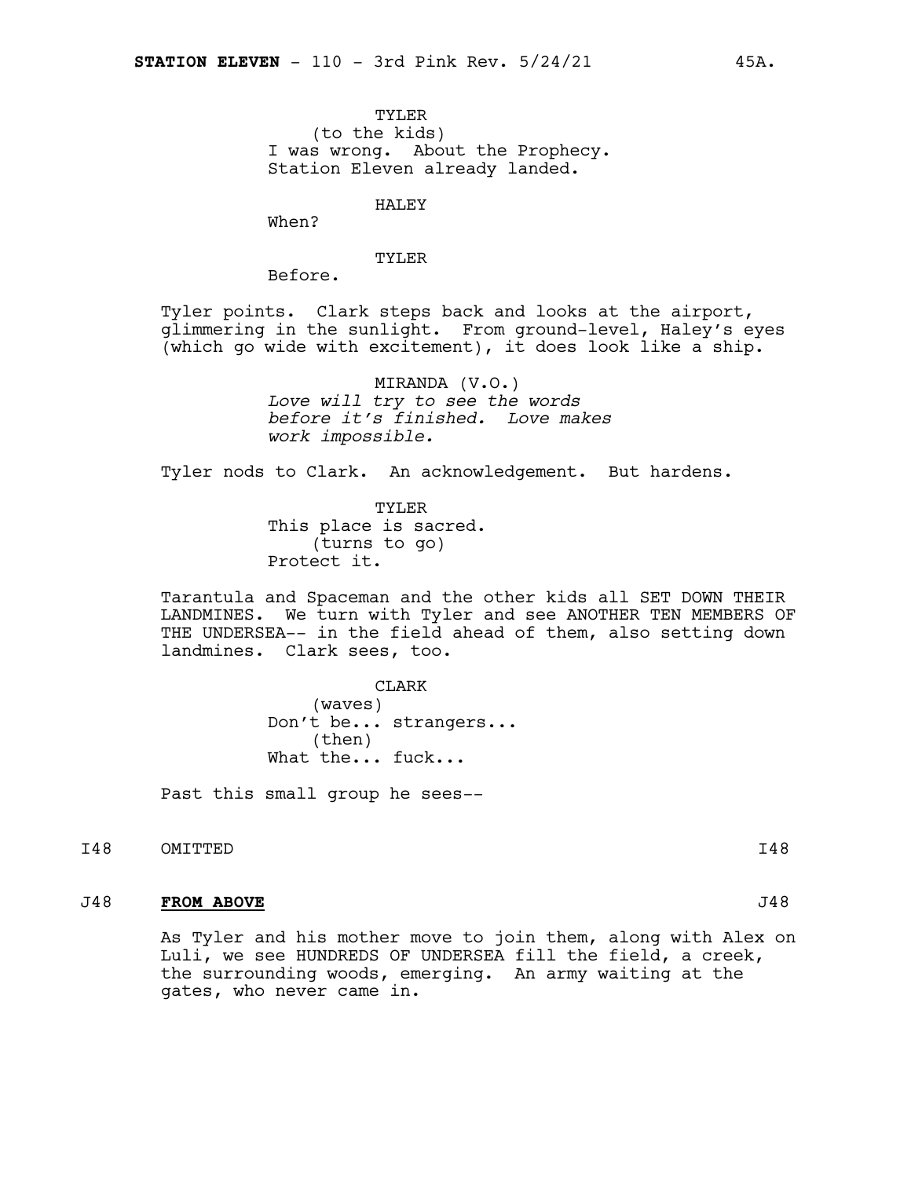TYLER
(to the kids)
I was wrong. About the Prophecy. Station Eleven already landed.

HALEY
When?

TYLER
Before.

Tyler points. Clark steps back and looks at the airport, glimmering in the sunlight. From ground-level, Haley's eyes (which go wide with excitement), it does look like a ship.

MIRANDA (V.O.)
*Love will try to see the words before it's finished. Love makes work impossible.*

Tyler nods to Clark. An acknowledgement. But hardens.

TYLER
This place is sacred.
(turns to go)
Protect it.

Tarantula and Spaceman and the other kids all SET DOWN THEIR LANDMINES. We turn with Tyler and see ANOTHER TEN MEMBERS OF THE UNDERSEA-- in the field ahead of them, also setting down landmines. Clark sees, too.

CLARK
(waves)
Don't be... strangers...
(then)
What the... fuck...

Past this small group he sees--

I48 OMITTED I48

J48 **FROM ABOVE** J48

As Tyler and his mother move to join them, along with Alex on Luli, we see HUNDREDS OF UNDERSEA fill the field, a creek, the surrounding woods, emerging. An army waiting at the gates, who never came in.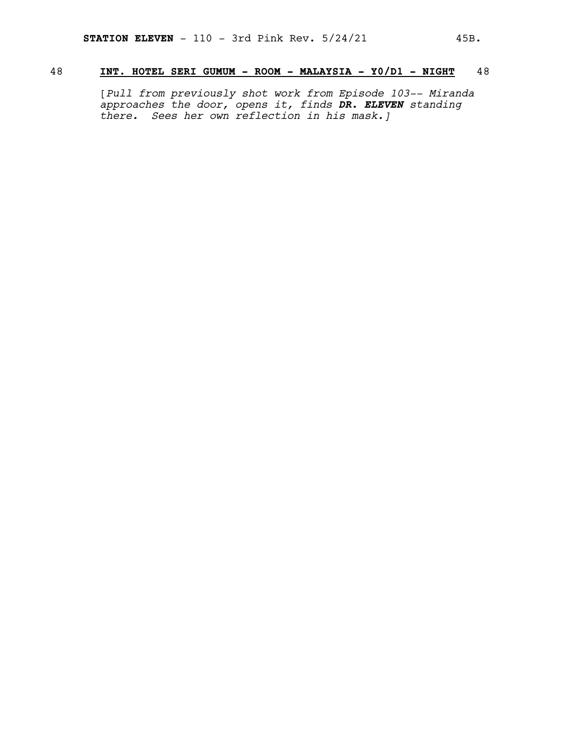48 **INT. HOTEL SERI GUMUM - ROOM - MALAYSIA - Y0/D1 - NIGHT** 48

[*Pull from previously shot work from Episode 103-- Miranda approaches the door, opens it, finds* ***DR. ELEVEN*** *standing there. Sees her own reflection in his mask.*]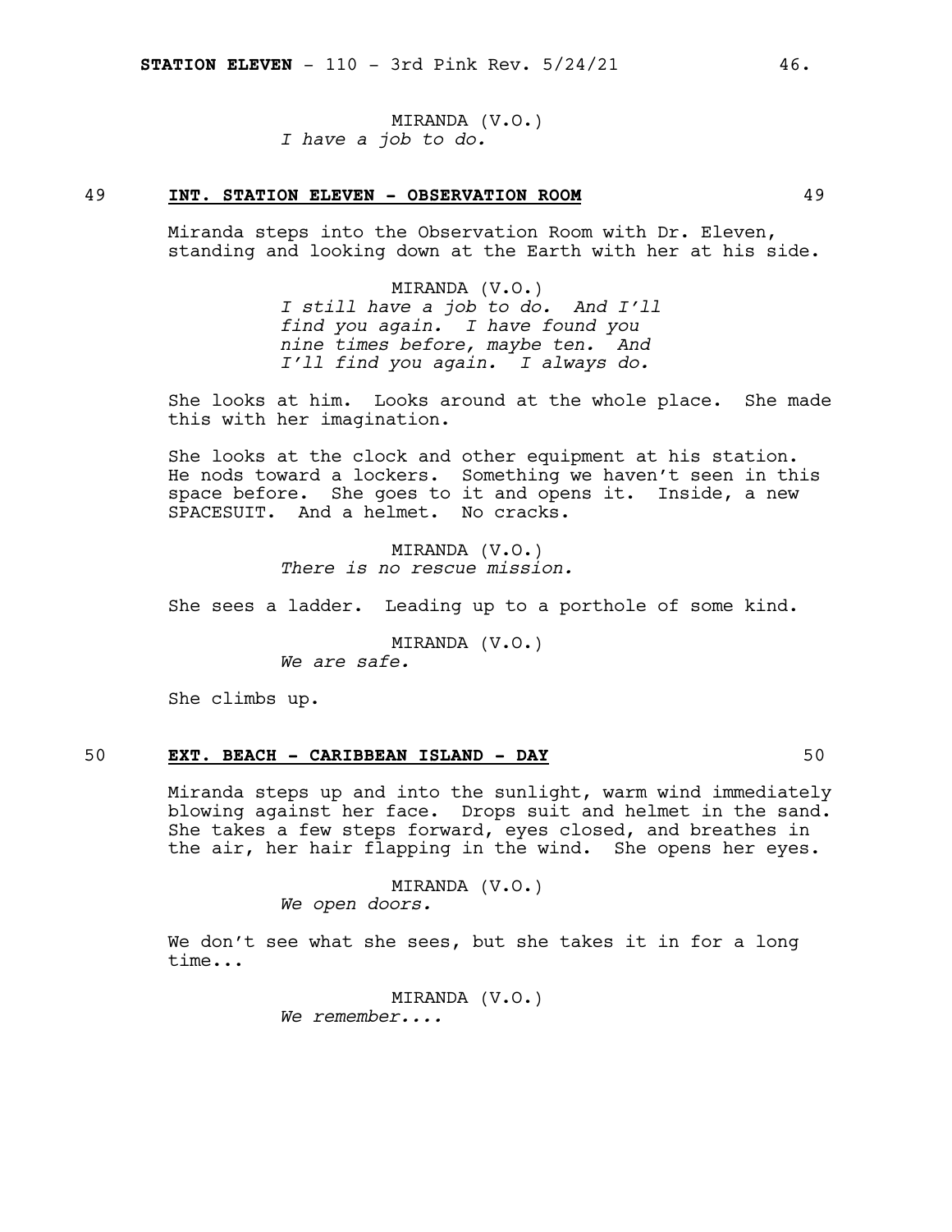MIRANDA (V.O.)
*I have a job to do.*

**49 INT. STATION ELEVEN - OBSERVATION ROOM 49**

Miranda steps into the Observation Room with Dr. Eleven, standing and looking down at the Earth with her at his side.

MIRANDA (V.O.)
*I still have a job to do. And I'll find you again. I have found you nine times before, maybe ten. And I'll find you again. I always do.*

She looks at him. Looks around at the whole place. She made this with her imagination.

She looks at the clock and other equipment at his station. He nods toward a lockers. Something we haven't seen in this space before. She goes to it and opens it. Inside, a new SPACESUIT. And a helmet. No cracks.

MIRANDA (V.O.)
*There is no rescue mission.*

She sees a ladder. Leading up to a porthole of some kind.

MIRANDA (V.O.)
*We are safe.*

She climbs up.

**50 EXT. BEACH - CARIBBEAN ISLAND - DAY 50**

Miranda steps up and into the sunlight, warm wind immediately blowing against her face. Drops suit and helmet in the sand. She takes a few steps forward, eyes closed, and breathes in the air, her hair flapping in the wind. She opens her eyes.

MIRANDA (V.O.)
*We open doors.*

We don't see what she sees, but she takes it in for a long time...

MIRANDA (V.O.)
*We remember....*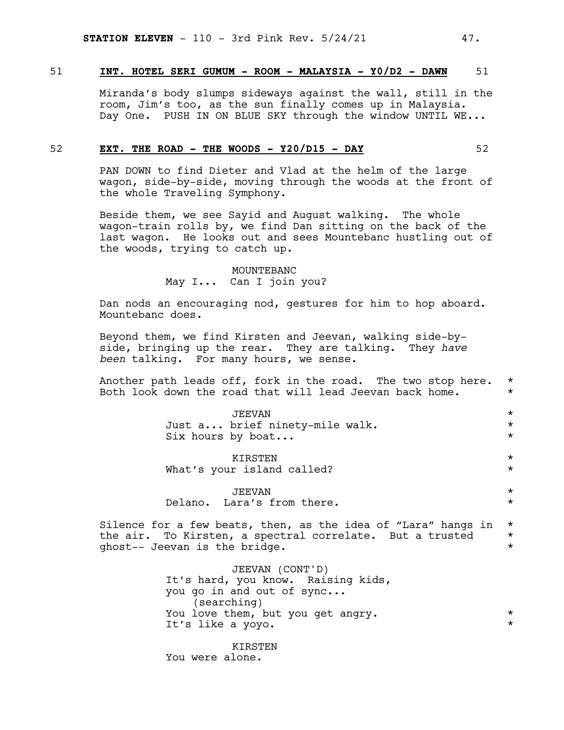51 **INT. HOTEL SERI GUMUM - ROOM - MALAYSIA - Y0/D2 - DAWN** 51

Miranda's body slumps sideways against the wall, still in the room, Jim's too, as the sun finally comes up in Malaysia. Day One. PUSH IN ON BLUE SKY through the window UNTIL WE...

52 **EXT. THE ROAD - THE WOODS - Y20/D15 - DAY** 52

PAN DOWN to find Dieter and Vlad at the helm of the large wagon, side-by-side, moving through the woods at the front of the whole Traveling Symphony.

Beside them, we see Sayid and August walking. The whole wagon-train rolls by, we find Dan sitting on the back of the last wagon. He looks out and sees Mountebanc hustling out of the woods, trying to catch up.

MOUNTEBANC
May I... Can I join you?

Dan nods an encouraging nod, gestures for him to hop aboard. Mountebanc does.

Beyond them, we find Kirsten and Jeevan, walking side-by-side, bringing up the rear. They are talking. They *have been* talking. For many hours, we sense.

Another path leads off, fork in the road. The two stop here. *
Both look down the road that will lead Jeevan back home. *

JEEVAN *
Just a... brief ninety-mile walk. *
Six hours by boat... *

KIRSTEN *
What's your island called? *

JEEVAN *
Delano. Lara's from there. *

Silence for a few beats, then, as the idea of "Lara" hangs in *
the air. To Kirsten, a spectral correlate. But a trusted *
ghost-- Jeevan is the bridge. *

JEEVAN (CONT'D)
It's hard, you know. Raising kids,
you go in and out of sync...
(searching)
You love them, but you get angry. *
It's like a yoyo. *

KIRSTEN
You were alone.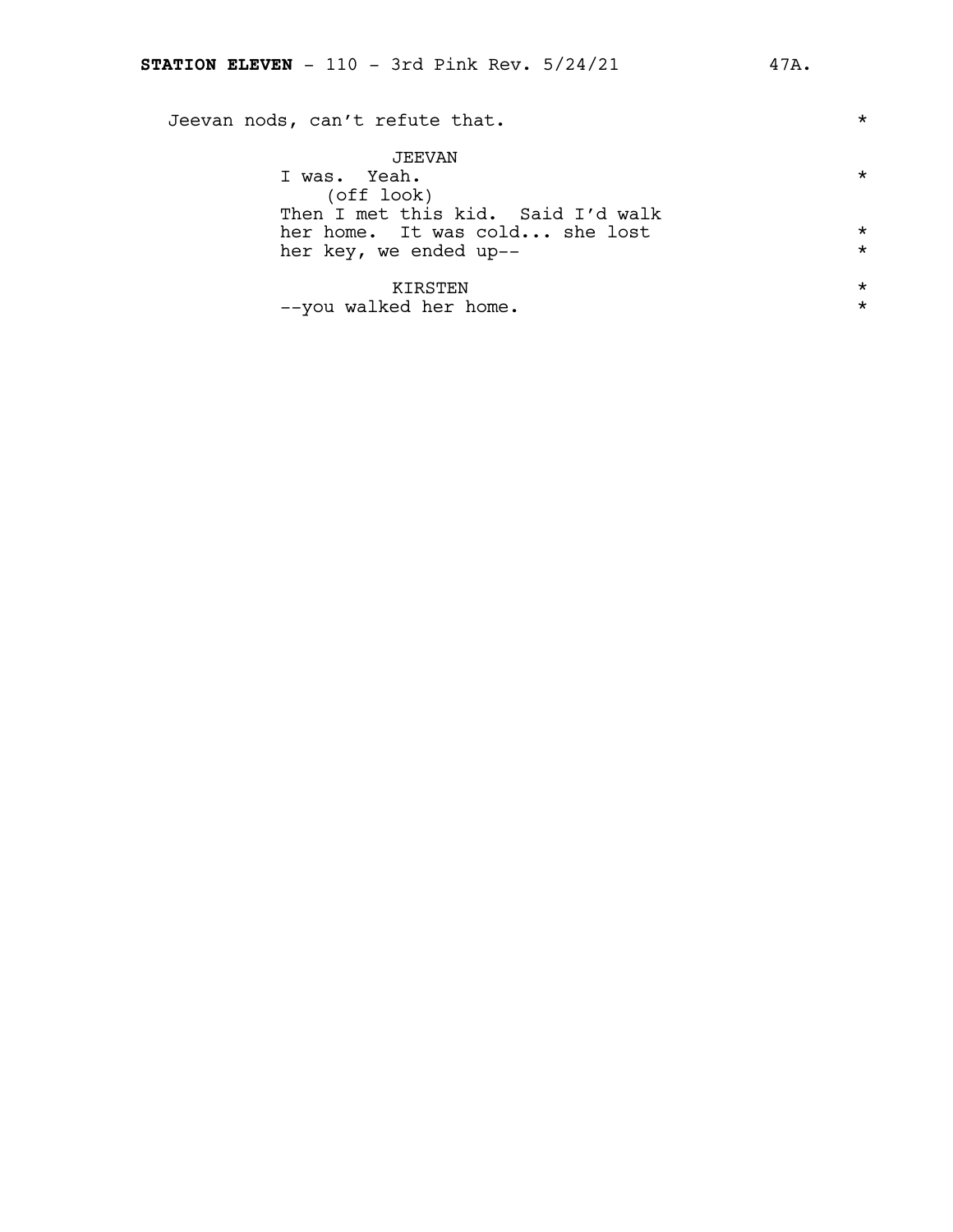Jeevan nods, can't refute that. *

JEEVAN
I was. Yeah. *
(off look)
Then I met this kid. Said I'd walk
her home. It was cold... she lost *
her key, we ended up-- *

KIRSTEN *
--you walked her home. *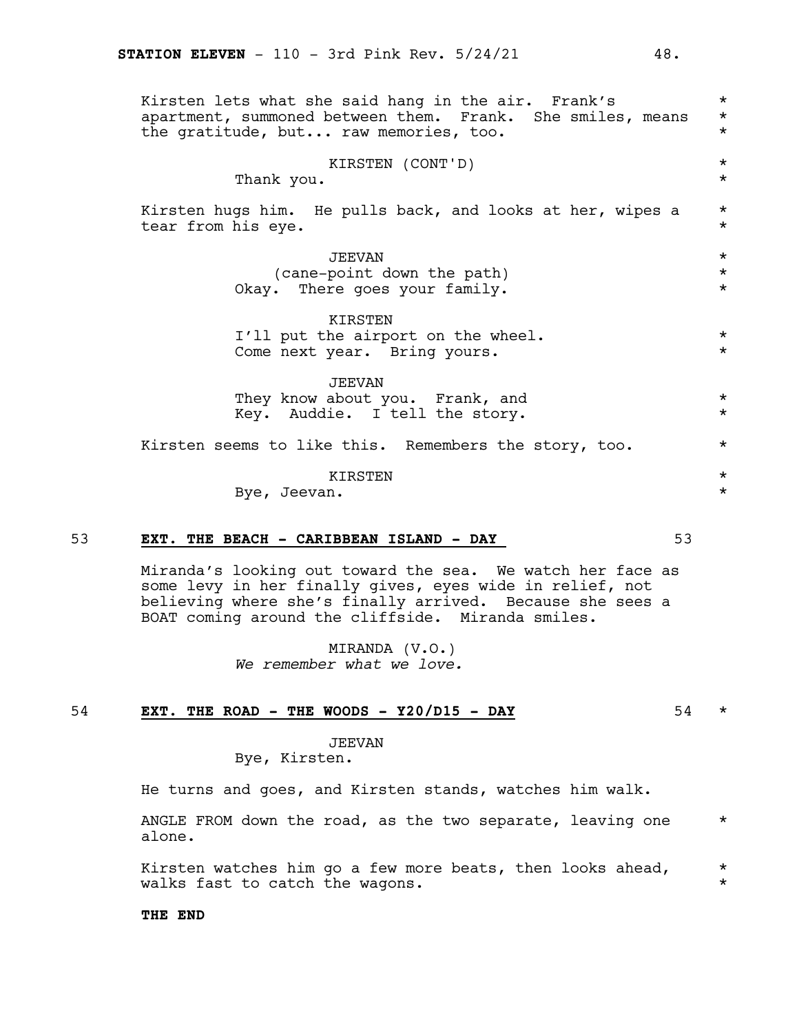Kirsten lets what she said hang in the air. Frank's apartment, summoned between them. Frank. She smiles, means the gratitude, but... raw memories, too. *

KIRSTEN (CONT'D)
Thank you. *

Kirsten hugs him. He pulls back, and looks at her, wipes a tear from his eye. *

JEEVAN
(cane-point down the path)
Okay. There goes your family. *

KIRSTEN
I'll put the airport on the wheel.
Come next year. Bring yours. *

JEEVAN
They know about you. Frank, and
Key. Auddie. I tell the story. *

Kirsten seems to like this. Remembers the story, too. *

KIRSTEN
Bye, Jeevan. *

53 **EXT. THE BEACH - CARIBBEAN ISLAND - DAY** 53

Miranda's looking out toward the sea. We watch her face as some levy in her finally gives, eyes wide in relief, not believing where she's finally arrived. Because she sees a BOAT coming around the cliffside. Miranda smiles.

MIRANDA (V.O.)
*We remember what we love.*

54 **EXT. THE ROAD - THE WOODS - Y20/D15 - DAY** 54 *

JEEVAN
Bye, Kirsten.

He turns and goes, and Kirsten stands, watches him walk.

ANGLE FROM down the road, as the two separate, leaving one alone. *

Kirsten watches him go a few more beats, then looks ahead, walks fast to catch the wagons. *

**THE END**